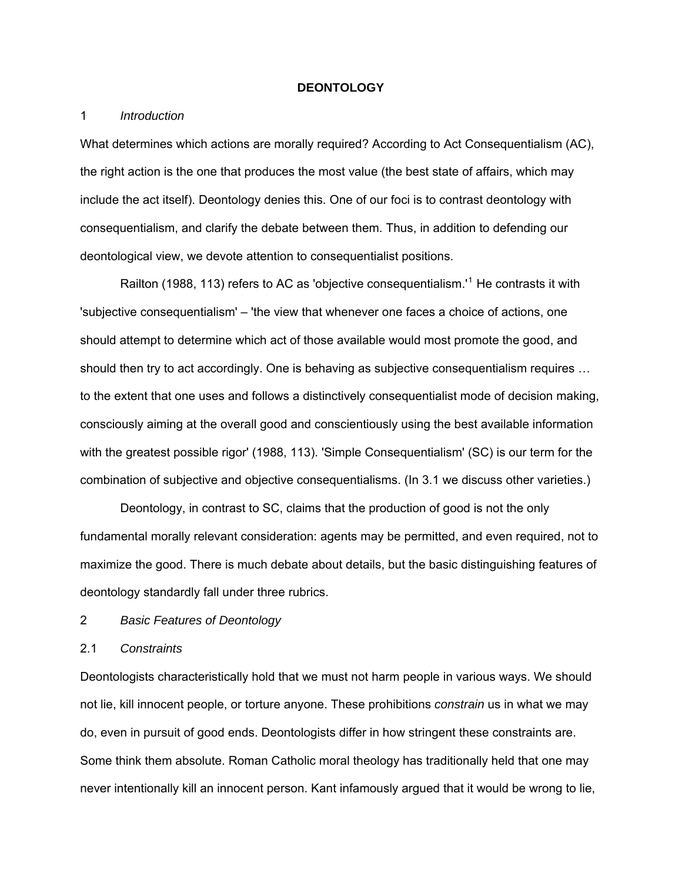# DEONTOLOGY

## 1 *Introduction*

What determines which actions are morally required? According to Act Consequentialism (AC), the right action is the one that produces the most value (the best state of affairs, which may include the act itself). Deontology denies this. One of our foci is to contrast deontology with consequentialism, and clarify the debate between them. Thus, in addition to defending our deontological view, we devote attention to consequentialist positions.

Railton (1988, 113) refers to AC as 'objective consequentialism.'[1] He contrasts it with 'subjective consequentialism' – 'the view that whenever one faces a choice of actions, one should attempt to determine which act of those available would most promote the good, and should then try to act accordingly. One is behaving as subjective consequentialism requires … to the extent that one uses and follows a distinctively consequentialist mode of decision making, consciously aiming at the overall good and conscientiously using the best available information with the greatest possible rigor' (1988, 113). 'Simple Consequentialism' (SC) is our term for the combination of subjective and objective consequentialisms. (In 3.1 we discuss other varieties.)

Deontology, in contrast to SC, claims that the production of good is not the only fundamental morally relevant consideration: agents may be permitted, and even required, not to maximize the good. There is much debate about details, but the basic distinguishing features of deontology standardly fall under three rubrics.

## 2 *Basic Features of Deontology*

### 2.1 *Constraints*

Deontologists characteristically hold that we must not harm people in various ways. We should not lie, kill innocent people, or torture anyone. These prohibitions *constrain* us in what we may do, even in pursuit of good ends. Deontologists differ in how stringent these constraints are. Some think them absolute. Roman Catholic moral theology has traditionally held that one may never intentionally kill an innocent person. Kant infamously argued that it would be wrong to lie,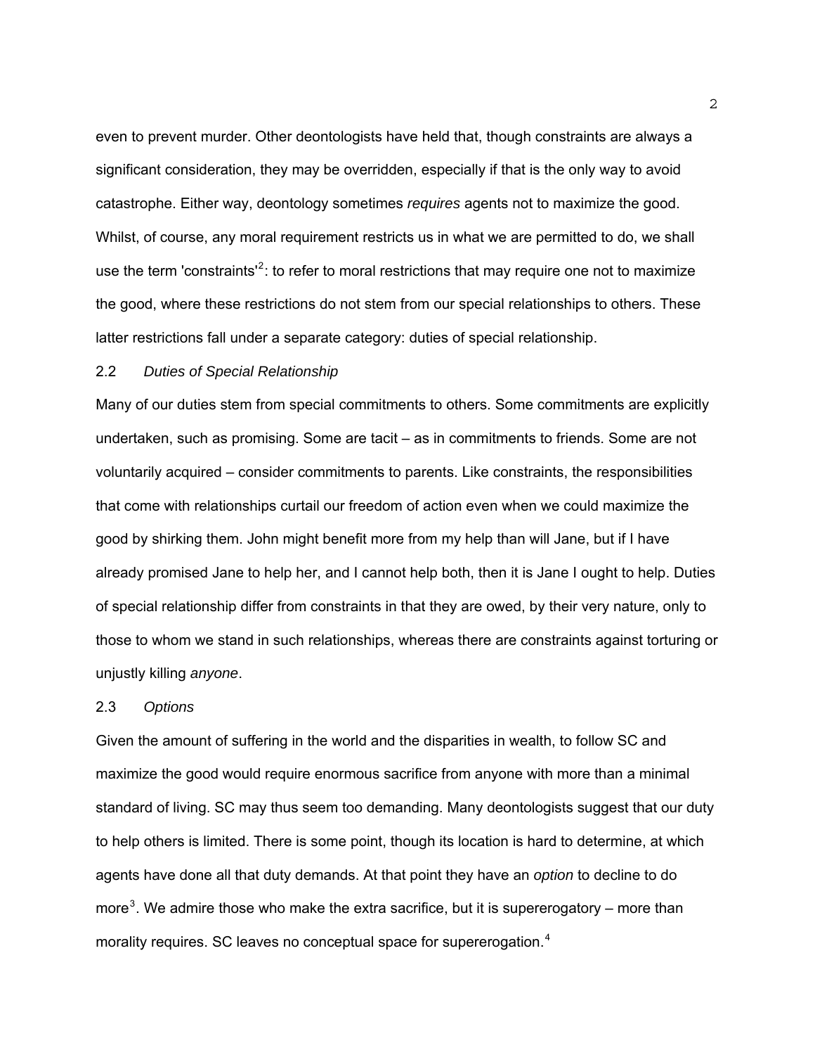even to prevent murder. Other deontologists have held that, though constraints are always a significant consideration, they may be overridden, especially if that is the only way to avoid catastrophe. Either way, deontology sometimes *requires* agents not to maximize the good. Whilst, of course, any moral requirement restricts us in what we are permitted to do, we shall use the term 'constraints'[2]: to refer to moral restrictions that may require one not to maximize the good, where these restrictions do not stem from our special relationships to others. These latter restrictions fall under a separate category: duties of special relationship.

### 2.2 *Duties of Special Relationship*

Many of our duties stem from special commitments to others. Some commitments are explicitly undertaken, such as promising. Some are tacit – as in commitments to friends. Some are not voluntarily acquired – consider commitments to parents. Like constraints, the responsibilities that come with relationships curtail our freedom of action even when we could maximize the good by shirking them. John might benefit more from my help than will Jane, but if I have already promised Jane to help her, and I cannot help both, then it is Jane I ought to help. Duties of special relationship differ from constraints in that they are owed, by their very nature, only to those to whom we stand in such relationships, whereas there are constraints against torturing or unjustly killing *anyone*.

### 2.3 *Options*

Given the amount of suffering in the world and the disparities in wealth, to follow SC and maximize the good would require enormous sacrifice from anyone with more than a minimal standard of living. SC may thus seem too demanding. Many deontologists suggest that our duty to help others is limited. There is some point, though its location is hard to determine, at which agents have done all that duty demands. At that point they have an *option* to decline to do more[3]. We admire those who make the extra sacrifice, but it is supererogatory – more than morality requires. SC leaves no conceptual space for supererogation.[4]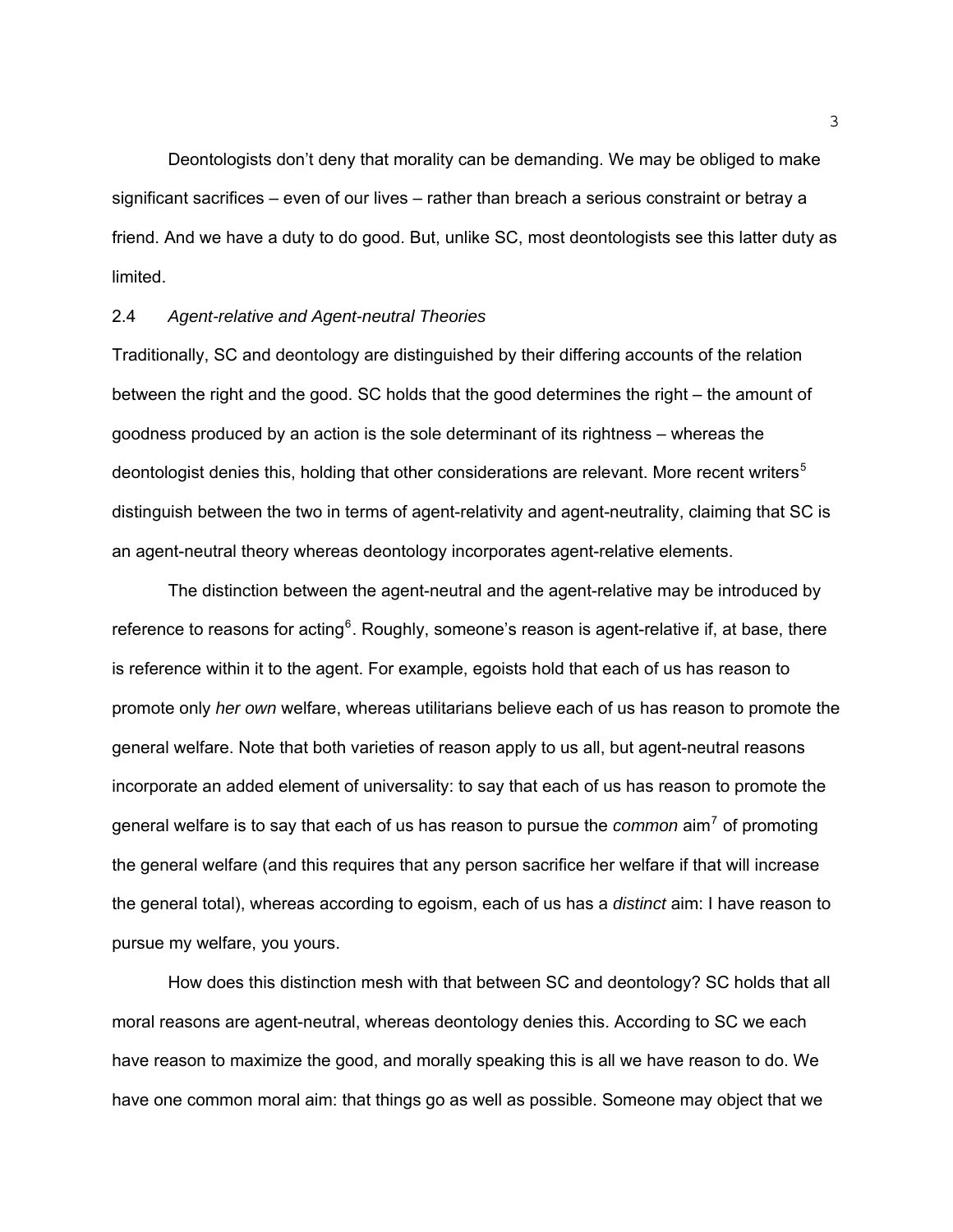Deontologists don't deny that morality can be demanding. We may be obliged to make significant sacrifices – even of our lives – rather than breach a serious constraint or betray a friend. And we have a duty to do good. But, unlike SC, most deontologists see this latter duty as limited.

### 2.4 *Agent-relative and Agent-neutral Theories*

Traditionally, SC and deontology are distinguished by their differing accounts of the relation between the right and the good. SC holds that the good determines the right – the amount of goodness produced by an action is the sole determinant of its rightness – whereas the deontologist denies this, holding that other considerations are relevant. More recent writers[5] distinguish between the two in terms of agent-relativity and agent-neutrality, claiming that SC is an agent-neutral theory whereas deontology incorporates agent-relative elements.

The distinction between the agent-neutral and the agent-relative may be introduced by reference to reasons for acting[6]. Roughly, someone's reason is agent-relative if, at base, there is reference within it to the agent. For example, egoists hold that each of us has reason to promote only *her own* welfare, whereas utilitarians believe each of us has reason to promote the general welfare. Note that both varieties of reason apply to us all, but agent-neutral reasons incorporate an added element of universality: to say that each of us has reason to promote the general welfare is to say that each of us has reason to pursue the *common* aim[7] of promoting the general welfare (and this requires that any person sacrifice her welfare if that will increase the general total), whereas according to egoism, each of us has a *distinct* aim: I have reason to pursue my welfare, you yours.

How does this distinction mesh with that between SC and deontology? SC holds that all moral reasons are agent-neutral, whereas deontology denies this. According to SC we each have reason to maximize the good, and morally speaking this is all we have reason to do. We have one common moral aim: that things go as well as possible. Someone may object that we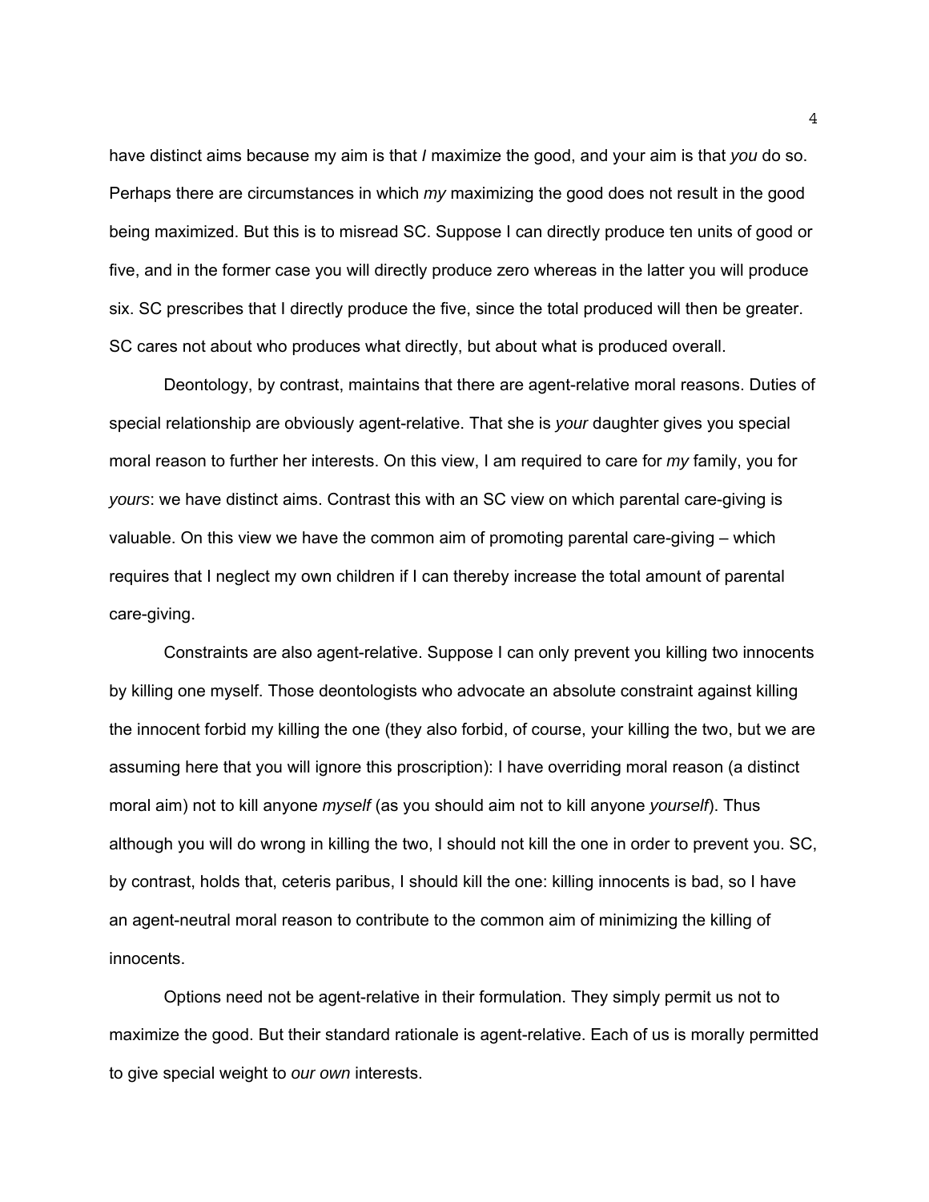have distinct aims because my aim is that *I* maximize the good, and your aim is that *you* do so. Perhaps there are circumstances in which *my* maximizing the good does not result in the good being maximized. But this is to misread SC. Suppose I can directly produce ten units of good or five, and in the former case you will directly produce zero whereas in the latter you will produce six. SC prescribes that I directly produce the five, since the total produced will then be greater. SC cares not about who produces what directly, but about what is produced overall.

Deontology, by contrast, maintains that there are agent-relative moral reasons. Duties of special relationship are obviously agent-relative. That she is *your* daughter gives you special moral reason to further her interests. On this view, I am required to care for *my* family, you for *yours*: we have distinct aims. Contrast this with an SC view on which parental care-giving is valuable. On this view we have the common aim of promoting parental care-giving – which requires that I neglect my own children if I can thereby increase the total amount of parental care-giving.

Constraints are also agent-relative. Suppose I can only prevent you killing two innocents by killing one myself. Those deontologists who advocate an absolute constraint against killing the innocent forbid my killing the one (they also forbid, of course, your killing the two, but we are assuming here that you will ignore this proscription): I have overriding moral reason (a distinct moral aim) not to kill anyone *myself* (as you should aim not to kill anyone *yourself*). Thus although you will do wrong in killing the two, I should not kill the one in order to prevent you. SC, by contrast, holds that, ceteris paribus, I should kill the one: killing innocents is bad, so I have an agent-neutral moral reason to contribute to the common aim of minimizing the killing of innocents.

Options need not be agent-relative in their formulation. They simply permit us not to maximize the good. But their standard rationale is agent-relative. Each of us is morally permitted to give special weight to *our own* interests.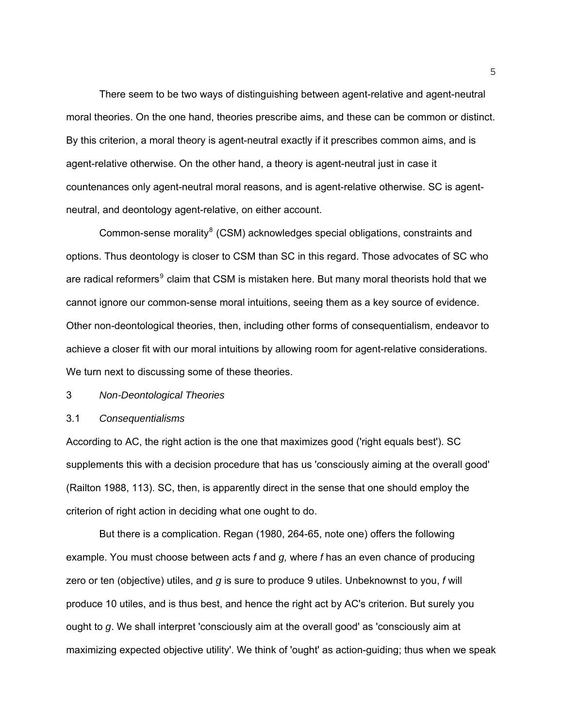There seem to be two ways of distinguishing between agent-relative and agent-neutral moral theories. On the one hand, theories prescribe aims, and these can be common or distinct. By this criterion, a moral theory is agent-neutral exactly if it prescribes common aims, and is agent-relative otherwise. On the other hand, a theory is agent-neutral just in case it countenances only agent-neutral moral reasons, and is agent-relative otherwise. SC is agent-neutral, and deontology agent-relative, on either account.

Common-sense morality[8] (CSM) acknowledges special obligations, constraints and options. Thus deontology is closer to CSM than SC in this regard. Those advocates of SC who are radical reformers[9] claim that CSM is mistaken here. But many moral theorists hold that we cannot ignore our common-sense moral intuitions, seeing them as a key source of evidence. Other non-deontological theories, then, including other forms of consequentialism, endeavor to achieve a closer fit with our moral intuitions by allowing room for agent-relative considerations. We turn next to discussing some of these theories.

## 3 *Non-Deontological Theories*

### 3.1 *Consequentialisms*

According to AC, the right action is the one that maximizes good ('right equals best'). SC supplements this with a decision procedure that has us 'consciously aiming at the overall good' (Railton 1988, 113). SC, then, is apparently direct in the sense that one should employ the criterion of right action in deciding what one ought to do.

But there is a complication. Regan (1980, 264-65, note one) offers the following example. You must choose between acts *f* and *g,* where *f* has an even chance of producing zero or ten (objective) utiles, and *g* is sure to produce 9 utiles. Unbeknownst to you, *f* will produce 10 utiles, and is thus best, and hence the right act by AC's criterion. But surely you ought to *g*. We shall interpret 'consciously aim at the overall good' as 'consciously aim at maximizing expected objective utility'. We think of 'ought' as action-guiding; thus when we speak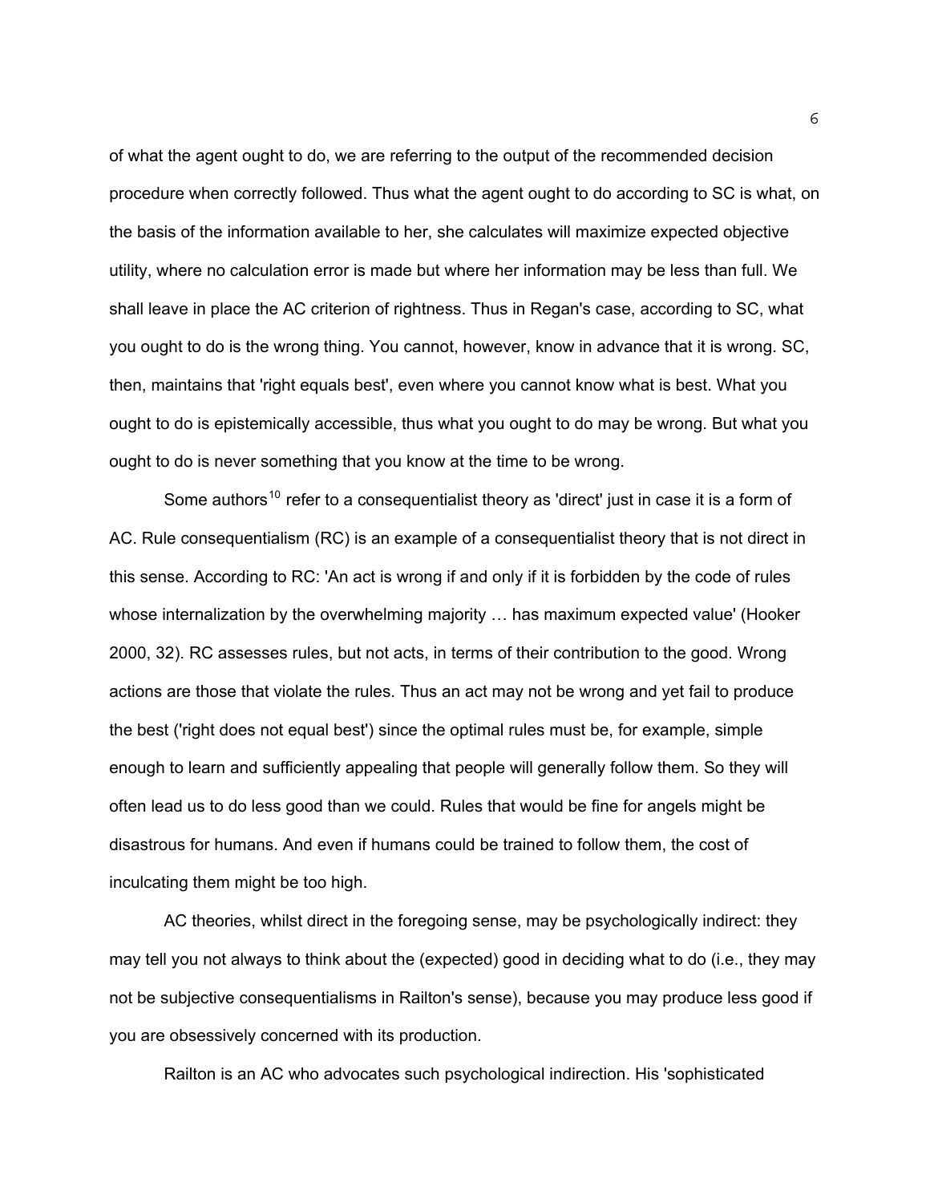of what the agent ought to do, we are referring to the output of the recommended decision procedure when correctly followed. Thus what the agent ought to do according to SC is what, on the basis of the information available to her, she calculates will maximize expected objective utility, where no calculation error is made but where her information may be less than full. We shall leave in place the AC criterion of rightness. Thus in Regan's case, according to SC, what you ought to do is the wrong thing. You cannot, however, know in advance that it is wrong. SC, then, maintains that 'right equals best', even where you cannot know what is best. What you ought to do is epistemically accessible, thus what you ought to do may be wrong. But what you ought to do is never something that you know at the time to be wrong.

Some authors[10] refer to a consequentialist theory as 'direct' just in case it is a form of AC. Rule consequentialism (RC) is an example of a consequentialist theory that is not direct in this sense. According to RC: 'An act is wrong if and only if it is forbidden by the code of rules whose internalization by the overwhelming majority … has maximum expected value' (Hooker 2000, 32). RC assesses rules, but not acts, in terms of their contribution to the good. Wrong actions are those that violate the rules. Thus an act may not be wrong and yet fail to produce the best ('right does not equal best') since the optimal rules must be, for example, simple enough to learn and sufficiently appealing that people will generally follow them. So they will often lead us to do less good than we could. Rules that would be fine for angels might be disastrous for humans. And even if humans could be trained to follow them, the cost of inculcating them might be too high.

AC theories, whilst direct in the foregoing sense, may be psychologically indirect: they may tell you not always to think about the (expected) good in deciding what to do (i.e., they may not be subjective consequentialisms in Railton's sense), because you may produce less good if you are obsessively concerned with its production.

Railton is an AC who advocates such psychological indirection. His 'sophisticated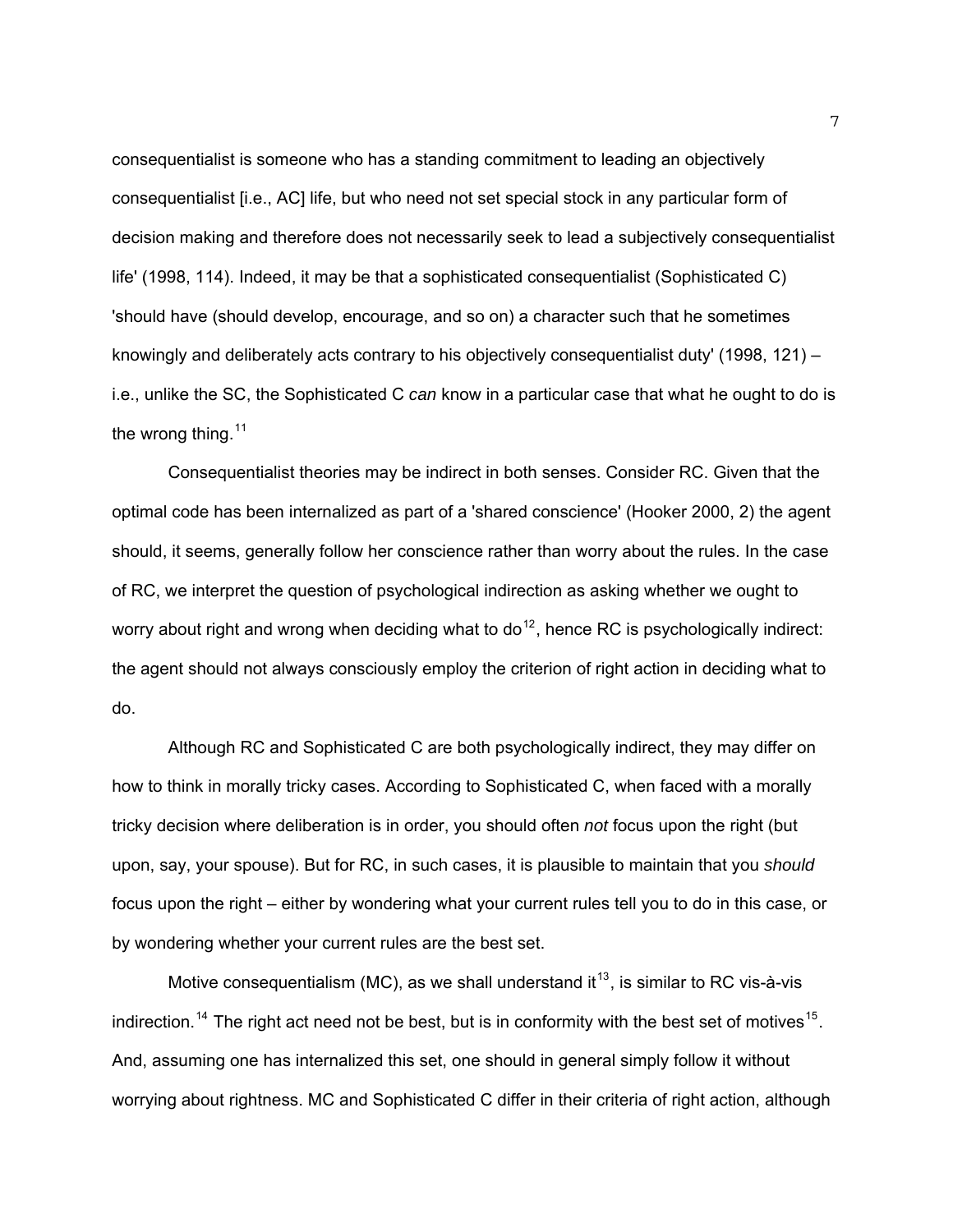consequentialist is someone who has a standing commitment to leading an objectively consequentialist [i.e., AC] life, but who need not set special stock in any particular form of decision making and therefore does not necessarily seek to lead a subjectively consequentialist life' (1998, 114). Indeed, it may be that a sophisticated consequentialist (Sophisticated C) 'should have (should develop, encourage, and so on) a character such that he sometimes knowingly and deliberately acts contrary to his objectively consequentialist duty' (1998, 121) – i.e., unlike the SC, the Sophisticated C *can* know in a particular case that what he ought to do is the wrong thing.[11]

Consequentialist theories may be indirect in both senses. Consider RC. Given that the optimal code has been internalized as part of a 'shared conscience' (Hooker 2000, 2) the agent should, it seems, generally follow her conscience rather than worry about the rules. In the case of RC, we interpret the question of psychological indirection as asking whether we ought to worry about right and wrong when deciding what to do[12], hence RC is psychologically indirect: the agent should not always consciously employ the criterion of right action in deciding what to do.

Although RC and Sophisticated C are both psychologically indirect, they may differ on how to think in morally tricky cases. According to Sophisticated C, when faced with a morally tricky decision where deliberation is in order, you should often *not* focus upon the right (but upon, say, your spouse). But for RC, in such cases, it is plausible to maintain that you *should* focus upon the right – either by wondering what your current rules tell you to do in this case, or by wondering whether your current rules are the best set.

Motive consequentialism (MC), as we shall understand it[13], is similar to RC vis-à-vis indirection.[14] The right act need not be best, but is in conformity with the best set of motives[15]. And, assuming one has internalized this set, one should in general simply follow it without worrying about rightness. MC and Sophisticated C differ in their criteria of right action, although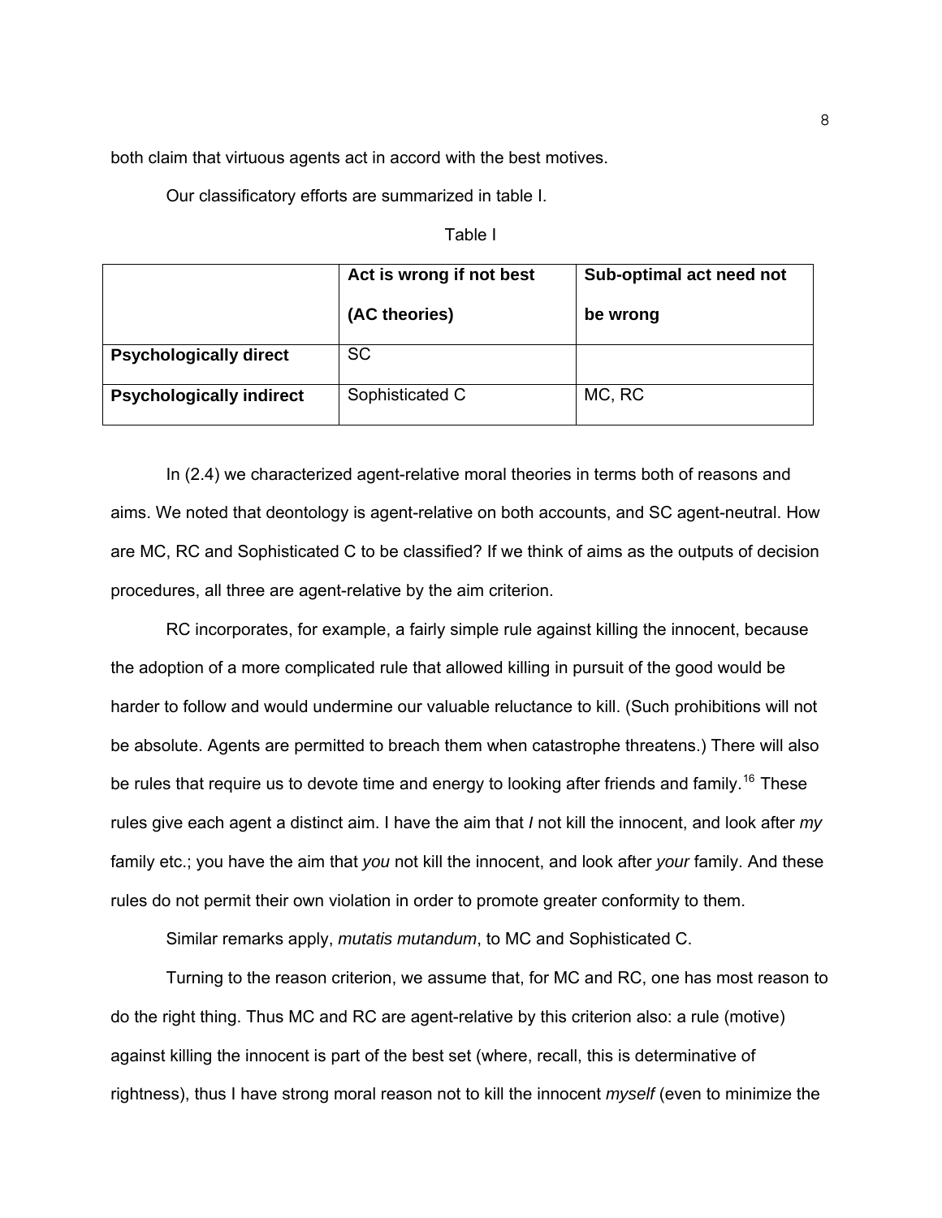both claim that virtuous agents act in accord with the best motives.

Our classificatory efforts are summarized in table I.

Table I

| | **Act is wrong if not best (AC theories)** | **Sub-optimal act need not be wrong** |
|---|---|---|
| **Psychologically direct** | SC | |
| **Psychologically indirect** | Sophisticated C | MC, RC |

In (2.4) we characterized agent-relative moral theories in terms both of reasons and aims. We noted that deontology is agent-relative on both accounts, and SC agent-neutral. How are MC, RC and Sophisticated C to be classified? If we think of aims as the outputs of decision procedures, all three are agent-relative by the aim criterion.

RC incorporates, for example, a fairly simple rule against killing the innocent, because the adoption of a more complicated rule that allowed killing in pursuit of the good would be harder to follow and would undermine our valuable reluctance to kill. (Such prohibitions will not be absolute. Agents are permitted to breach them when catastrophe threatens.) There will also be rules that require us to devote time and energy to looking after friends and family.[16] These rules give each agent a distinct aim. I have the aim that *I* not kill the innocent, and look after *my* family etc.; you have the aim that *you* not kill the innocent, and look after *your* family. And these rules do not permit their own violation in order to promote greater conformity to them.

Similar remarks apply, *mutatis mutandum*, to MC and Sophisticated C.

Turning to the reason criterion, we assume that, for MC and RC, one has most reason to do the right thing. Thus MC and RC are agent-relative by this criterion also: a rule (motive) against killing the innocent is part of the best set (where, recall, this is determinative of rightness), thus I have strong moral reason not to kill the innocent *myself* (even to minimize the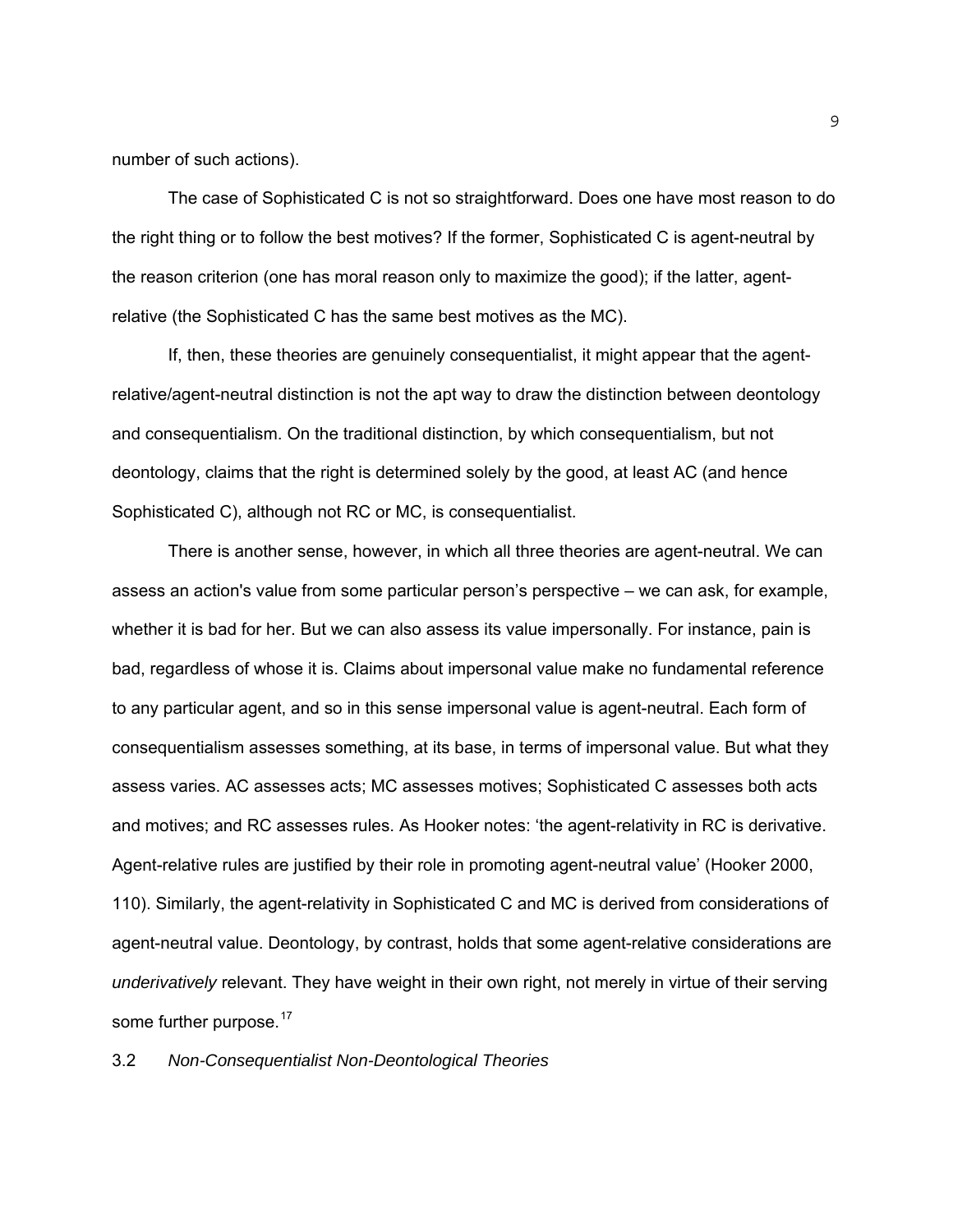number of such actions).

The case of Sophisticated C is not so straightforward. Does one have most reason to do the right thing or to follow the best motives? If the former, Sophisticated C is agent-neutral by the reason criterion (one has moral reason only to maximize the good); if the latter, agent-relative (the Sophisticated C has the same best motives as the MC).

If, then, these theories are genuinely consequentialist, it might appear that the agent-relative/agent-neutral distinction is not the apt way to draw the distinction between deontology and consequentialism. On the traditional distinction, by which consequentialism, but not deontology, claims that the right is determined solely by the good, at least AC (and hence Sophisticated C), although not RC or MC, is consequentialist.

There is another sense, however, in which all three theories are agent-neutral. We can assess an action's value from some particular person's perspective – we can ask, for example, whether it is bad for her. But we can also assess its value impersonally. For instance, pain is bad, regardless of whose it is. Claims about impersonal value make no fundamental reference to any particular agent, and so in this sense impersonal value is agent-neutral. Each form of consequentialism assesses something, at its base, in terms of impersonal value. But what they assess varies. AC assesses acts; MC assesses motives; Sophisticated C assesses both acts and motives; and RC assesses rules. As Hooker notes: 'the agent-relativity in RC is derivative. Agent-relative rules are justified by their role in promoting agent-neutral value' (Hooker 2000, 110). Similarly, the agent-relativity in Sophisticated C and MC is derived from considerations of agent-neutral value. Deontology, by contrast, holds that some agent-relative considerations are *underivatively* relevant. They have weight in their own right, not merely in virtue of their serving some further purpose.[17]

### 3.2 *Non-Consequentialist Non-Deontological Theories*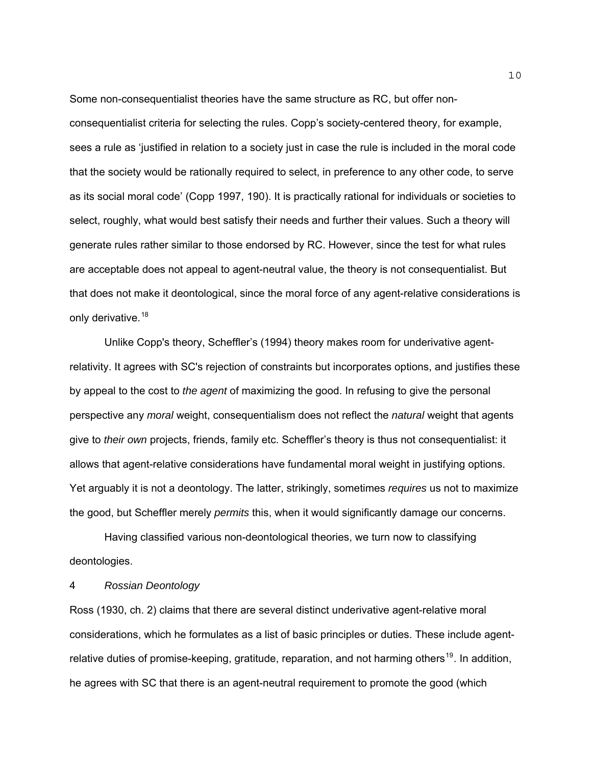Some non-consequentialist theories have the same structure as RC, but offer non-consequentialist criteria for selecting the rules. Copp's society-centered theory, for example, sees a rule as 'justified in relation to a society just in case the rule is included in the moral code that the society would be rationally required to select, in preference to any other code, to serve as its social moral code' (Copp 1997, 190). It is practically rational for individuals or societies to select, roughly, what would best satisfy their needs and further their values. Such a theory will generate rules rather similar to those endorsed by RC. However, since the test for what rules are acceptable does not appeal to agent-neutral value, the theory is not consequentialist. But that does not make it deontological, since the moral force of any agent-relative considerations is only derivative.[18]

Unlike Copp's theory, Scheffler's (1994) theory makes room for underivative agent-relativity. It agrees with SC's rejection of constraints but incorporates options, and justifies these by appeal to the cost to *the agent* of maximizing the good. In refusing to give the personal perspective any *moral* weight, consequentialism does not reflect the *natural* weight that agents give to *their own* projects, friends, family etc. Scheffler's theory is thus not consequentialist: it allows that agent-relative considerations have fundamental moral weight in justifying options. Yet arguably it is not a deontology. The latter, strikingly, sometimes *requires* us not to maximize the good, but Scheffler merely *permits* this, when it would significantly damage our concerns.

Having classified various non-deontological theories, we turn now to classifying deontologies.

## 4 *Rossian Deontology*

Ross (1930, ch. 2) claims that there are several distinct underivative agent-relative moral considerations, which he formulates as a list of basic principles or duties. These include agent-relative duties of promise-keeping, gratitude, reparation, and not harming others[19]. In addition, he agrees with SC that there is an agent-neutral requirement to promote the good (which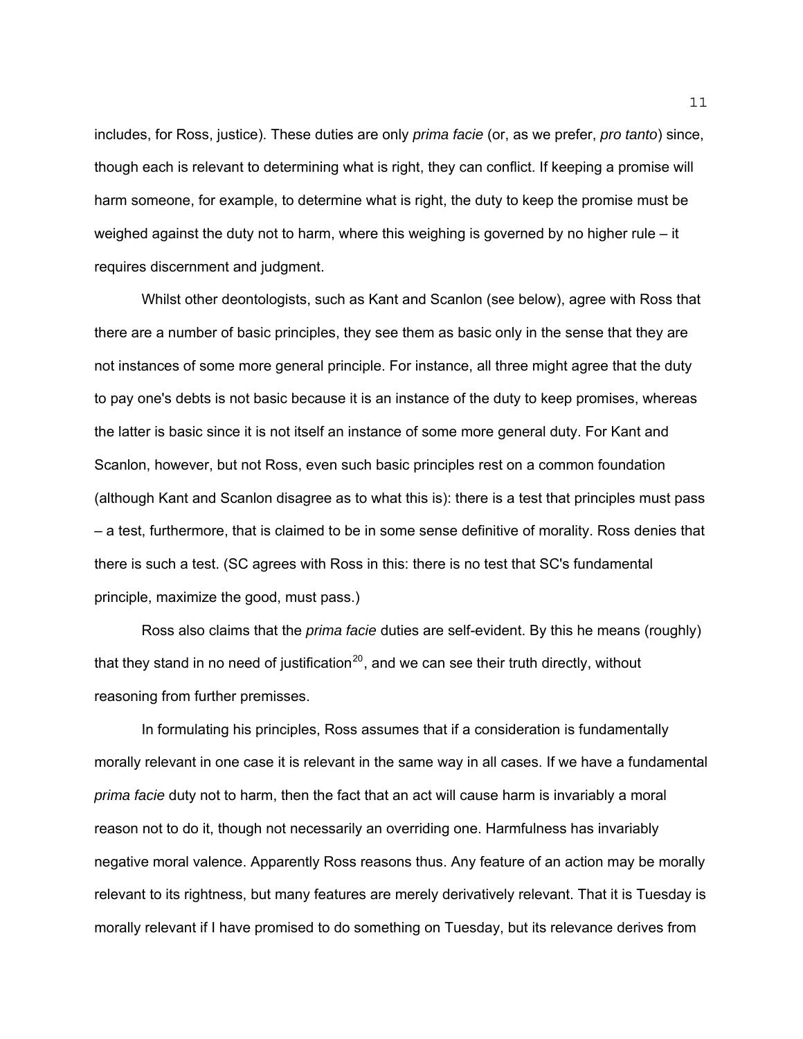includes, for Ross, justice). These duties are only *prima facie* (or, as we prefer, *pro tanto*) since, though each is relevant to determining what is right, they can conflict. If keeping a promise will harm someone, for example, to determine what is right, the duty to keep the promise must be weighed against the duty not to harm, where this weighing is governed by no higher rule – it requires discernment and judgment.

Whilst other deontologists, such as Kant and Scanlon (see below), agree with Ross that there are a number of basic principles, they see them as basic only in the sense that they are not instances of some more general principle. For instance, all three might agree that the duty to pay one's debts is not basic because it is an instance of the duty to keep promises, whereas the latter is basic since it is not itself an instance of some more general duty. For Kant and Scanlon, however, but not Ross, even such basic principles rest on a common foundation (although Kant and Scanlon disagree as to what this is): there is a test that principles must pass – a test, furthermore, that is claimed to be in some sense definitive of morality. Ross denies that there is such a test. (SC agrees with Ross in this: there is no test that SC's fundamental principle, maximize the good, must pass.)

Ross also claims that the *prima facie* duties are self-evident. By this he means (roughly) that they stand in no need of justification[20], and we can see their truth directly, without reasoning from further premisses.

In formulating his principles, Ross assumes that if a consideration is fundamentally morally relevant in one case it is relevant in the same way in all cases. If we have a fundamental *prima facie* duty not to harm, then the fact that an act will cause harm is invariably a moral reason not to do it, though not necessarily an overriding one. Harmfulness has invariably negative moral valence. Apparently Ross reasons thus. Any feature of an action may be morally relevant to its rightness, but many features are merely derivatively relevant. That it is Tuesday is morally relevant if I have promised to do something on Tuesday, but its relevance derives from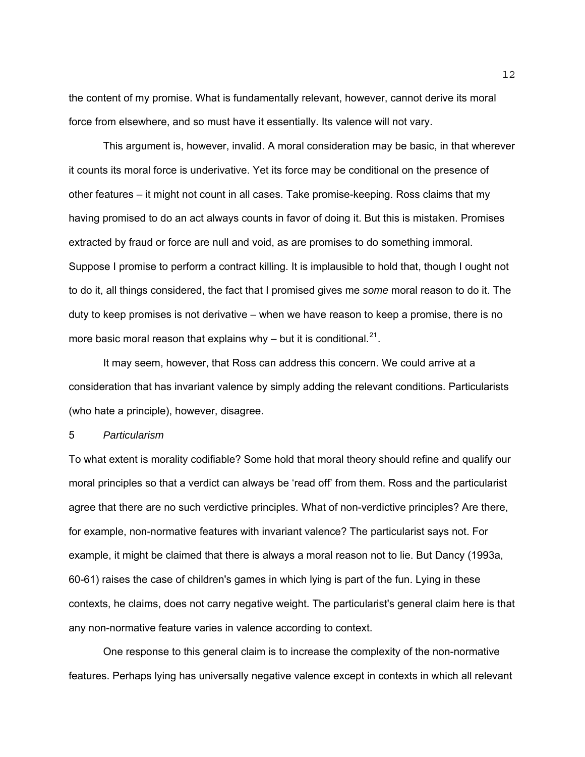the content of my promise. What is fundamentally relevant, however, cannot derive its moral force from elsewhere, and so must have it essentially. Its valence will not vary.

This argument is, however, invalid. A moral consideration may be basic, in that wherever it counts its moral force is underivative. Yet its force may be conditional on the presence of other features – it might not count in all cases. Take promise-keeping. Ross claims that my having promised to do an act always counts in favor of doing it. But this is mistaken. Promises extracted by fraud or force are null and void, as are promises to do something immoral. Suppose I promise to perform a contract killing. It is implausible to hold that, though I ought not to do it, all things considered, the fact that I promised gives me *some* moral reason to do it. The duty to keep promises is not derivative – when we have reason to keep a promise, there is no more basic moral reason that explains why – but it is conditional.[21].

It may seem, however, that Ross can address this concern. We could arrive at a consideration that has invariant valence by simply adding the relevant conditions. Particularists (who hate a principle), however, disagree.

## 5 *Particularism*

To what extent is morality codifiable? Some hold that moral theory should refine and qualify our moral principles so that a verdict can always be 'read off' from them. Ross and the particularist agree that there are no such verdictive principles. What of non-verdictive principles? Are there, for example, non-normative features with invariant valence? The particularist says not. For example, it might be claimed that there is always a moral reason not to lie. But Dancy (1993a, 60-61) raises the case of children's games in which lying is part of the fun. Lying in these contexts, he claims, does not carry negative weight. The particularist's general claim here is that any non-normative feature varies in valence according to context.

One response to this general claim is to increase the complexity of the non-normative features. Perhaps lying has universally negative valence except in contexts in which all relevant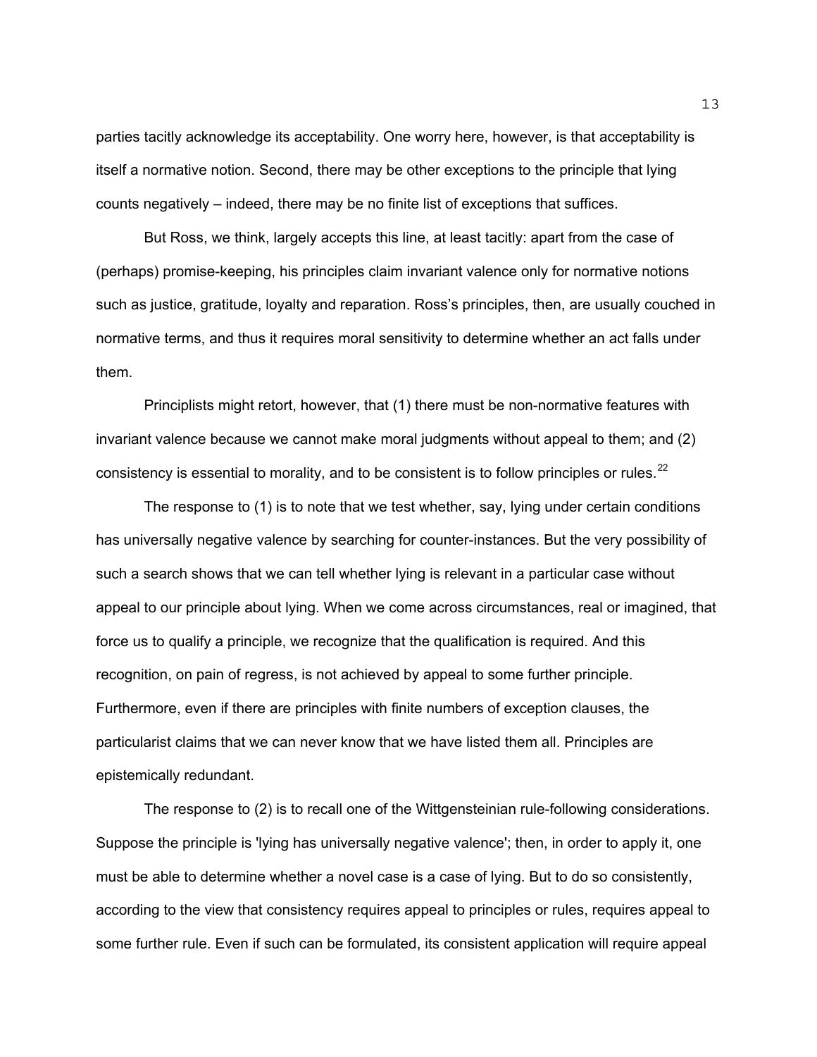parties tacitly acknowledge its acceptability. One worry here, however, is that acceptability is itself a normative notion. Second, there may be other exceptions to the principle that lying counts negatively – indeed, there may be no finite list of exceptions that suffices.

But Ross, we think, largely accepts this line, at least tacitly: apart from the case of (perhaps) promise-keeping, his principles claim invariant valence only for normative notions such as justice, gratitude, loyalty and reparation. Ross's principles, then, are usually couched in normative terms, and thus it requires moral sensitivity to determine whether an act falls under them.

Principlists might retort, however, that (1) there must be non-normative features with invariant valence because we cannot make moral judgments without appeal to them; and (2) consistency is essential to morality, and to be consistent is to follow principles or rules.[22]

The response to (1) is to note that we test whether, say, lying under certain conditions has universally negative valence by searching for counter-instances. But the very possibility of such a search shows that we can tell whether lying is relevant in a particular case without appeal to our principle about lying. When we come across circumstances, real or imagined, that force us to qualify a principle, we recognize that the qualification is required. And this recognition, on pain of regress, is not achieved by appeal to some further principle. Furthermore, even if there are principles with finite numbers of exception clauses, the particularist claims that we can never know that we have listed them all. Principles are epistemically redundant.

The response to (2) is to recall one of the Wittgensteinian rule-following considerations. Suppose the principle is 'lying has universally negative valence'; then, in order to apply it, one must be able to determine whether a novel case is a case of lying. But to do so consistently, according to the view that consistency requires appeal to principles or rules, requires appeal to some further rule. Even if such can be formulated, its consistent application will require appeal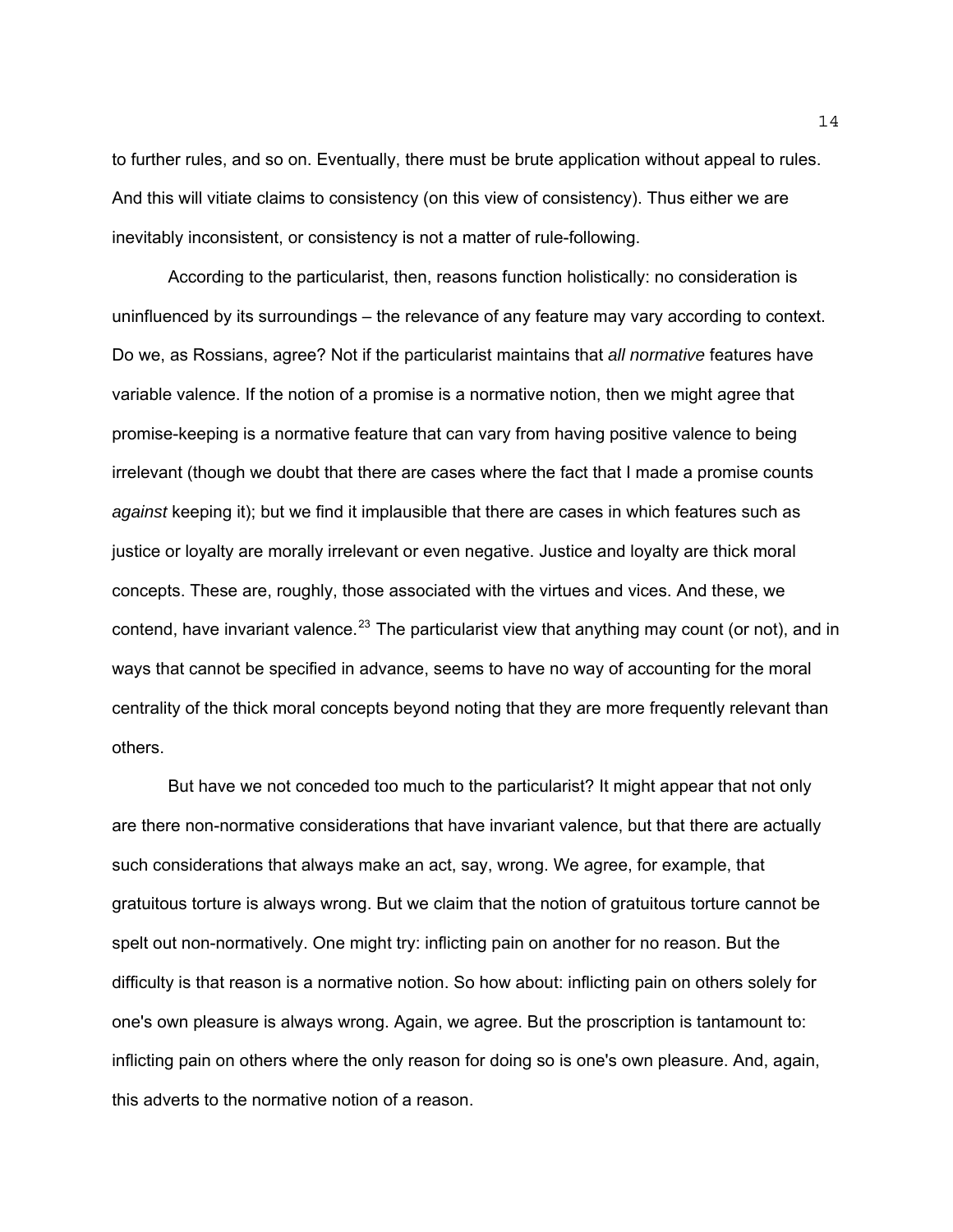to further rules, and so on. Eventually, there must be brute application without appeal to rules. And this will vitiate claims to consistency (on this view of consistency). Thus either we are inevitably inconsistent, or consistency is not a matter of rule-following.

According to the particularist, then, reasons function holistically: no consideration is uninfluenced by its surroundings – the relevance of any feature may vary according to context. Do we, as Rossians, agree? Not if the particularist maintains that *all normative* features have variable valence. If the notion of a promise is a normative notion, then we might agree that promise-keeping is a normative feature that can vary from having positive valence to being irrelevant (though we doubt that there are cases where the fact that I made a promise counts *against* keeping it); but we find it implausible that there are cases in which features such as justice or loyalty are morally irrelevant or even negative. Justice and loyalty are thick moral concepts. These are, roughly, those associated with the virtues and vices. And these, we contend, have invariant valence.[23] The particularist view that anything may count (or not), and in ways that cannot be specified in advance, seems to have no way of accounting for the moral centrality of the thick moral concepts beyond noting that they are more frequently relevant than others.

But have we not conceded too much to the particularist? It might appear that not only are there non-normative considerations that have invariant valence, but that there are actually such considerations that always make an act, say, wrong. We agree, for example, that gratuitous torture is always wrong. But we claim that the notion of gratuitous torture cannot be spelt out non-normatively. One might try: inflicting pain on another for no reason. But the difficulty is that reason is a normative notion. So how about: inflicting pain on others solely for one's own pleasure is always wrong. Again, we agree. But the proscription is tantamount to: inflicting pain on others where the only reason for doing so is one's own pleasure. And, again, this adverts to the normative notion of a reason.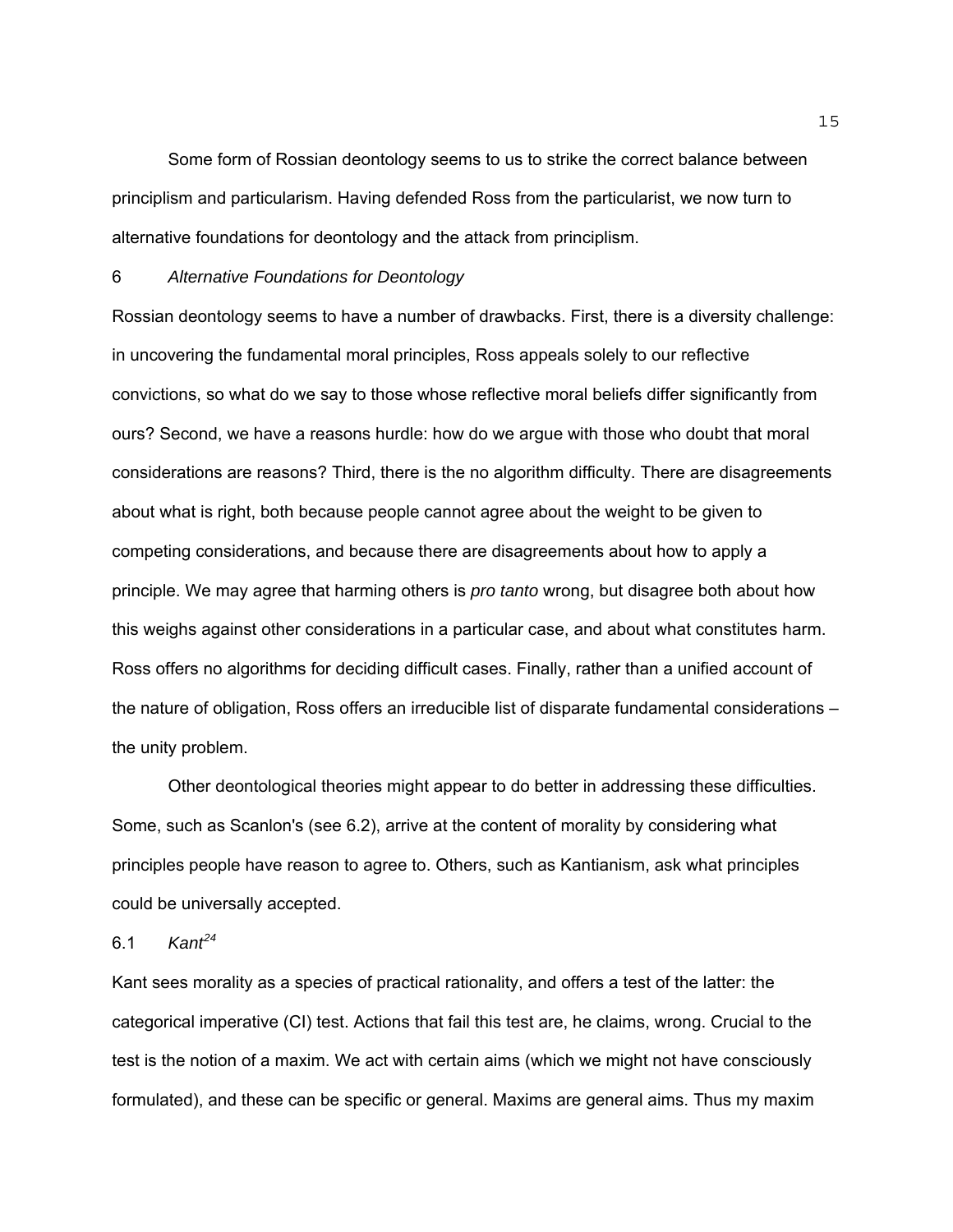Some form of Rossian deontology seems to us to strike the correct balance between principlism and particularism. Having defended Ross from the particularist, we now turn to alternative foundations for deontology and the attack from principlism.

## 6 *Alternative Foundations for Deontology*

Rossian deontology seems to have a number of drawbacks. First, there is a diversity challenge: in uncovering the fundamental moral principles, Ross appeals solely to our reflective convictions, so what do we say to those whose reflective moral beliefs differ significantly from ours? Second, we have a reasons hurdle: how do we argue with those who doubt that moral considerations are reasons? Third, there is the no algorithm difficulty. There are disagreements about what is right, both because people cannot agree about the weight to be given to competing considerations, and because there are disagreements about how to apply a principle. We may agree that harming others is *pro tanto* wrong, but disagree both about how this weighs against other considerations in a particular case, and about what constitutes harm. Ross offers no algorithms for deciding difficult cases. Finally, rather than a unified account of the nature of obligation, Ross offers an irreducible list of disparate fundamental considerations – the unity problem.

Other deontological theories might appear to do better in addressing these difficulties. Some, such as Scanlon's (see 6.2), arrive at the content of morality by considering what principles people have reason to agree to. Others, such as Kantianism, ask what principles could be universally accepted.

### 6.1 *Kant*[24]

Kant sees morality as a species of practical rationality, and offers a test of the latter: the categorical imperative (CI) test. Actions that fail this test are, he claims, wrong. Crucial to the test is the notion of a maxim. We act with certain aims (which we might not have consciously formulated), and these can be specific or general. Maxims are general aims. Thus my maxim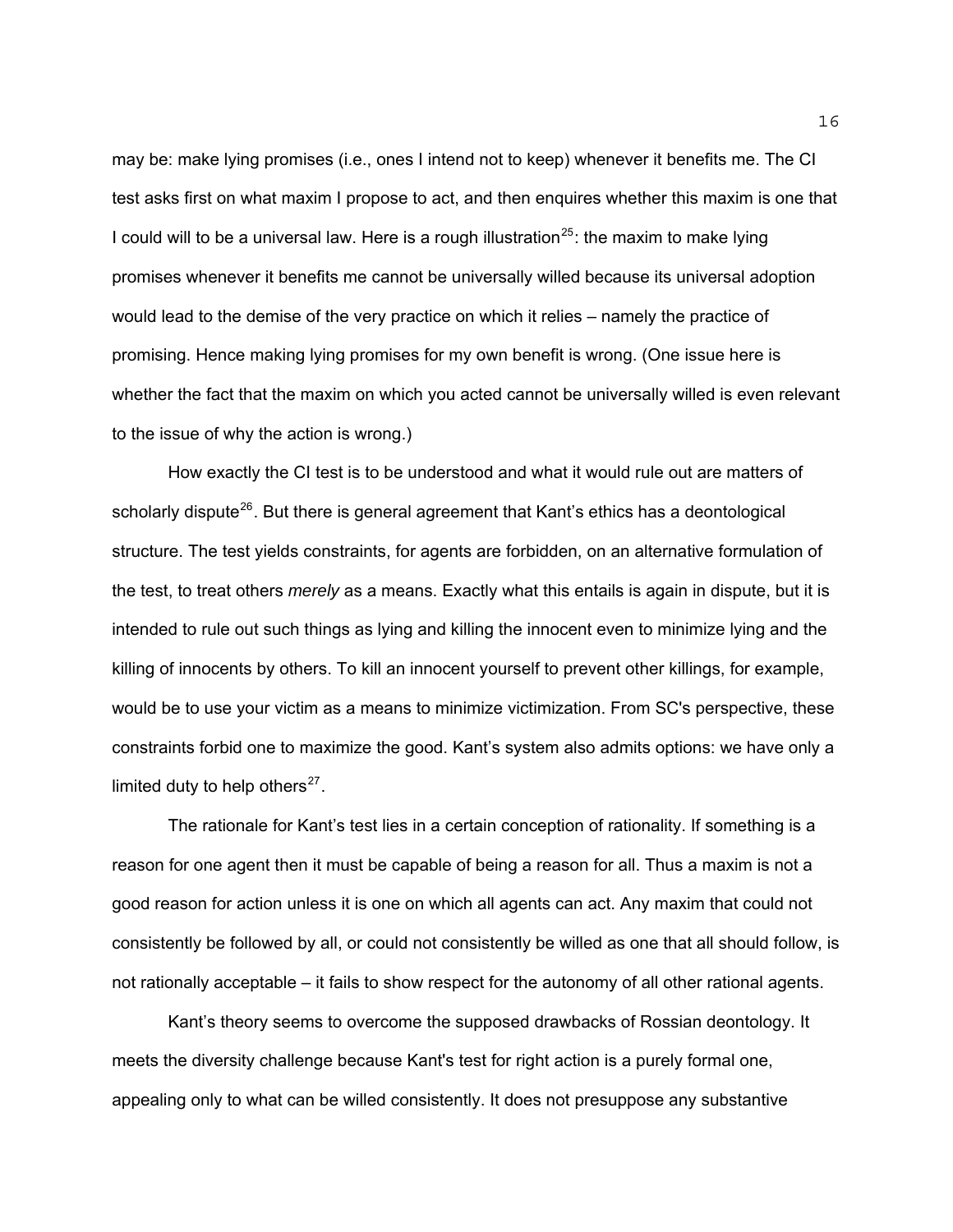may be: make lying promises (i.e., ones I intend not to keep) whenever it benefits me. The CI test asks first on what maxim I propose to act, and then enquires whether this maxim is one that I could will to be a universal law. Here is a rough illustration[25]: the maxim to make lying promises whenever it benefits me cannot be universally willed because its universal adoption would lead to the demise of the very practice on which it relies – namely the practice of promising. Hence making lying promises for my own benefit is wrong. (One issue here is whether the fact that the maxim on which you acted cannot be universally willed is even relevant to the issue of why the action is wrong.)

How exactly the CI test is to be understood and what it would rule out are matters of scholarly dispute[26]. But there is general agreement that Kant's ethics has a deontological structure. The test yields constraints, for agents are forbidden, on an alternative formulation of the test, to treat others *merely* as a means. Exactly what this entails is again in dispute, but it is intended to rule out such things as lying and killing the innocent even to minimize lying and the killing of innocents by others. To kill an innocent yourself to prevent other killings, for example, would be to use your victim as a means to minimize victimization. From SC's perspective, these constraints forbid one to maximize the good. Kant's system also admits options: we have only a limited duty to help others[27].

The rationale for Kant's test lies in a certain conception of rationality. If something is a reason for one agent then it must be capable of being a reason for all. Thus a maxim is not a good reason for action unless it is one on which all agents can act. Any maxim that could not consistently be followed by all, or could not consistently be willed as one that all should follow, is not rationally acceptable – it fails to show respect for the autonomy of all other rational agents.

Kant's theory seems to overcome the supposed drawbacks of Rossian deontology. It meets the diversity challenge because Kant's test for right action is a purely formal one, appealing only to what can be willed consistently. It does not presuppose any substantive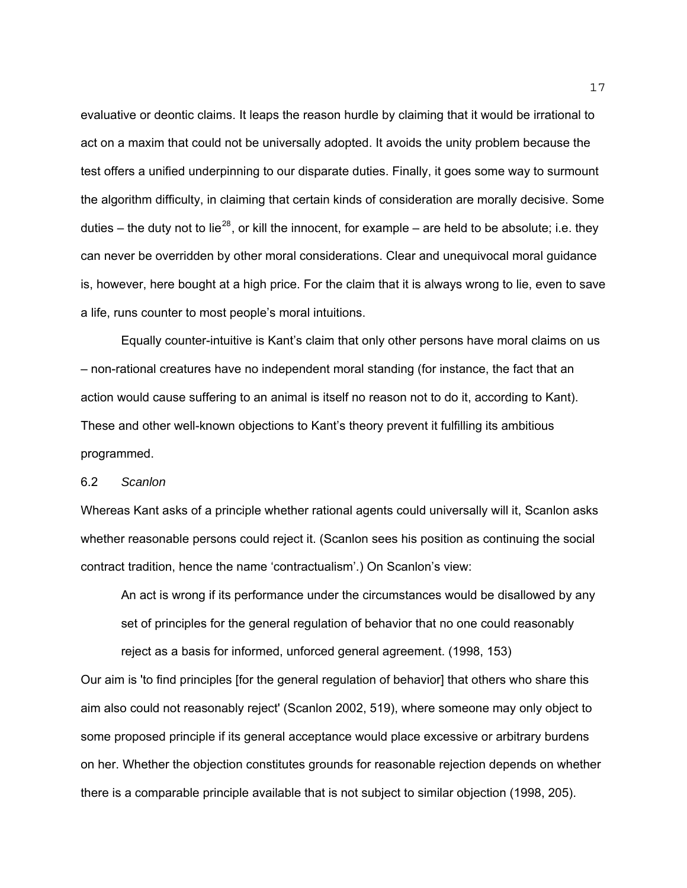evaluative or deontic claims. It leaps the reason hurdle by claiming that it would be irrational to act on a maxim that could not be universally adopted. It avoids the unity problem because the test offers a unified underpinning to our disparate duties. Finally, it goes some way to surmount the algorithm difficulty, in claiming that certain kinds of consideration are morally decisive. Some duties – the duty not to lie[28], or kill the innocent, for example – are held to be absolute; i.e. they can never be overridden by other moral considerations. Clear and unequivocal moral guidance is, however, here bought at a high price. For the claim that it is always wrong to lie, even to save a life, runs counter to most people's moral intuitions.

Equally counter-intuitive is Kant's claim that only other persons have moral claims on us – non-rational creatures have no independent moral standing (for instance, the fact that an action would cause suffering to an animal is itself no reason not to do it, according to Kant). These and other well-known objections to Kant's theory prevent it fulfilling its ambitious programmed.

### 6.2 *Scanlon*

Whereas Kant asks of a principle whether rational agents could universally will it, Scanlon asks whether reasonable persons could reject it. (Scanlon sees his position as continuing the social contract tradition, hence the name 'contractualism'.) On Scanlon's view:

> An act is wrong if its performance under the circumstances would be disallowed by any set of principles for the general regulation of behavior that no one could reasonably reject as a basis for informed, unforced general agreement. (1998, 153)

Our aim is 'to find principles [for the general regulation of behavior] that others who share this aim also could not reasonably reject' (Scanlon 2002, 519), where someone may only object to some proposed principle if its general acceptance would place excessive or arbitrary burdens on her. Whether the objection constitutes grounds for reasonable rejection depends on whether there is a comparable principle available that is not subject to similar objection (1998, 205).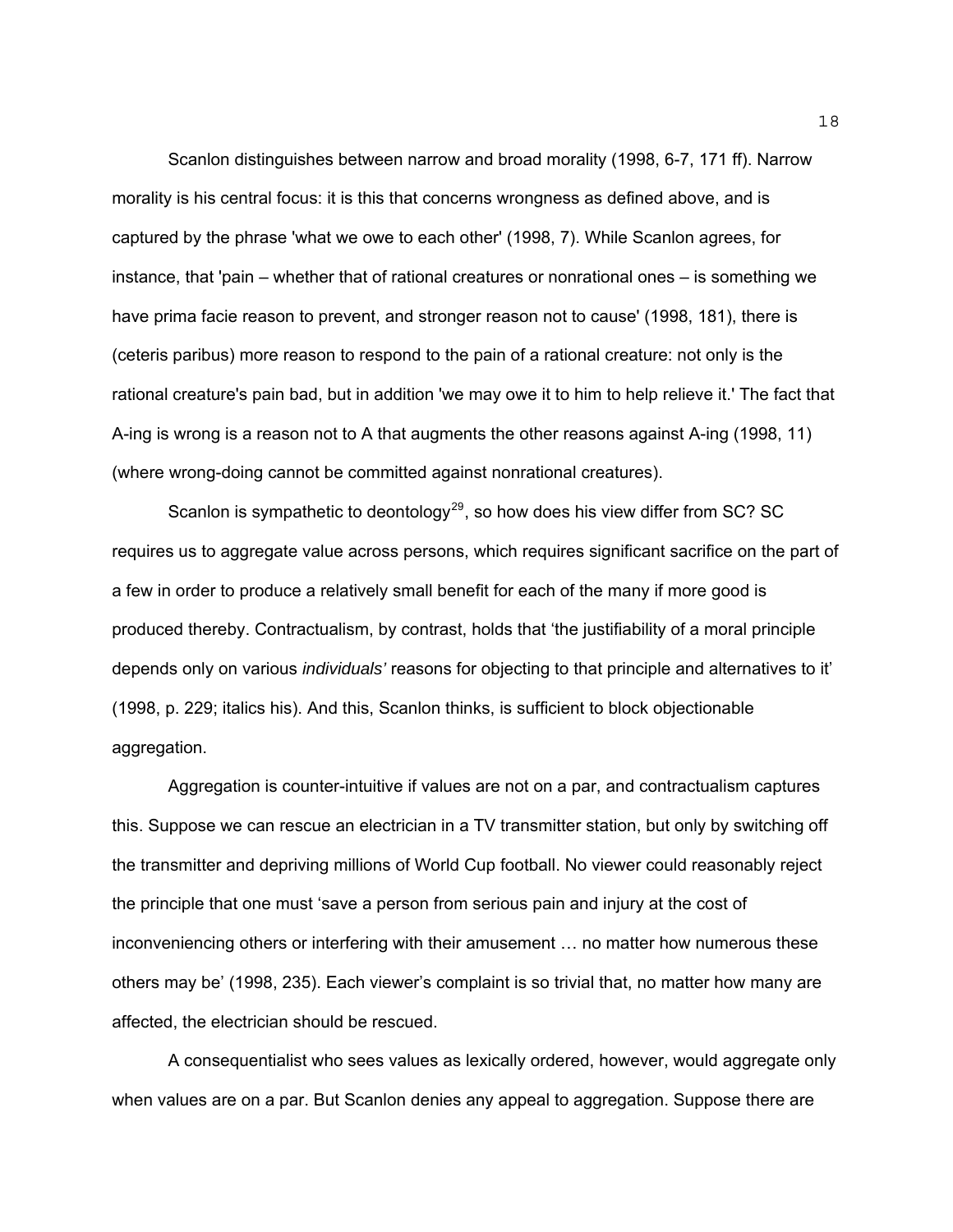Scanlon distinguishes between narrow and broad morality (1998, 6-7, 171 ff). Narrow morality is his central focus: it is this that concerns wrongness as defined above, and is captured by the phrase 'what we owe to each other' (1998, 7). While Scanlon agrees, for instance, that 'pain – whether that of rational creatures or nonrational ones – is something we have prima facie reason to prevent, and stronger reason not to cause' (1998, 181), there is (ceteris paribus) more reason to respond to the pain of a rational creature: not only is the rational creature's pain bad, but in addition 'we may owe it to him to help relieve it.' The fact that A-ing is wrong is a reason not to A that augments the other reasons against A-ing (1998, 11) (where wrong-doing cannot be committed against nonrational creatures).

Scanlon is sympathetic to deontology[29], so how does his view differ from SC? SC requires us to aggregate value across persons, which requires significant sacrifice on the part of a few in order to produce a relatively small benefit for each of the many if more good is produced thereby. Contractualism, by contrast, holds that 'the justifiability of a moral principle depends only on various *individuals'* reasons for objecting to that principle and alternatives to it' (1998, p. 229; italics his). And this, Scanlon thinks, is sufficient to block objectionable aggregation.

Aggregation is counter-intuitive if values are not on a par, and contractualism captures this. Suppose we can rescue an electrician in a TV transmitter station, but only by switching off the transmitter and depriving millions of World Cup football. No viewer could reasonably reject the principle that one must 'save a person from serious pain and injury at the cost of inconveniencing others or interfering with their amusement … no matter how numerous these others may be' (1998, 235). Each viewer's complaint is so trivial that, no matter how many are affected, the electrician should be rescued.

A consequentialist who sees values as lexically ordered, however, would aggregate only when values are on a par. But Scanlon denies any appeal to aggregation. Suppose there are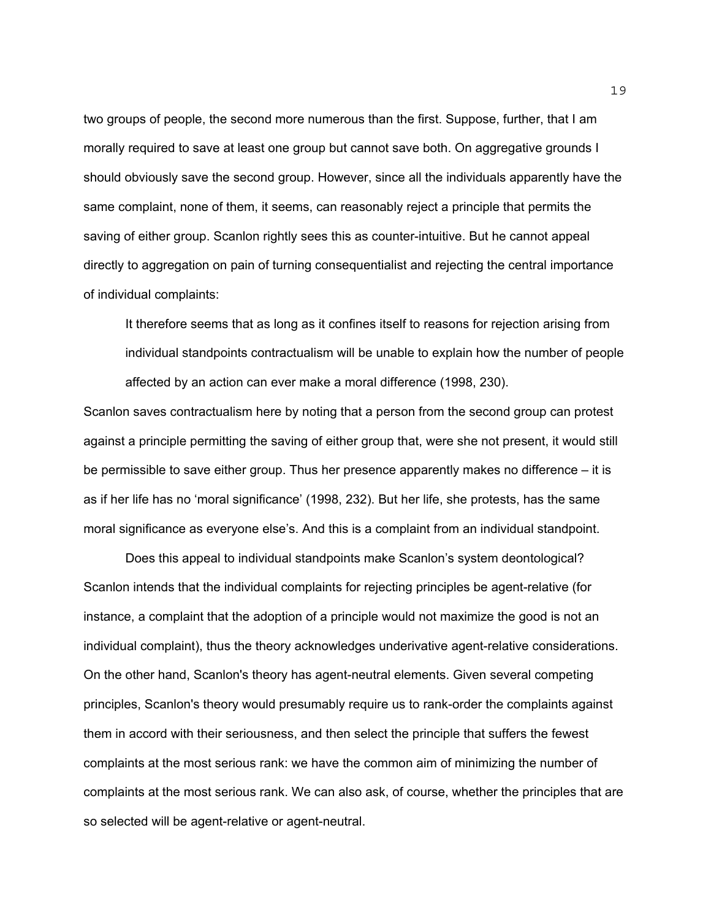two groups of people, the second more numerous than the first. Suppose, further, that I am morally required to save at least one group but cannot save both. On aggregative grounds I should obviously save the second group. However, since all the individuals apparently have the same complaint, none of them, it seems, can reasonably reject a principle that permits the saving of either group. Scanlon rightly sees this as counter-intuitive. But he cannot appeal directly to aggregation on pain of turning consequentialist and rejecting the central importance of individual complaints:

> It therefore seems that as long as it confines itself to reasons for rejection arising from individual standpoints contractualism will be unable to explain how the number of people affected by an action can ever make a moral difference (1998, 230).

Scanlon saves contractualism here by noting that a person from the second group can protest against a principle permitting the saving of either group that, were she not present, it would still be permissible to save either group. Thus her presence apparently makes no difference – it is as if her life has no 'moral significance' (1998, 232). But her life, she protests, has the same moral significance as everyone else's. And this is a complaint from an individual standpoint.

Does this appeal to individual standpoints make Scanlon's system deontological? Scanlon intends that the individual complaints for rejecting principles be agent-relative (for instance, a complaint that the adoption of a principle would not maximize the good is not an individual complaint), thus the theory acknowledges underivative agent-relative considerations. On the other hand, Scanlon's theory has agent-neutral elements. Given several competing principles, Scanlon's theory would presumably require us to rank-order the complaints against them in accord with their seriousness, and then select the principle that suffers the fewest complaints at the most serious rank: we have the common aim of minimizing the number of complaints at the most serious rank. We can also ask, of course, whether the principles that are so selected will be agent-relative or agent-neutral.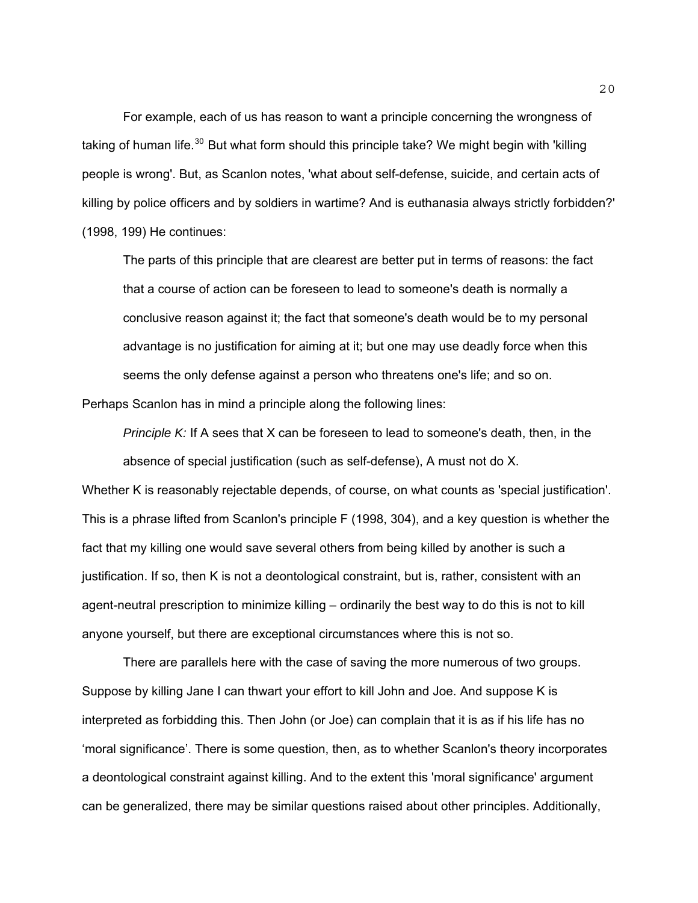For example, each of us has reason to want a principle concerning the wrongness of taking of human life.[30] But what form should this principle take? We might begin with 'killing people is wrong'. But, as Scanlon notes, 'what about self-defense, suicide, and certain acts of killing by police officers and by soldiers in wartime? And is euthanasia always strictly forbidden?' (1998, 199) He continues:

> The parts of this principle that are clearest are better put in terms of reasons: the fact that a course of action can be foreseen to lead to someone's death is normally a conclusive reason against it; the fact that someone's death would be to my personal advantage is no justification for aiming at it; but one may use deadly force when this seems the only defense against a person who threatens one's life; and so on.

Perhaps Scanlon has in mind a principle along the following lines:

> *Principle K:* If A sees that X can be foreseen to lead to someone's death, then, in the absence of special justification (such as self-defense), A must not do X.

Whether K is reasonably rejectable depends, of course, on what counts as 'special justification'. This is a phrase lifted from Scanlon's principle F (1998, 304), and a key question is whether the fact that my killing one would save several others from being killed by another is such a justification. If so, then K is not a deontological constraint, but is, rather, consistent with an agent-neutral prescription to minimize killing – ordinarily the best way to do this is not to kill anyone yourself, but there are exceptional circumstances where this is not so.

There are parallels here with the case of saving the more numerous of two groups. Suppose by killing Jane I can thwart your effort to kill John and Joe. And suppose K is interpreted as forbidding this. Then John (or Joe) can complain that it is as if his life has no 'moral significance'. There is some question, then, as to whether Scanlon's theory incorporates a deontological constraint against killing. And to the extent this 'moral significance' argument can be generalized, there may be similar questions raised about other principles. Additionally,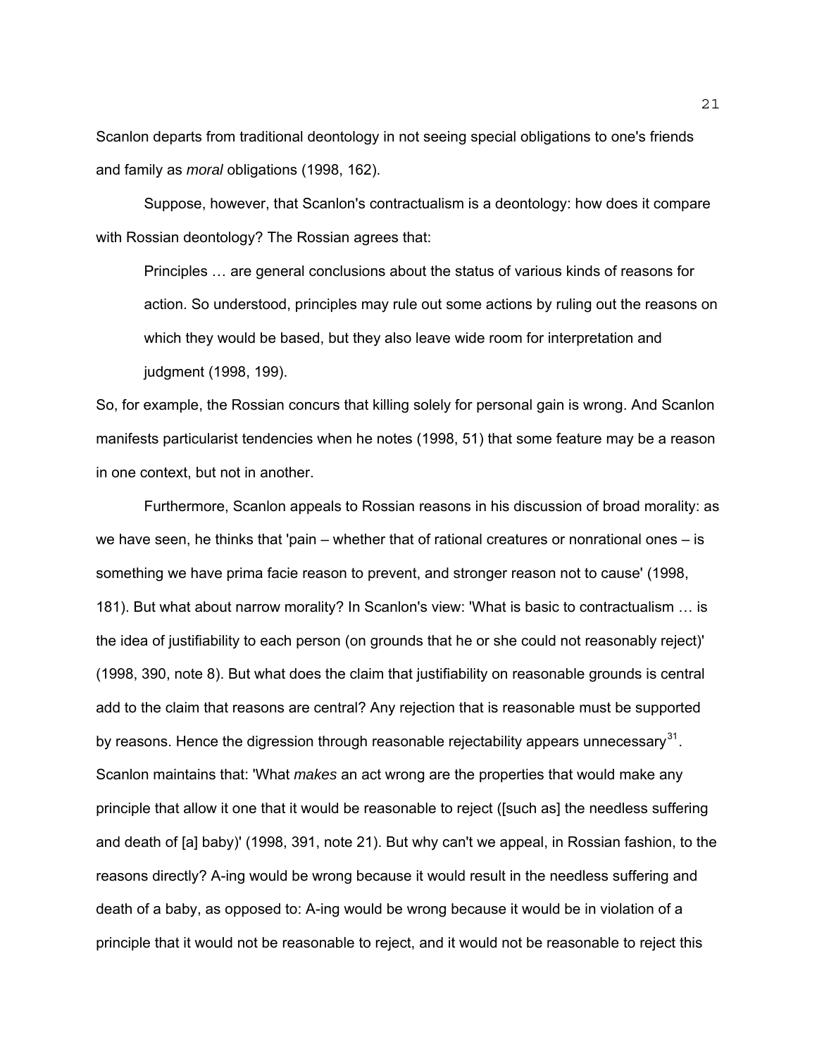Scanlon departs from traditional deontology in not seeing special obligations to one's friends and family as *moral* obligations (1998, 162).

Suppose, however, that Scanlon's contractualism is a deontology: how does it compare with Rossian deontology? The Rossian agrees that:

> Principles … are general conclusions about the status of various kinds of reasons for action. So understood, principles may rule out some actions by ruling out the reasons on which they would be based, but they also leave wide room for interpretation and judgment (1998, 199).

So, for example, the Rossian concurs that killing solely for personal gain is wrong. And Scanlon manifests particularist tendencies when he notes (1998, 51) that some feature may be a reason in one context, but not in another.

Furthermore, Scanlon appeals to Rossian reasons in his discussion of broad morality: as we have seen, he thinks that 'pain – whether that of rational creatures or nonrational ones – is something we have prima facie reason to prevent, and stronger reason not to cause' (1998, 181). But what about narrow morality? In Scanlon's view: 'What is basic to contractualism … is the idea of justifiability to each person (on grounds that he or she could not reasonably reject)' (1998, 390, note 8). But what does the claim that justifiability on reasonable grounds is central add to the claim that reasons are central? Any rejection that is reasonable must be supported by reasons. Hence the digression through reasonable rejectability appears unnecessary[31]. Scanlon maintains that: 'What *makes* an act wrong are the properties that would make any principle that allow it one that it would be reasonable to reject ([such as] the needless suffering and death of [a] baby)' (1998, 391, note 21). But why can't we appeal, in Rossian fashion, to the reasons directly? A-ing would be wrong because it would result in the needless suffering and death of a baby, as opposed to: A-ing would be wrong because it would be in violation of a principle that it would not be reasonable to reject, and it would not be reasonable to reject this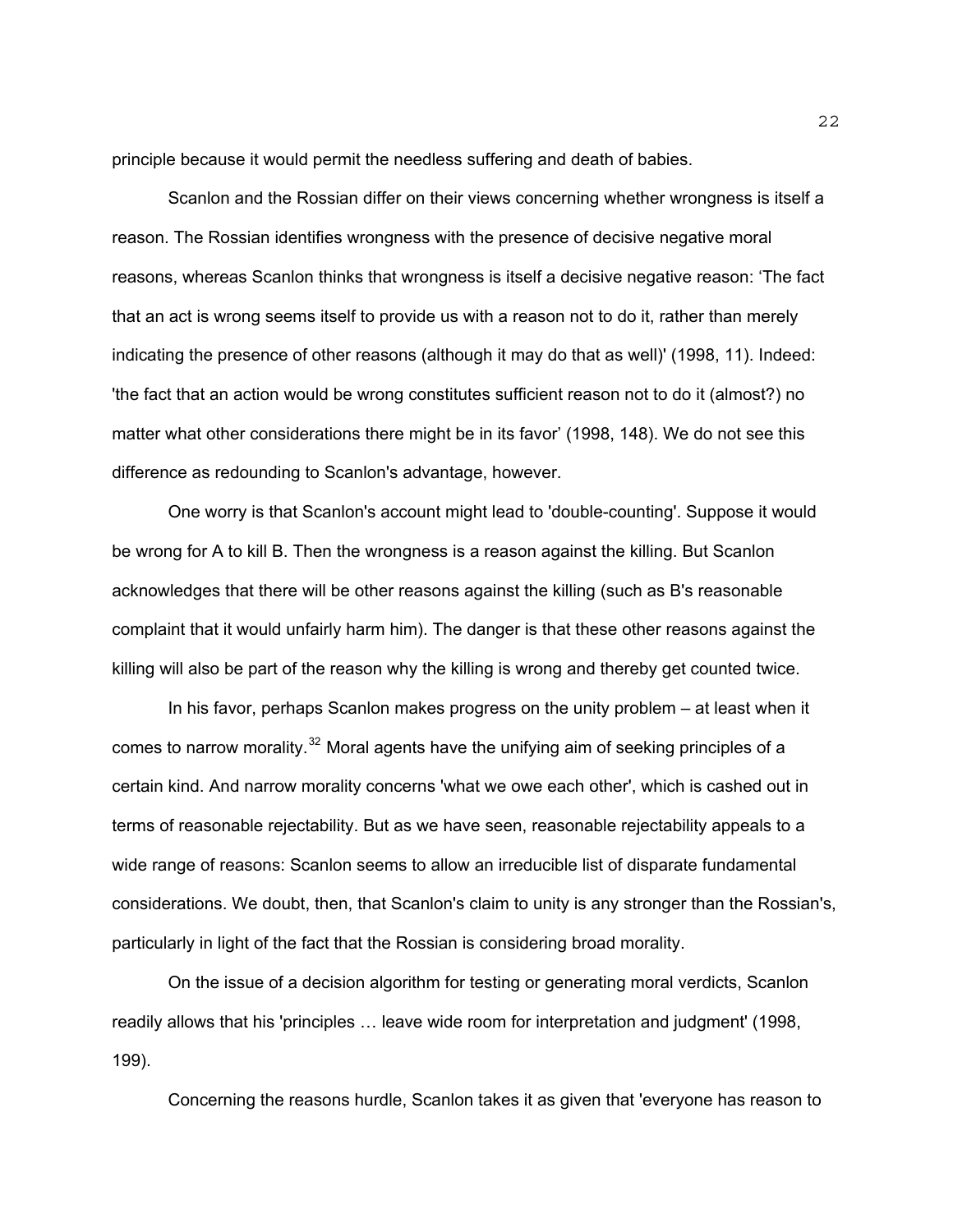principle because it would permit the needless suffering and death of babies.

Scanlon and the Rossian differ on their views concerning whether wrongness is itself a reason. The Rossian identifies wrongness with the presence of decisive negative moral reasons, whereas Scanlon thinks that wrongness is itself a decisive negative reason: 'The fact that an act is wrong seems itself to provide us with a reason not to do it, rather than merely indicating the presence of other reasons (although it may do that as well)' (1998, 11). Indeed: 'the fact that an action would be wrong constitutes sufficient reason not to do it (almost?) no matter what other considerations there might be in its favor' (1998, 148). We do not see this difference as redounding to Scanlon's advantage, however.

One worry is that Scanlon's account might lead to 'double-counting'. Suppose it would be wrong for A to kill B. Then the wrongness is a reason against the killing. But Scanlon acknowledges that there will be other reasons against the killing (such as B's reasonable complaint that it would unfairly harm him). The danger is that these other reasons against the killing will also be part of the reason why the killing is wrong and thereby get counted twice.

In his favor, perhaps Scanlon makes progress on the unity problem – at least when it comes to narrow morality.[32] Moral agents have the unifying aim of seeking principles of a certain kind. And narrow morality concerns 'what we owe each other', which is cashed out in terms of reasonable rejectability. But as we have seen, reasonable rejectability appeals to a wide range of reasons: Scanlon seems to allow an irreducible list of disparate fundamental considerations. We doubt, then, that Scanlon's claim to unity is any stronger than the Rossian's, particularly in light of the fact that the Rossian is considering broad morality.

On the issue of a decision algorithm for testing or generating moral verdicts, Scanlon readily allows that his 'principles … leave wide room for interpretation and judgment' (1998, 199).

Concerning the reasons hurdle, Scanlon takes it as given that 'everyone has reason to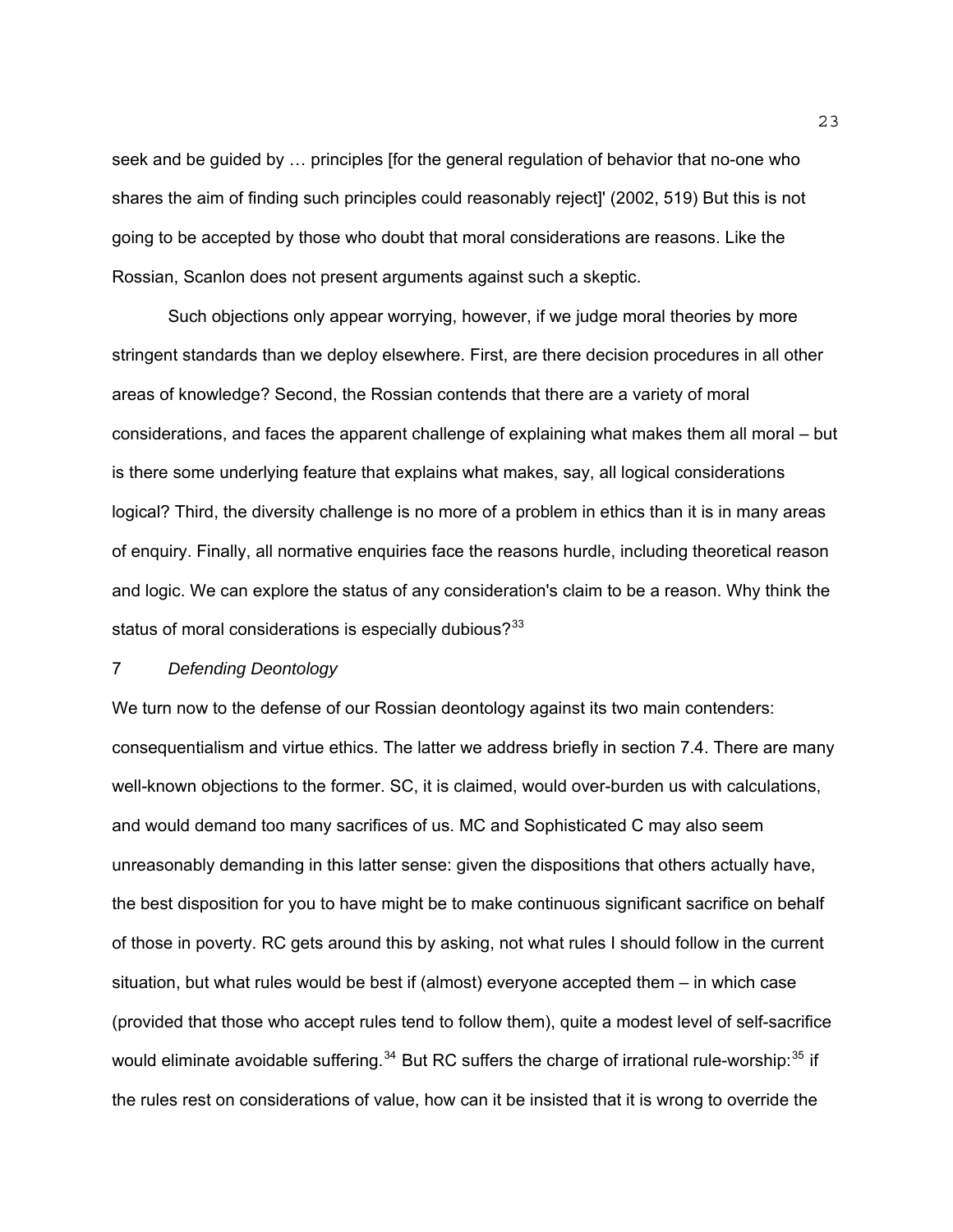seek and be guided by … principles [for the general regulation of behavior that no-one who shares the aim of finding such principles could reasonably reject]' (2002, 519) But this is not going to be accepted by those who doubt that moral considerations are reasons. Like the Rossian, Scanlon does not present arguments against such a skeptic.

Such objections only appear worrying, however, if we judge moral theories by more stringent standards than we deploy elsewhere. First, are there decision procedures in all other areas of knowledge? Second, the Rossian contends that there are a variety of moral considerations, and faces the apparent challenge of explaining what makes them all moral – but is there some underlying feature that explains what makes, say, all logical considerations logical? Third, the diversity challenge is no more of a problem in ethics than it is in many areas of enquiry. Finally, all normative enquiries face the reasons hurdle, including theoretical reason and logic. We can explore the status of any consideration's claim to be a reason. Why think the status of moral considerations is especially dubious?[33]

## 7 *Defending Deontology*

We turn now to the defense of our Rossian deontology against its two main contenders: consequentialism and virtue ethics. The latter we address briefly in section 7.4. There are many well-known objections to the former. SC, it is claimed, would over-burden us with calculations, and would demand too many sacrifices of us. MC and Sophisticated C may also seem unreasonably demanding in this latter sense: given the dispositions that others actually have, the best disposition for you to have might be to make continuous significant sacrifice on behalf of those in poverty. RC gets around this by asking, not what rules I should follow in the current situation, but what rules would be best if (almost) everyone accepted them – in which case (provided that those who accept rules tend to follow them), quite a modest level of self-sacrifice would eliminate avoidable suffering.[34] But RC suffers the charge of irrational rule-worship:[35] if the rules rest on considerations of value, how can it be insisted that it is wrong to override the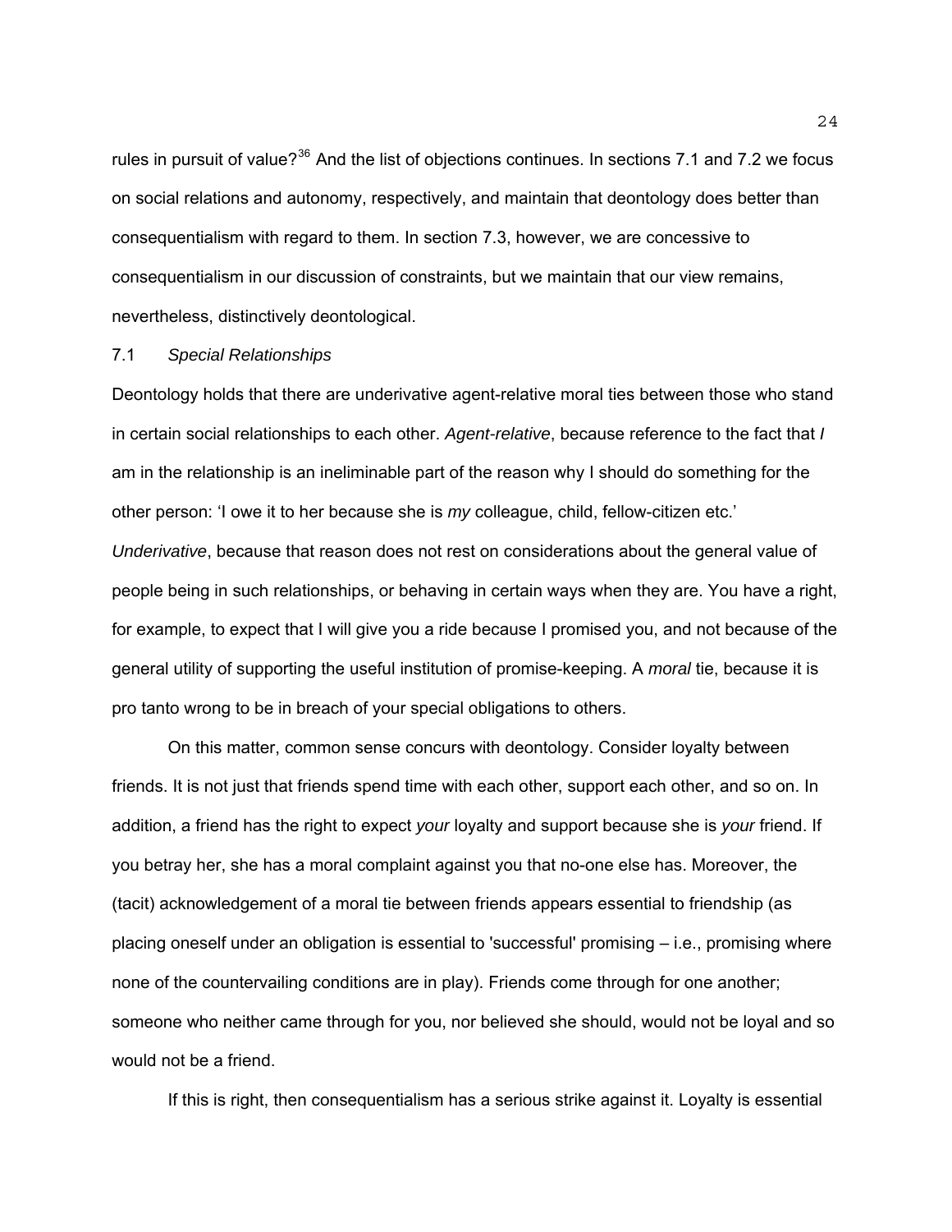rules in pursuit of value?[36] And the list of objections continues. In sections 7.1 and 7.2 we focus on social relations and autonomy, respectively, and maintain that deontology does better than consequentialism with regard to them. In section 7.3, however, we are concessive to consequentialism in our discussion of constraints, but we maintain that our view remains, nevertheless, distinctively deontological.

### 7.1 *Special Relationships*

Deontology holds that there are underivative agent-relative moral ties between those who stand in certain social relationships to each other. *Agent-relative*, because reference to the fact that *I* am in the relationship is an ineliminable part of the reason why I should do something for the other person: 'I owe it to her because she is *my* colleague, child, fellow-citizen etc.' *Underivative*, because that reason does not rest on considerations about the general value of people being in such relationships, or behaving in certain ways when they are. You have a right, for example, to expect that I will give you a ride because I promised you, and not because of the general utility of supporting the useful institution of promise-keeping. A *moral* tie, because it is pro tanto wrong to be in breach of your special obligations to others.

On this matter, common sense concurs with deontology. Consider loyalty between friends. It is not just that friends spend time with each other, support each other, and so on. In addition, a friend has the right to expect *your* loyalty and support because she is *your* friend. If you betray her, she has a moral complaint against you that no-one else has. Moreover, the (tacit) acknowledgement of a moral tie between friends appears essential to friendship (as placing oneself under an obligation is essential to 'successful' promising – i.e., promising where none of the countervailing conditions are in play). Friends come through for one another; someone who neither came through for you, nor believed she should, would not be loyal and so would not be a friend.

If this is right, then consequentialism has a serious strike against it. Loyalty is essential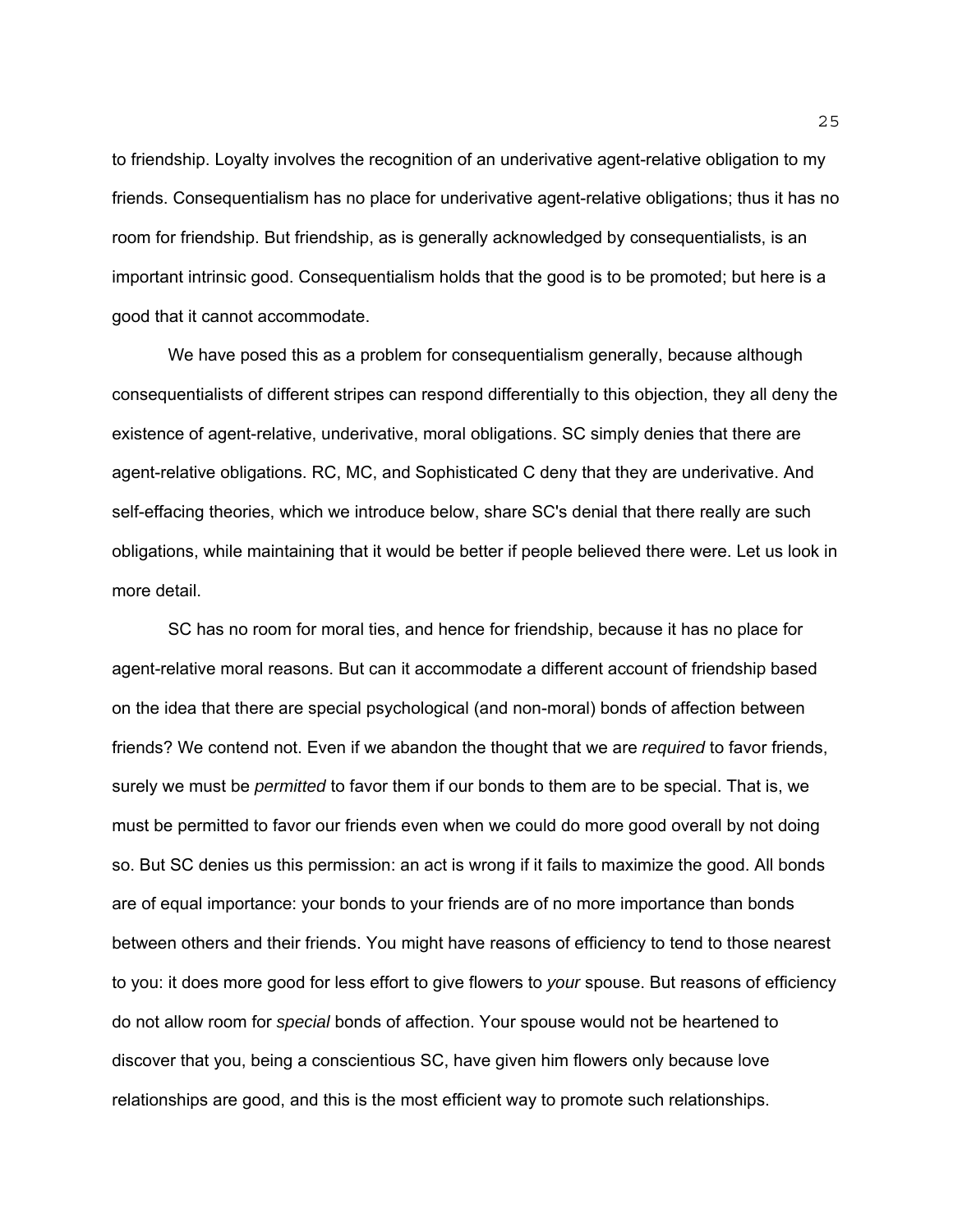to friendship. Loyalty involves the recognition of an underivative agent-relative obligation to my friends. Consequentialism has no place for underivative agent-relative obligations; thus it has no room for friendship. But friendship, as is generally acknowledged by consequentialists, is an important intrinsic good. Consequentialism holds that the good is to be promoted; but here is a good that it cannot accommodate.

We have posed this as a problem for consequentialism generally, because although consequentialists of different stripes can respond differentially to this objection, they all deny the existence of agent-relative, underivative, moral obligations. SC simply denies that there are agent-relative obligations. RC, MC, and Sophisticated C deny that they are underivative. And self-effacing theories, which we introduce below, share SC's denial that there really are such obligations, while maintaining that it would be better if people believed there were. Let us look in more detail.

SC has no room for moral ties, and hence for friendship, because it has no place for agent-relative moral reasons. But can it accommodate a different account of friendship based on the idea that there are special psychological (and non-moral) bonds of affection between friends? We contend not. Even if we abandon the thought that we are *required* to favor friends, surely we must be *permitted* to favor them if our bonds to them are to be special. That is, we must be permitted to favor our friends even when we could do more good overall by not doing so. But SC denies us this permission: an act is wrong if it fails to maximize the good. All bonds are of equal importance: your bonds to your friends are of no more importance than bonds between others and their friends. You might have reasons of efficiency to tend to those nearest to you: it does more good for less effort to give flowers to *your* spouse. But reasons of efficiency do not allow room for *special* bonds of affection. Your spouse would not be heartened to discover that you, being a conscientious SC, have given him flowers only because love relationships are good, and this is the most efficient way to promote such relationships.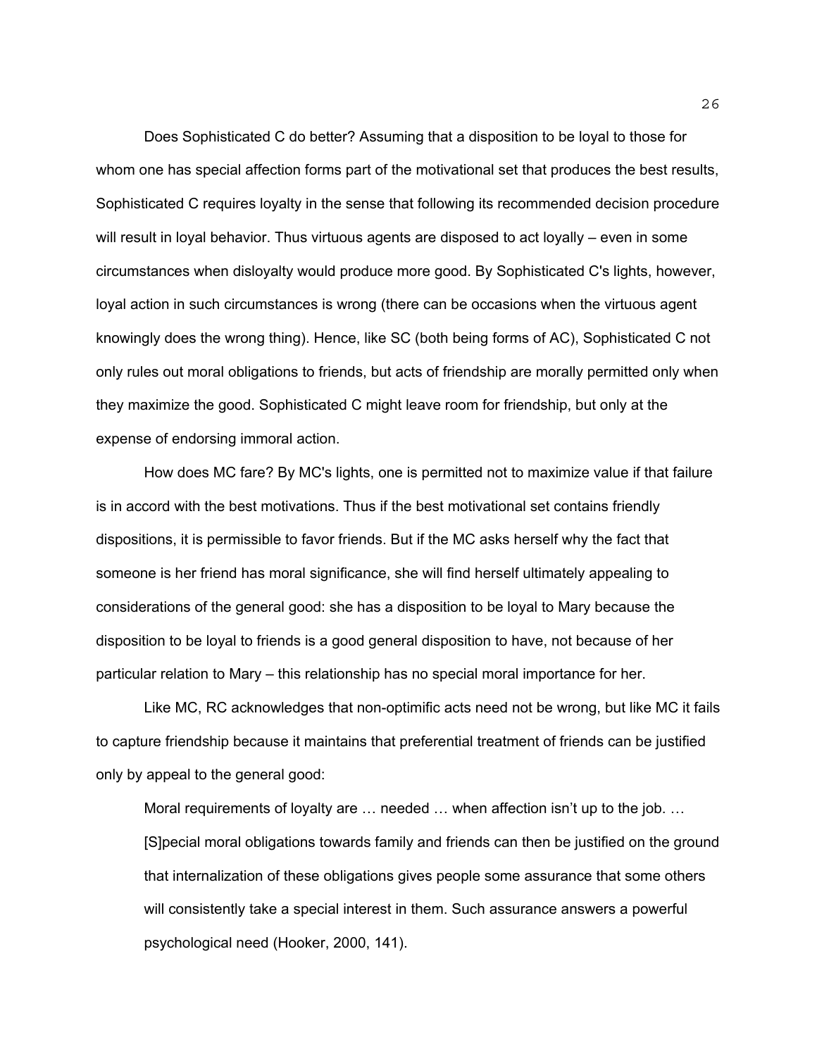Does Sophisticated C do better? Assuming that a disposition to be loyal to those for whom one has special affection forms part of the motivational set that produces the best results, Sophisticated C requires loyalty in the sense that following its recommended decision procedure will result in loyal behavior. Thus virtuous agents are disposed to act loyally – even in some circumstances when disloyalty would produce more good. By Sophisticated C's lights, however, loyal action in such circumstances is wrong (there can be occasions when the virtuous agent knowingly does the wrong thing). Hence, like SC (both being forms of AC), Sophisticated C not only rules out moral obligations to friends, but acts of friendship are morally permitted only when they maximize the good. Sophisticated C might leave room for friendship, but only at the expense of endorsing immoral action.

How does MC fare? By MC's lights, one is permitted not to maximize value if that failure is in accord with the best motivations. Thus if the best motivational set contains friendly dispositions, it is permissible to favor friends. But if the MC asks herself why the fact that someone is her friend has moral significance, she will find herself ultimately appealing to considerations of the general good: she has a disposition to be loyal to Mary because the disposition to be loyal to friends is a good general disposition to have, not because of her particular relation to Mary – this relationship has no special moral importance for her.

Like MC, RC acknowledges that non-optimific acts need not be wrong, but like MC it fails to capture friendship because it maintains that preferential treatment of friends can be justified only by appeal to the general good:

> Moral requirements of loyalty are … needed … when affection isn't up to the job. … [S]pecial moral obligations towards family and friends can then be justified on the ground that internalization of these obligations gives people some assurance that some others will consistently take a special interest in them. Such assurance answers a powerful psychological need (Hooker, 2000, 141).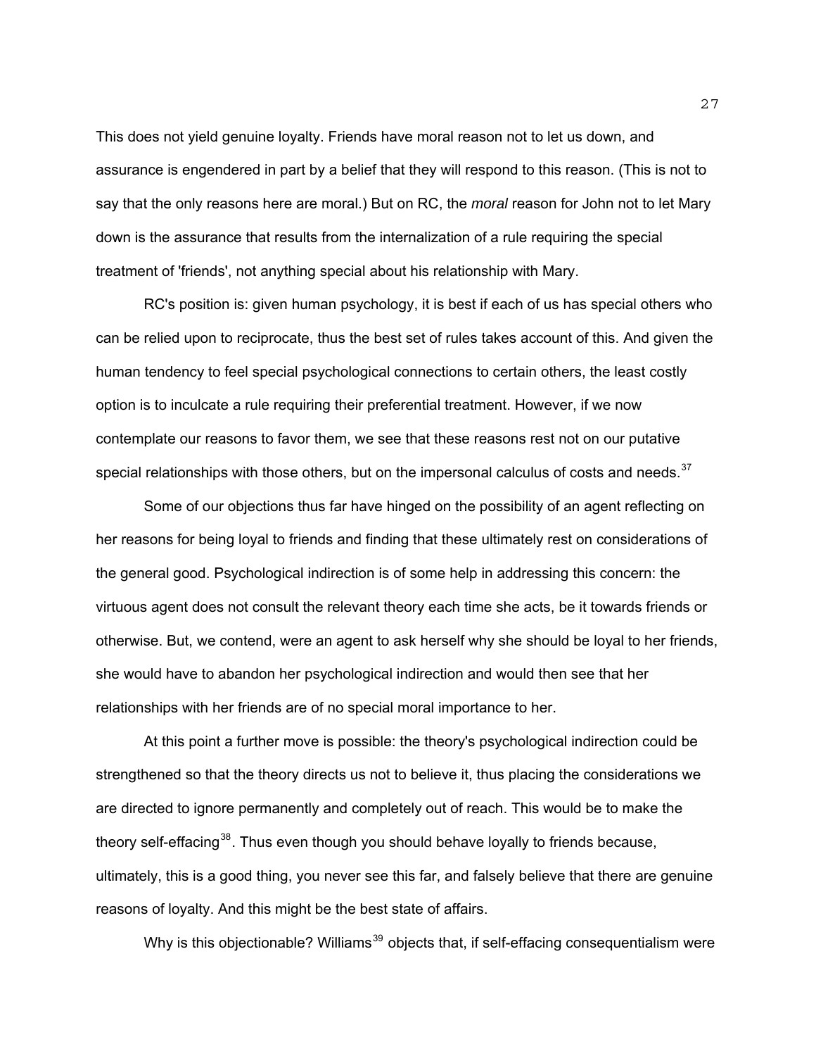This does not yield genuine loyalty. Friends have moral reason not to let us down, and assurance is engendered in part by a belief that they will respond to this reason. (This is not to say that the only reasons here are moral.) But on RC, the *moral* reason for John not to let Mary down is the assurance that results from the internalization of a rule requiring the special treatment of 'friends', not anything special about his relationship with Mary.

RC's position is: given human psychology, it is best if each of us has special others who can be relied upon to reciprocate, thus the best set of rules takes account of this. And given the human tendency to feel special psychological connections to certain others, the least costly option is to inculcate a rule requiring their preferential treatment. However, if we now contemplate our reasons to favor them, we see that these reasons rest not on our putative special relationships with those others, but on the impersonal calculus of costs and needs.[37]

Some of our objections thus far have hinged on the possibility of an agent reflecting on her reasons for being loyal to friends and finding that these ultimately rest on considerations of the general good. Psychological indirection is of some help in addressing this concern: the virtuous agent does not consult the relevant theory each time she acts, be it towards friends or otherwise. But, we contend, were an agent to ask herself why she should be loyal to her friends, she would have to abandon her psychological indirection and would then see that her relationships with her friends are of no special moral importance to her.

At this point a further move is possible: the theory's psychological indirection could be strengthened so that the theory directs us not to believe it, thus placing the considerations we are directed to ignore permanently and completely out of reach. This would be to make the theory self-effacing[38]. Thus even though you should behave loyally to friends because, ultimately, this is a good thing, you never see this far, and falsely believe that there are genuine reasons of loyalty. And this might be the best state of affairs.

Why is this objectionable? Williams[39] objects that, if self-effacing consequentialism were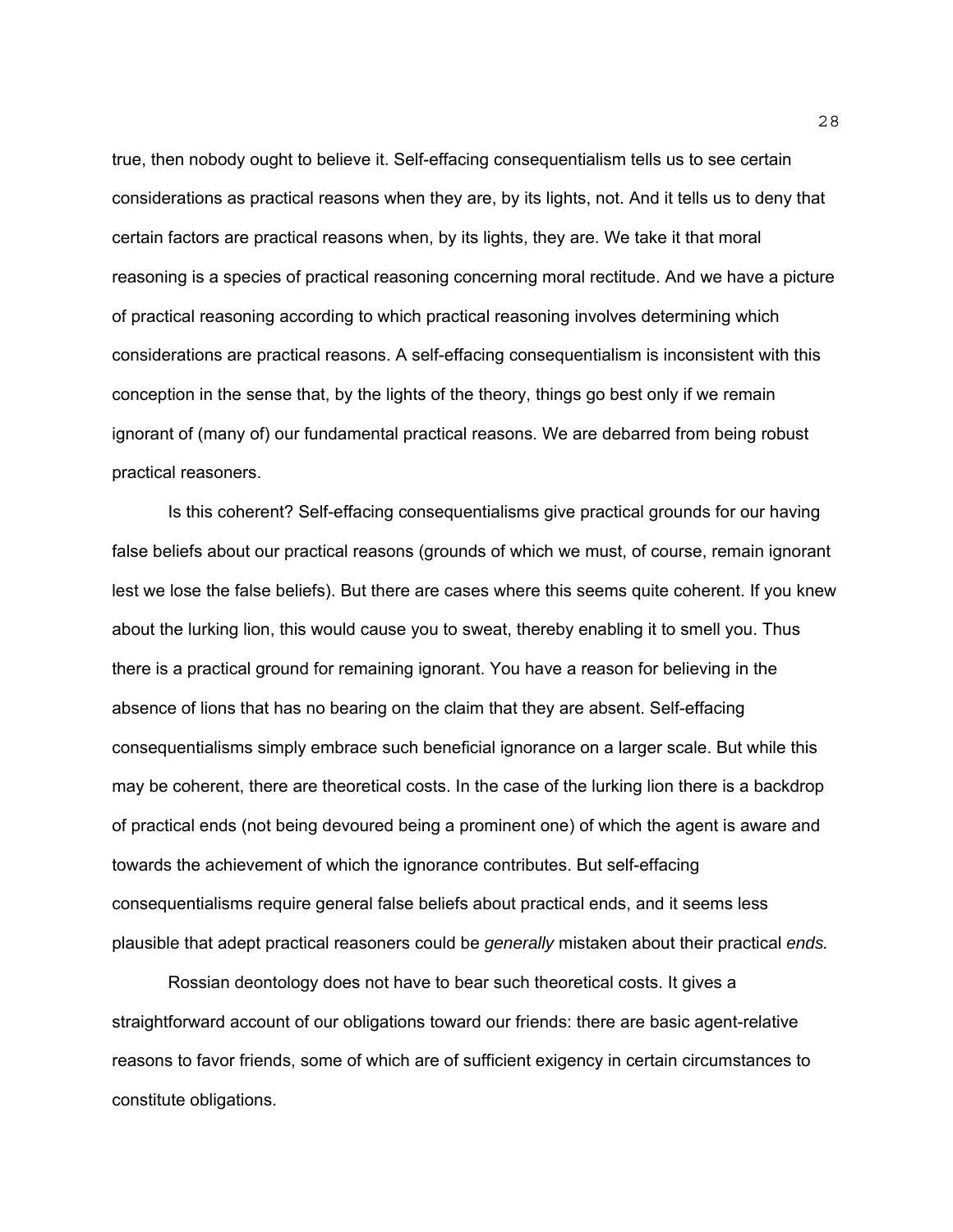true, then nobody ought to believe it. Self-effacing consequentialism tells us to see certain considerations as practical reasons when they are, by its lights, not. And it tells us to deny that certain factors are practical reasons when, by its lights, they are. We take it that moral reasoning is a species of practical reasoning concerning moral rectitude. And we have a picture of practical reasoning according to which practical reasoning involves determining which considerations are practical reasons. A self-effacing consequentialism is inconsistent with this conception in the sense that, by the lights of the theory, things go best only if we remain ignorant of (many of) our fundamental practical reasons. We are debarred from being robust practical reasoners.

Is this coherent? Self-effacing consequentialisms give practical grounds for our having false beliefs about our practical reasons (grounds of which we must, of course, remain ignorant lest we lose the false beliefs). But there are cases where this seems quite coherent. If you knew about the lurking lion, this would cause you to sweat, thereby enabling it to smell you. Thus there is a practical ground for remaining ignorant. You have a reason for believing in the absence of lions that has no bearing on the claim that they are absent. Self-effacing consequentialisms simply embrace such beneficial ignorance on a larger scale. But while this may be coherent, there are theoretical costs. In the case of the lurking lion there is a backdrop of practical ends (not being devoured being a prominent one) of which the agent is aware and towards the achievement of which the ignorance contributes. But self-effacing consequentialisms require general false beliefs about practical ends, and it seems less plausible that adept practical reasoners could be *generally* mistaken about their practical *ends.*

Rossian deontology does not have to bear such theoretical costs. It gives a straightforward account of our obligations toward our friends: there are basic agent-relative reasons to favor friends, some of which are of sufficient exigency in certain circumstances to constitute obligations.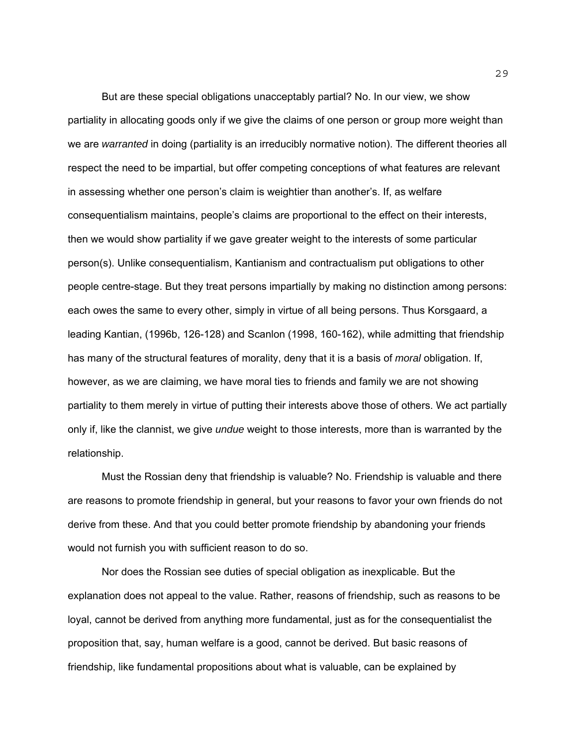But are these special obligations unacceptably partial? No. In our view, we show partiality in allocating goods only if we give the claims of one person or group more weight than we are *warranted* in doing (partiality is an irreducibly normative notion). The different theories all respect the need to be impartial, but offer competing conceptions of what features are relevant in assessing whether one person's claim is weightier than another's. If, as welfare consequentialism maintains, people's claims are proportional to the effect on their interests, then we would show partiality if we gave greater weight to the interests of some particular person(s). Unlike consequentialism, Kantianism and contractualism put obligations to other people centre-stage. But they treat persons impartially by making no distinction among persons: each owes the same to every other, simply in virtue of all being persons. Thus Korsgaard, a leading Kantian, (1996b, 126-128) and Scanlon (1998, 160-162), while admitting that friendship has many of the structural features of morality, deny that it is a basis of *moral* obligation. If, however, as we are claiming, we have moral ties to friends and family we are not showing partiality to them merely in virtue of putting their interests above those of others. We act partially only if, like the clannist, we give *undue* weight to those interests, more than is warranted by the relationship.

Must the Rossian deny that friendship is valuable? No. Friendship is valuable and there are reasons to promote friendship in general, but your reasons to favor your own friends do not derive from these. And that you could better promote friendship by abandoning your friends would not furnish you with sufficient reason to do so.

Nor does the Rossian see duties of special obligation as inexplicable. But the explanation does not appeal to the value. Rather, reasons of friendship, such as reasons to be loyal, cannot be derived from anything more fundamental, just as for the consequentialist the proposition that, say, human welfare is a good, cannot be derived. But basic reasons of friendship, like fundamental propositions about what is valuable, can be explained by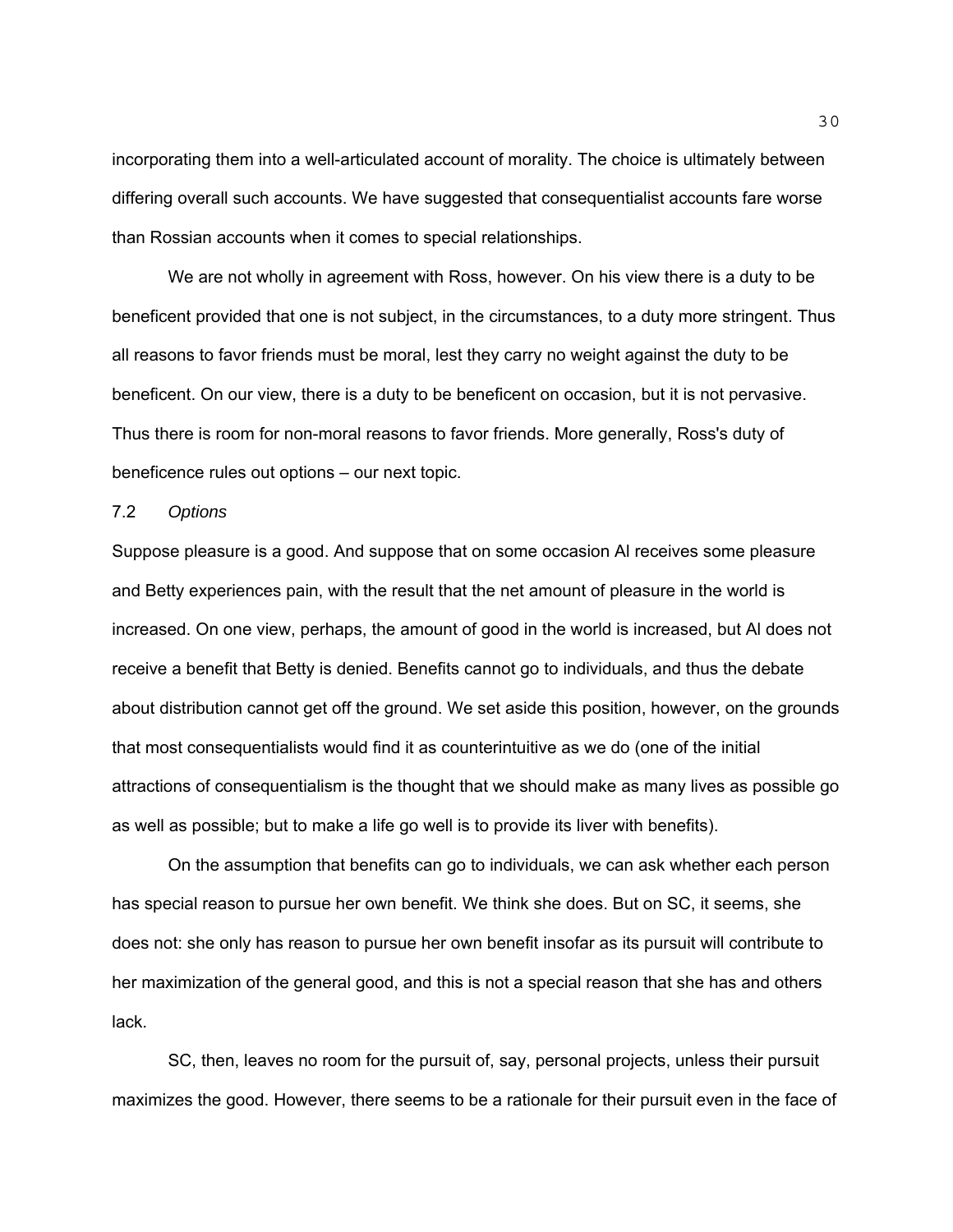incorporating them into a well-articulated account of morality. The choice is ultimately between differing overall such accounts. We have suggested that consequentialist accounts fare worse than Rossian accounts when it comes to special relationships.

We are not wholly in agreement with Ross, however. On his view there is a duty to be beneficent provided that one is not subject, in the circumstances, to a duty more stringent. Thus all reasons to favor friends must be moral, lest they carry no weight against the duty to be beneficent. On our view, there is a duty to be beneficent on occasion, but it is not pervasive. Thus there is room for non-moral reasons to favor friends. More generally, Ross's duty of beneficence rules out options – our next topic.

### 7.2 *Options*

Suppose pleasure is a good. And suppose that on some occasion Al receives some pleasure and Betty experiences pain, with the result that the net amount of pleasure in the world is increased. On one view, perhaps, the amount of good in the world is increased, but Al does not receive a benefit that Betty is denied. Benefits cannot go to individuals, and thus the debate about distribution cannot get off the ground. We set aside this position, however, on the grounds that most consequentialists would find it as counterintuitive as we do (one of the initial attractions of consequentialism is the thought that we should make as many lives as possible go as well as possible; but to make a life go well is to provide its liver with benefits).

On the assumption that benefits can go to individuals, we can ask whether each person has special reason to pursue her own benefit. We think she does. But on SC, it seems, she does not: she only has reason to pursue her own benefit insofar as its pursuit will contribute to her maximization of the general good, and this is not a special reason that she has and others lack.

SC, then, leaves no room for the pursuit of, say, personal projects, unless their pursuit maximizes the good. However, there seems to be a rationale for their pursuit even in the face of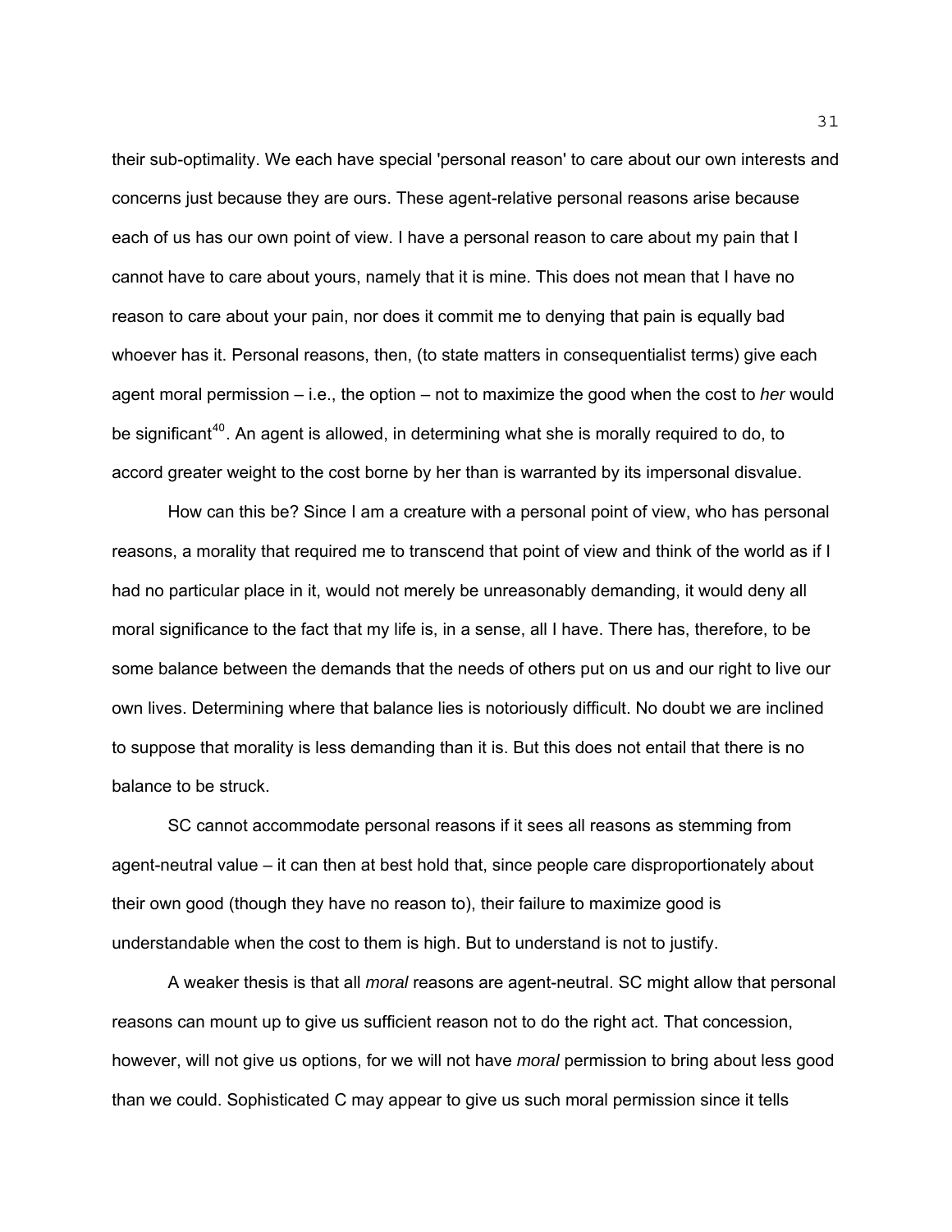their sub-optimality. We each have special 'personal reason' to care about our own interests and concerns just because they are ours. These agent-relative personal reasons arise because each of us has our own point of view. I have a personal reason to care about my pain that I cannot have to care about yours, namely that it is mine. This does not mean that I have no reason to care about your pain, nor does it commit me to denying that pain is equally bad whoever has it. Personal reasons, then, (to state matters in consequentialist terms) give each agent moral permission – i.e., the option – not to maximize the good when the cost to *her* would be significant[40]. An agent is allowed, in determining what she is morally required to do, to accord greater weight to the cost borne by her than is warranted by its impersonal disvalue.

How can this be? Since I am a creature with a personal point of view, who has personal reasons, a morality that required me to transcend that point of view and think of the world as if I had no particular place in it, would not merely be unreasonably demanding, it would deny all moral significance to the fact that my life is, in a sense, all I have. There has, therefore, to be some balance between the demands that the needs of others put on us and our right to live our own lives. Determining where that balance lies is notoriously difficult. No doubt we are inclined to suppose that morality is less demanding than it is. But this does not entail that there is no balance to be struck.

SC cannot accommodate personal reasons if it sees all reasons as stemming from agent-neutral value – it can then at best hold that, since people care disproportionately about their own good (though they have no reason to), their failure to maximize good is understandable when the cost to them is high. But to understand is not to justify.

A weaker thesis is that all *moral* reasons are agent-neutral. SC might allow that personal reasons can mount up to give us sufficient reason not to do the right act. That concession, however, will not give us options, for we will not have *moral* permission to bring about less good than we could. Sophisticated C may appear to give us such moral permission since it tells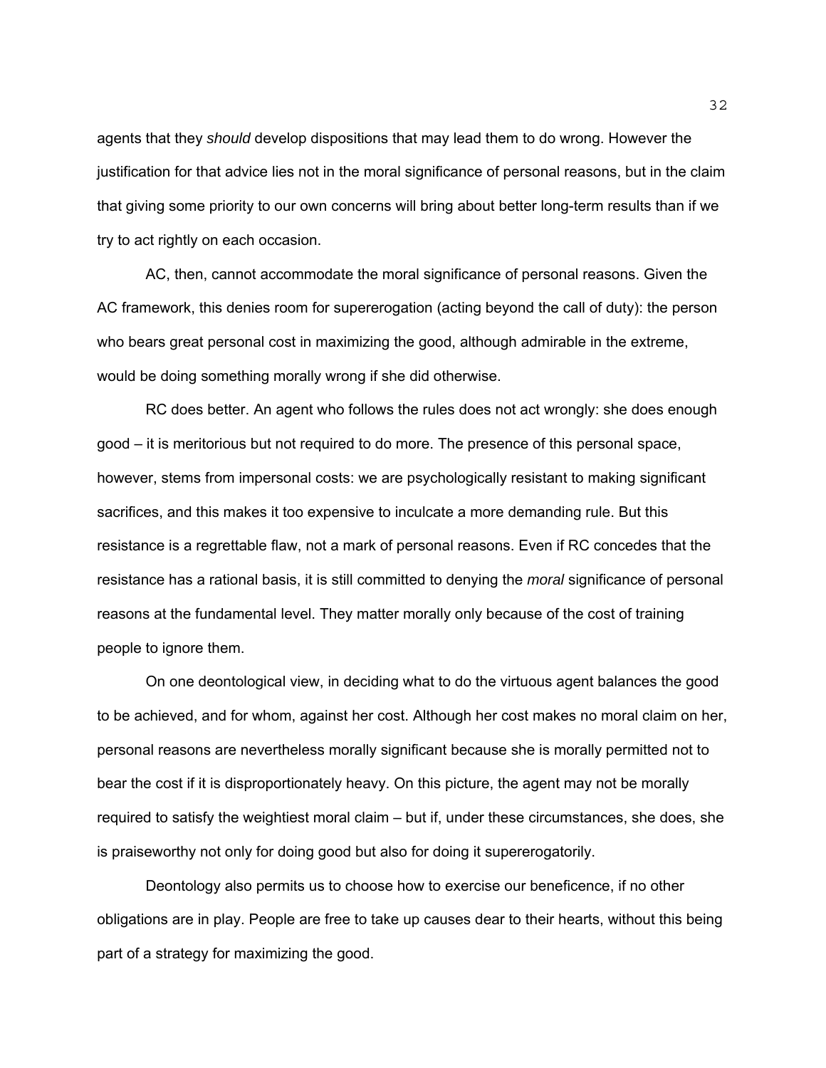agents that they *should* develop dispositions that may lead them to do wrong. However the justification for that advice lies not in the moral significance of personal reasons, but in the claim that giving some priority to our own concerns will bring about better long-term results than if we try to act rightly on each occasion.

AC, then, cannot accommodate the moral significance of personal reasons. Given the AC framework, this denies room for supererogation (acting beyond the call of duty): the person who bears great personal cost in maximizing the good, although admirable in the extreme, would be doing something morally wrong if she did otherwise.

RC does better. An agent who follows the rules does not act wrongly: she does enough good – it is meritorious but not required to do more. The presence of this personal space, however, stems from impersonal costs: we are psychologically resistant to making significant sacrifices, and this makes it too expensive to inculcate a more demanding rule. But this resistance is a regrettable flaw, not a mark of personal reasons. Even if RC concedes that the resistance has a rational basis, it is still committed to denying the *moral* significance of personal reasons at the fundamental level. They matter morally only because of the cost of training people to ignore them.

On one deontological view, in deciding what to do the virtuous agent balances the good to be achieved, and for whom, against her cost. Although her cost makes no moral claim on her, personal reasons are nevertheless morally significant because she is morally permitted not to bear the cost if it is disproportionately heavy. On this picture, the agent may not be morally required to satisfy the weightiest moral claim – but if, under these circumstances, she does, she is praiseworthy not only for doing good but also for doing it supererogatorily.

Deontology also permits us to choose how to exercise our beneficence, if no other obligations are in play. People are free to take up causes dear to their hearts, without this being part of a strategy for maximizing the good.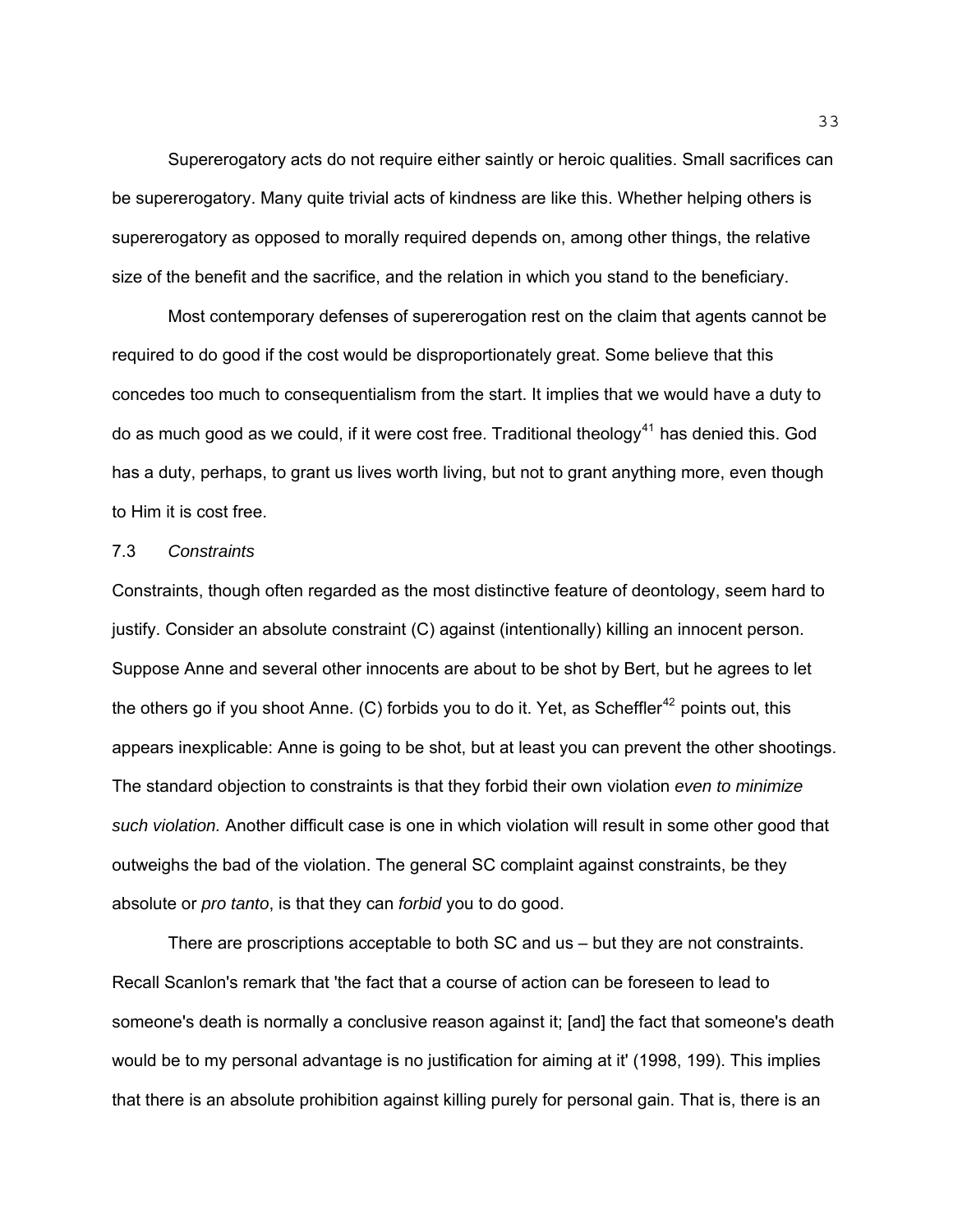Supererogatory acts do not require either saintly or heroic qualities. Small sacrifices can be supererogatory. Many quite trivial acts of kindness are like this. Whether helping others is supererogatory as opposed to morally required depends on, among other things, the relative size of the benefit and the sacrifice, and the relation in which you stand to the beneficiary.

Most contemporary defenses of supererogation rest on the claim that agents cannot be required to do good if the cost would be disproportionately great. Some believe that this concedes too much to consequentialism from the start. It implies that we would have a duty to do as much good as we could, if it were cost free. Traditional theology[41] has denied this. God has a duty, perhaps, to grant us lives worth living, but not to grant anything more, even though to Him it is cost free.

### 7.3 *Constraints*

Constraints, though often regarded as the most distinctive feature of deontology, seem hard to justify. Consider an absolute constraint (C) against (intentionally) killing an innocent person. Suppose Anne and several other innocents are about to be shot by Bert, but he agrees to let the others go if you shoot Anne. (C) forbids you to do it. Yet, as Scheffler[42] points out, this appears inexplicable: Anne is going to be shot, but at least you can prevent the other shootings. The standard objection to constraints is that they forbid their own violation *even to minimize such violation.* Another difficult case is one in which violation will result in some other good that outweighs the bad of the violation. The general SC complaint against constraints, be they absolute or *pro tanto*, is that they can *forbid* you to do good.

There are proscriptions acceptable to both SC and us – but they are not constraints. Recall Scanlon's remark that 'the fact that a course of action can be foreseen to lead to someone's death is normally a conclusive reason against it; [and] the fact that someone's death would be to my personal advantage is no justification for aiming at it' (1998, 199). This implies that there is an absolute prohibition against killing purely for personal gain. That is, there is an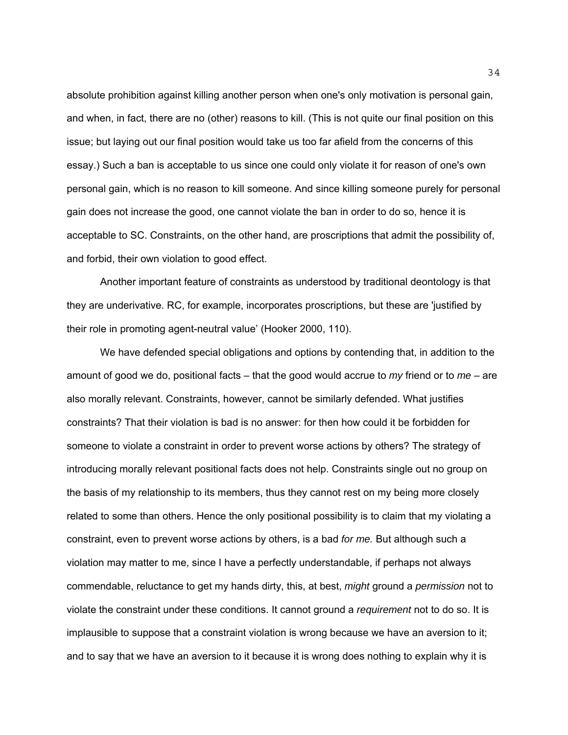absolute prohibition against killing another person when one's only motivation is personal gain, and when, in fact, there are no (other) reasons to kill. (This is not quite our final position on this issue; but laying out our final position would take us too far afield from the concerns of this essay.) Such a ban is acceptable to us since one could only violate it for reason of one's own personal gain, which is no reason to kill someone. And since killing someone purely for personal gain does not increase the good, one cannot violate the ban in order to do so, hence it is acceptable to SC. Constraints, on the other hand, are proscriptions that admit the possibility of, and forbid, their own violation to good effect.

Another important feature of constraints as understood by traditional deontology is that they are underivative. RC, for example, incorporates proscriptions, but these are 'justified by their role in promoting agent-neutral value' (Hooker 2000, 110).

We have defended special obligations and options by contending that, in addition to the amount of good we do, positional facts – that the good would accrue to *my* friend or to *me* – are also morally relevant. Constraints, however, cannot be similarly defended. What justifies constraints? That their violation is bad is no answer: for then how could it be forbidden for someone to violate a constraint in order to prevent worse actions by others? The strategy of introducing morally relevant positional facts does not help. Constraints single out no group on the basis of my relationship to its members, thus they cannot rest on my being more closely related to some than others. Hence the only positional possibility is to claim that my violating a constraint, even to prevent worse actions by others, is a bad *for me.* But although such a violation may matter to me, since I have a perfectly understandable, if perhaps not always commendable, reluctance to get my hands dirty, this, at best, *might* ground a *permission* not to violate the constraint under these conditions. It cannot ground a *requirement* not to do so. It is implausible to suppose that a constraint violation is wrong because we have an aversion to it; and to say that we have an aversion to it because it is wrong does nothing to explain why it is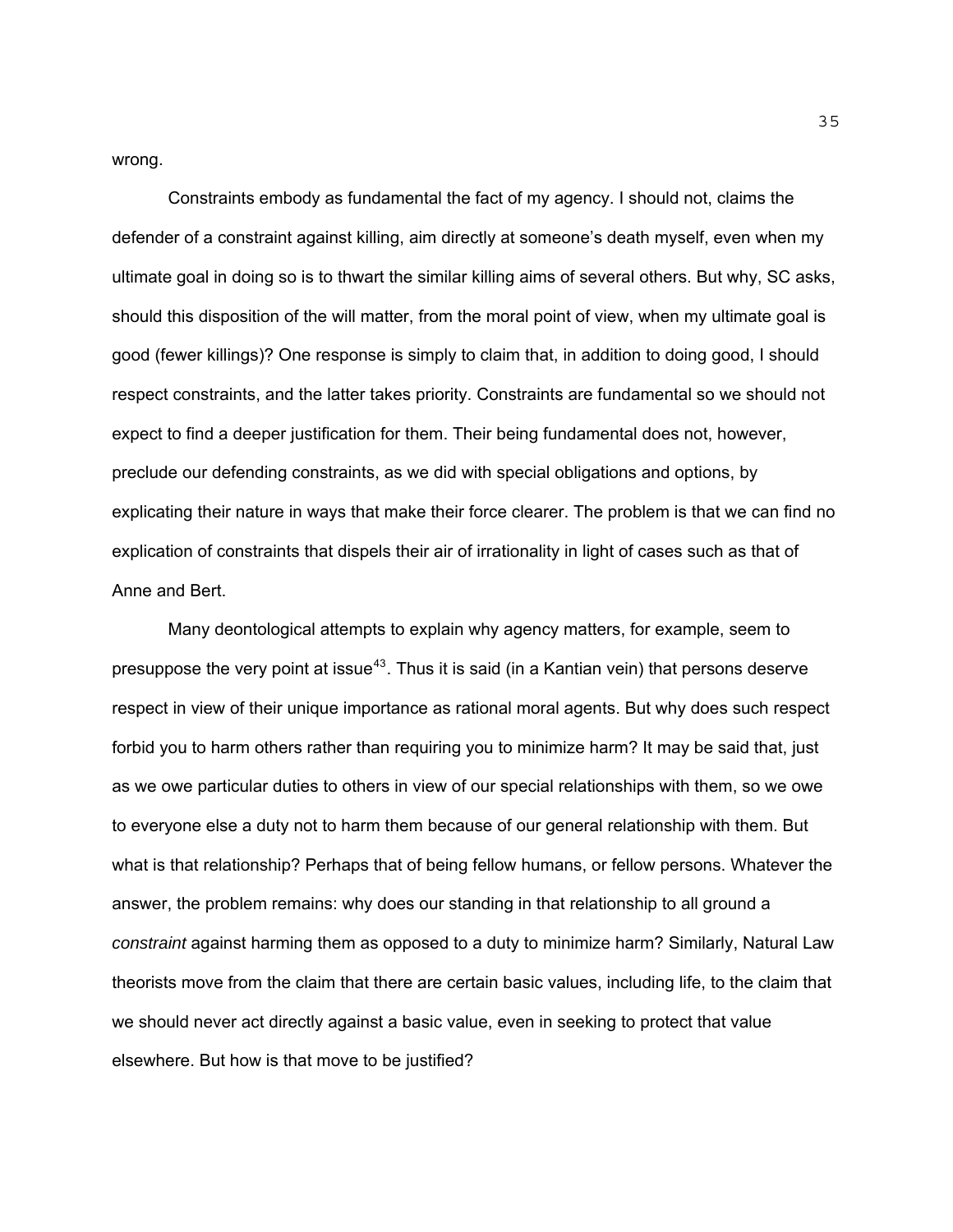wrong.

Constraints embody as fundamental the fact of my agency. I should not, claims the defender of a constraint against killing, aim directly at someone's death myself, even when my ultimate goal in doing so is to thwart the similar killing aims of several others. But why, SC asks, should this disposition of the will matter, from the moral point of view, when my ultimate goal is good (fewer killings)? One response is simply to claim that, in addition to doing good, I should respect constraints, and the latter takes priority. Constraints are fundamental so we should not expect to find a deeper justification for them. Their being fundamental does not, however, preclude our defending constraints, as we did with special obligations and options, by explicating their nature in ways that make their force clearer. The problem is that we can find no explication of constraints that dispels their air of irrationality in light of cases such as that of Anne and Bert.

Many deontological attempts to explain why agency matters, for example, seem to presuppose the very point at issue[43]. Thus it is said (in a Kantian vein) that persons deserve respect in view of their unique importance as rational moral agents. But why does such respect forbid you to harm others rather than requiring you to minimize harm? It may be said that, just as we owe particular duties to others in view of our special relationships with them, so we owe to everyone else a duty not to harm them because of our general relationship with them. But what is that relationship? Perhaps that of being fellow humans, or fellow persons. Whatever the answer, the problem remains: why does our standing in that relationship to all ground a *constraint* against harming them as opposed to a duty to minimize harm? Similarly, Natural Law theorists move from the claim that there are certain basic values, including life, to the claim that we should never act directly against a basic value, even in seeking to protect that value elsewhere. But how is that move to be justified?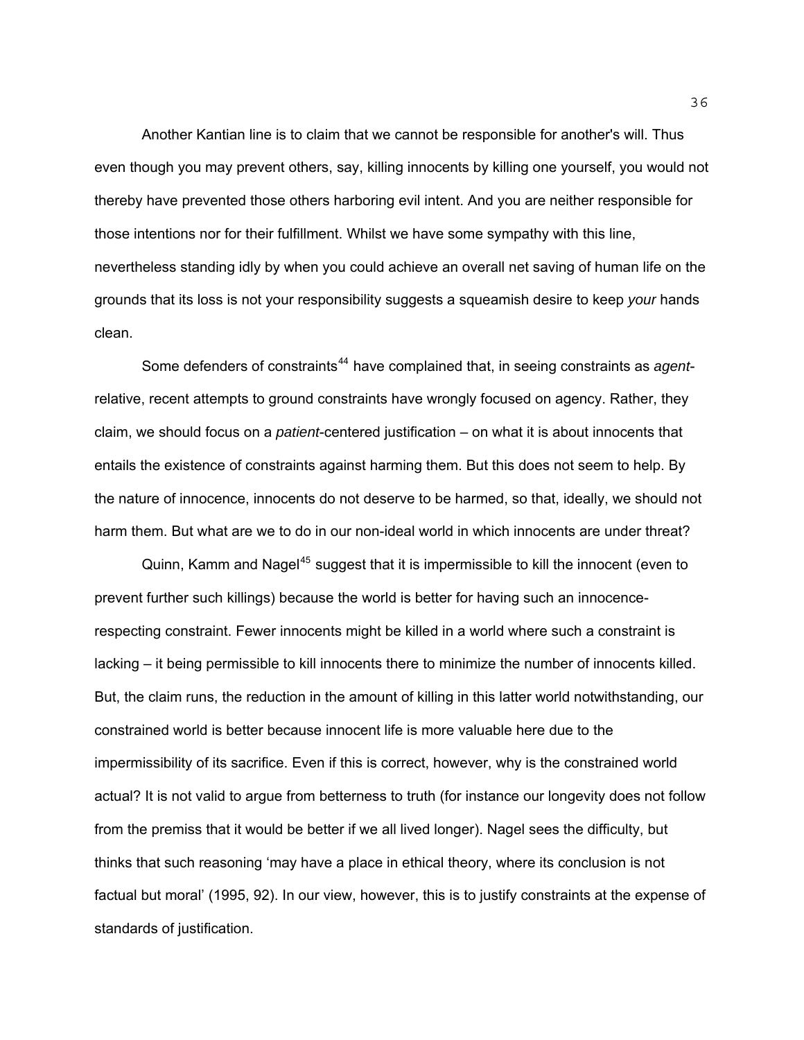Another Kantian line is to claim that we cannot be responsible for another's will. Thus even though you may prevent others, say, killing innocents by killing one yourself, you would not thereby have prevented those others harboring evil intent. And you are neither responsible for those intentions nor for their fulfillment. Whilst we have some sympathy with this line, nevertheless standing idly by when you could achieve an overall net saving of human life on the grounds that its loss is not your responsibility suggests a squeamish desire to keep *your* hands clean.

Some defenders of constraints[44] have complained that, in seeing constraints as *agent*-relative, recent attempts to ground constraints have wrongly focused on agency. Rather, they claim, we should focus on a *patient*-centered justification – on what it is about innocents that entails the existence of constraints against harming them. But this does not seem to help. By the nature of innocence, innocents do not deserve to be harmed, so that, ideally, we should not harm them. But what are we to do in our non-ideal world in which innocents are under threat?

Quinn, Kamm and Nagel[45] suggest that it is impermissible to kill the innocent (even to prevent further such killings) because the world is better for having such an innocence-respecting constraint. Fewer innocents might be killed in a world where such a constraint is lacking – it being permissible to kill innocents there to minimize the number of innocents killed. But, the claim runs, the reduction in the amount of killing in this latter world notwithstanding, our constrained world is better because innocent life is more valuable here due to the impermissibility of its sacrifice. Even if this is correct, however, why is the constrained world actual? It is not valid to argue from betterness to truth (for instance our longevity does not follow from the premiss that it would be better if we all lived longer). Nagel sees the difficulty, but thinks that such reasoning 'may have a place in ethical theory, where its conclusion is not factual but moral' (1995, 92). In our view, however, this is to justify constraints at the expense of standards of justification.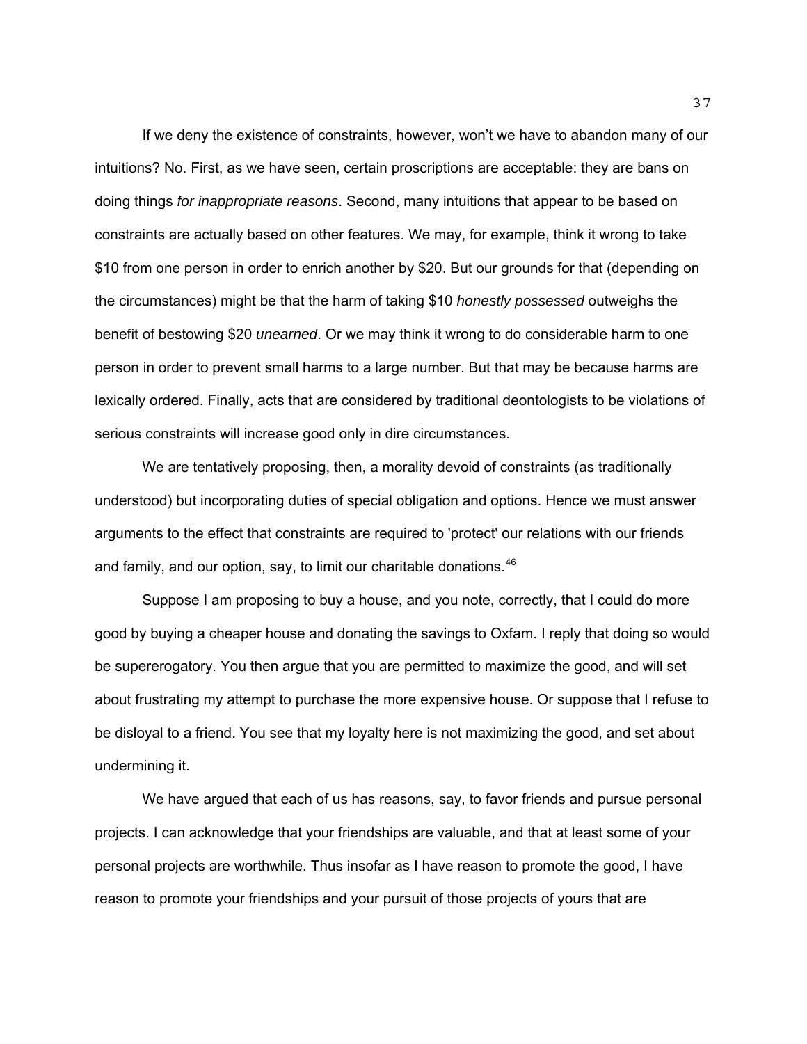If we deny the existence of constraints, however, won't we have to abandon many of our intuitions? No. First, as we have seen, certain proscriptions are acceptable: they are bans on doing things *for inappropriate reasons*. Second, many intuitions that appear to be based on constraints are actually based on other features. We may, for example, think it wrong to take $10 from one person in order to enrich another by $20. But our grounds for that (depending on the circumstances) might be that the harm of taking $10 *honestly possessed* outweighs the benefit of bestowing $20 *unearned*. Or we may think it wrong to do considerable harm to one person in order to prevent small harms to a large number. But that may be because harms are lexically ordered. Finally, acts that are considered by traditional deontologists to be violations of serious constraints will increase good only in dire circumstances.

We are tentatively proposing, then, a morality devoid of constraints (as traditionally understood) but incorporating duties of special obligation and options. Hence we must answer arguments to the effect that constraints are required to 'protect' our relations with our friends and family, and our option, say, to limit our charitable donations.[46]

Suppose I am proposing to buy a house, and you note, correctly, that I could do more good by buying a cheaper house and donating the savings to Oxfam. I reply that doing so would be supererogatory. You then argue that you are permitted to maximize the good, and will set about frustrating my attempt to purchase the more expensive house. Or suppose that I refuse to be disloyal to a friend. You see that my loyalty here is not maximizing the good, and set about undermining it.

We have argued that each of us has reasons, say, to favor friends and pursue personal projects. I can acknowledge that your friendships are valuable, and that at least some of your personal projects are worthwhile. Thus insofar as I have reason to promote the good, I have reason to promote your friendships and your pursuit of those projects of yours that are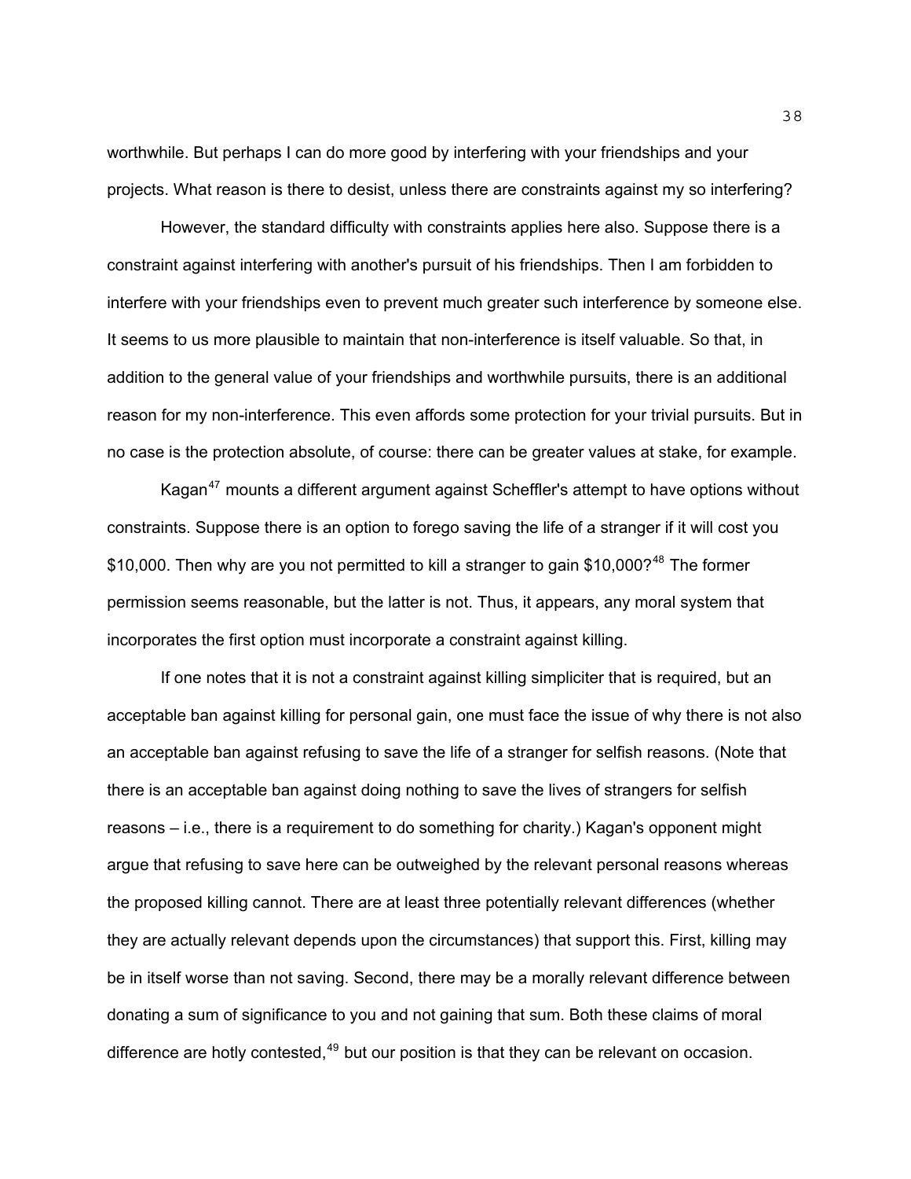worthwhile. But perhaps I can do more good by interfering with your friendships and your projects. What reason is there to desist, unless there are constraints against my so interfering?

However, the standard difficulty with constraints applies here also. Suppose there is a constraint against interfering with another's pursuit of his friendships. Then I am forbidden to interfere with your friendships even to prevent much greater such interference by someone else. It seems to us more plausible to maintain that non-interference is itself valuable. So that, in addition to the general value of your friendships and worthwhile pursuits, there is an additional reason for my non-interference. This even affords some protection for your trivial pursuits. But in no case is the protection absolute, of course: there can be greater values at stake, for example.

Kagan[47] mounts a different argument against Scheffler's attempt to have options without constraints. Suppose there is an option to forego saving the life of a stranger if it will cost you $10,000. Then why are you not permitted to kill a stranger to gain $10,000?[48] The former permission seems reasonable, but the latter is not. Thus, it appears, any moral system that incorporates the first option must incorporate a constraint against killing.

If one notes that it is not a constraint against killing simpliciter that is required, but an acceptable ban against killing for personal gain, one must face the issue of why there is not also an acceptable ban against refusing to save the life of a stranger for selfish reasons. (Note that there is an acceptable ban against doing nothing to save the lives of strangers for selfish reasons – i.e., there is a requirement to do something for charity.) Kagan's opponent might argue that refusing to save here can be outweighed by the relevant personal reasons whereas the proposed killing cannot. There are at least three potentially relevant differences (whether they are actually relevant depends upon the circumstances) that support this. First, killing may be in itself worse than not saving. Second, there may be a morally relevant difference between donating a sum of significance to you and not gaining that sum. Both these claims of moral difference are hotly contested,[49] but our position is that they can be relevant on occasion.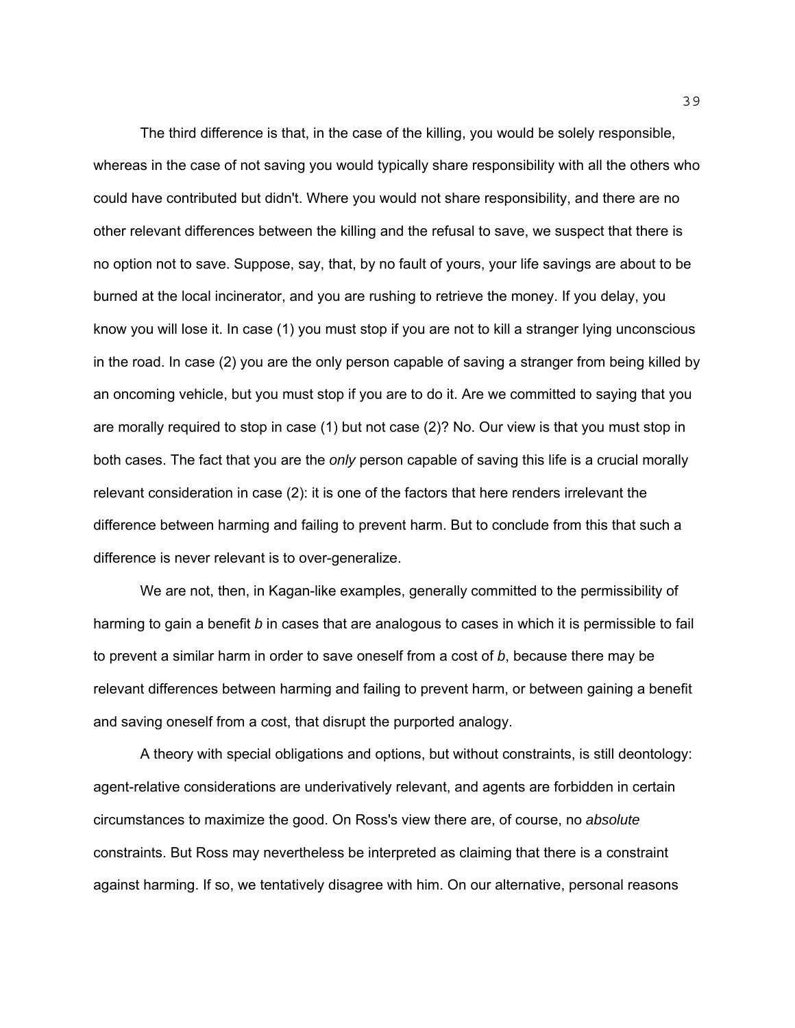The third difference is that, in the case of the killing, you would be solely responsible, whereas in the case of not saving you would typically share responsibility with all the others who could have contributed but didn't. Where you would not share responsibility, and there are no other relevant differences between the killing and the refusal to save, we suspect that there is no option not to save. Suppose, say, that, by no fault of yours, your life savings are about to be burned at the local incinerator, and you are rushing to retrieve the money. If you delay, you know you will lose it. In case (1) you must stop if you are not to kill a stranger lying unconscious in the road. In case (2) you are the only person capable of saving a stranger from being killed by an oncoming vehicle, but you must stop if you are to do it. Are we committed to saying that you are morally required to stop in case (1) but not case (2)? No. Our view is that you must stop in both cases. The fact that you are the *only* person capable of saving this life is a crucial morally relevant consideration in case (2): it is one of the factors that here renders irrelevant the difference between harming and failing to prevent harm. But to conclude from this that such a difference is never relevant is to over-generalize.

We are not, then, in Kagan-like examples, generally committed to the permissibility of harming to gain a benefit *b* in cases that are analogous to cases in which it is permissible to fail to prevent a similar harm in order to save oneself from a cost of *b*, because there may be relevant differences between harming and failing to prevent harm, or between gaining a benefit and saving oneself from a cost, that disrupt the purported analogy.

A theory with special obligations and options, but without constraints, is still deontology: agent-relative considerations are underivatively relevant, and agents are forbidden in certain circumstances to maximize the good. On Ross's view there are, of course, no *absolute* constraints. But Ross may nevertheless be interpreted as claiming that there is a constraint against harming. If so, we tentatively disagree with him. On our alternative, personal reasons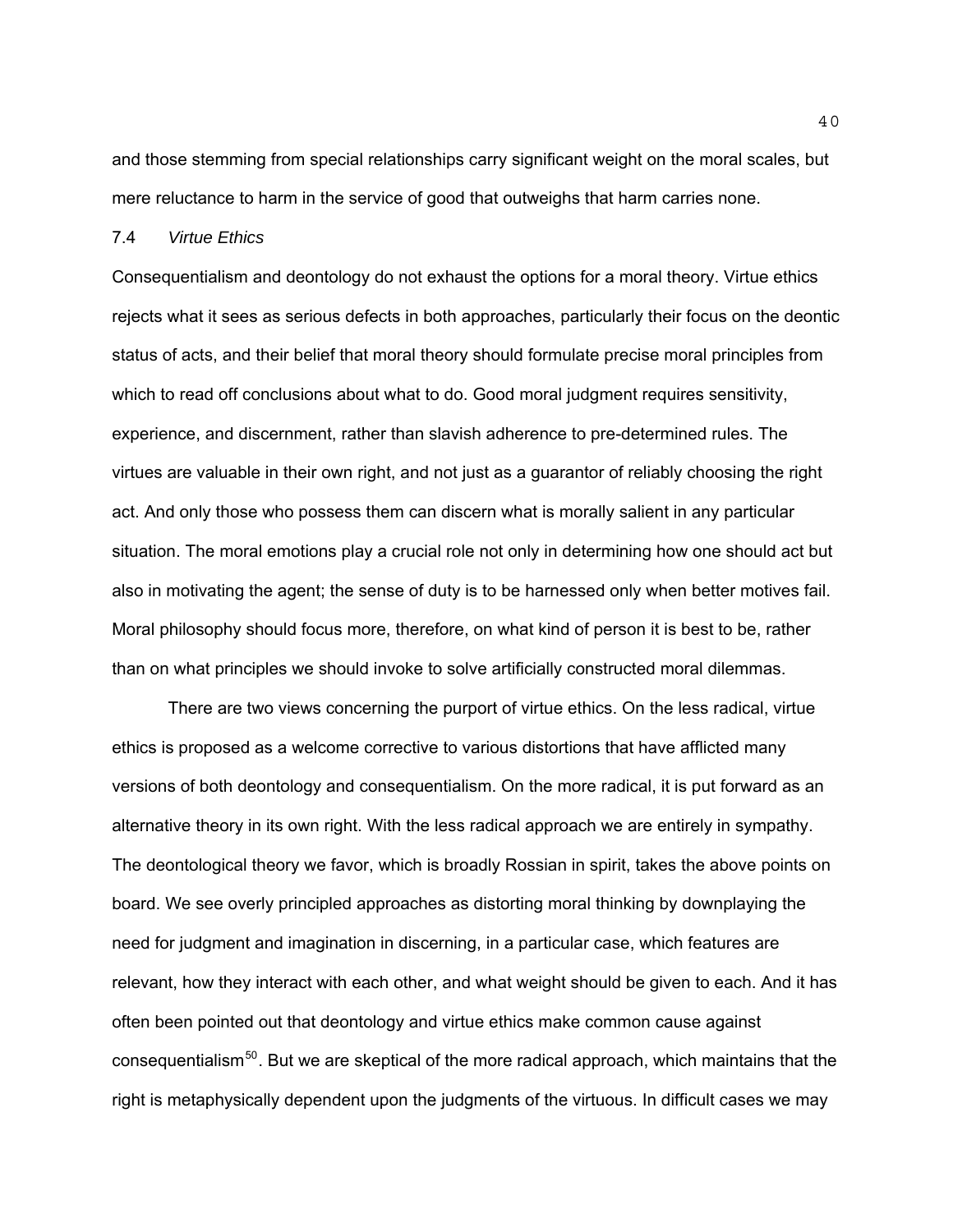and those stemming from special relationships carry significant weight on the moral scales, but mere reluctance to harm in the service of good that outweighs that harm carries none.

### 7.4 *Virtue Ethics*

Consequentialism and deontology do not exhaust the options for a moral theory. Virtue ethics rejects what it sees as serious defects in both approaches, particularly their focus on the deontic status of acts, and their belief that moral theory should formulate precise moral principles from which to read off conclusions about what to do. Good moral judgment requires sensitivity, experience, and discernment, rather than slavish adherence to pre-determined rules. The virtues are valuable in their own right, and not just as a guarantor of reliably choosing the right act. And only those who possess them can discern what is morally salient in any particular situation. The moral emotions play a crucial role not only in determining how one should act but also in motivating the agent; the sense of duty is to be harnessed only when better motives fail. Moral philosophy should focus more, therefore, on what kind of person it is best to be, rather than on what principles we should invoke to solve artificially constructed moral dilemmas.

There are two views concerning the purport of virtue ethics. On the less radical, virtue ethics is proposed as a welcome corrective to various distortions that have afflicted many versions of both deontology and consequentialism. On the more radical, it is put forward as an alternative theory in its own right. With the less radical approach we are entirely in sympathy. The deontological theory we favor, which is broadly Rossian in spirit, takes the above points on board. We see overly principled approaches as distorting moral thinking by downplaying the need for judgment and imagination in discerning, in a particular case, which features are relevant, how they interact with each other, and what weight should be given to each. And it has often been pointed out that deontology and virtue ethics make common cause against consequentialism[50]. But we are skeptical of the more radical approach, which maintains that the right is metaphysically dependent upon the judgments of the virtuous. In difficult cases we may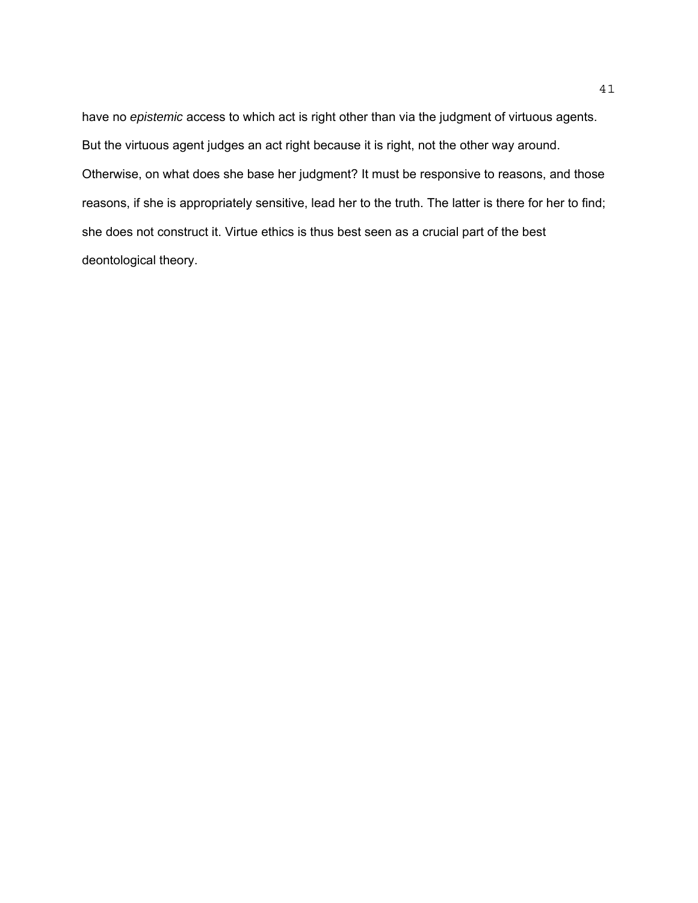have no *epistemic* access to which act is right other than via the judgment of virtuous agents. But the virtuous agent judges an act right because it is right, not the other way around. Otherwise, on what does she base her judgment? It must be responsive to reasons, and those reasons, if she is appropriately sensitive, lead her to the truth. The latter is there for her to find; she does not construct it. Virtue ethics is thus best seen as a crucial part of the best deontological theory.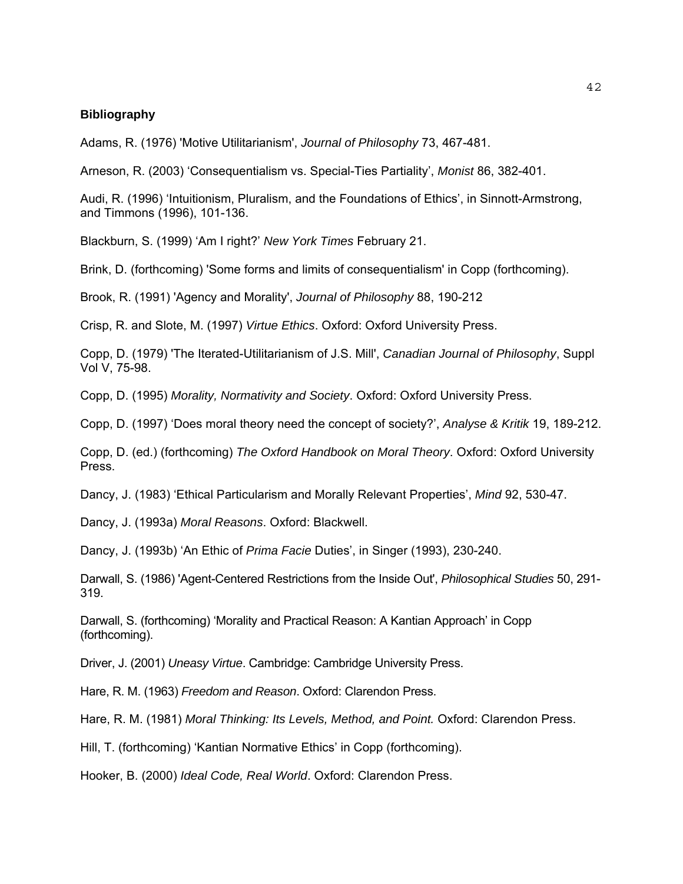**Bibliography**

Adams, R. (1976) 'Motive Utilitarianism', *Journal of Philosophy* 73, 467-481.

Arneson, R. (2003) 'Consequentialism vs. Special-Ties Partiality', *Monist* 86, 382-401.

Audi, R. (1996) 'Intuitionism, Pluralism, and the Foundations of Ethics', in Sinnott-Armstrong, and Timmons (1996), 101-136.

Blackburn, S. (1999) 'Am I right?' *New York Times* February 21.

Brink, D. (forthcoming) 'Some forms and limits of consequentialism' in Copp (forthcoming).

Brook, R. (1991) 'Agency and Morality', *Journal of Philosophy* 88, 190-212

Crisp, R. and Slote, M. (1997) *Virtue Ethics*. Oxford: Oxford University Press.

Copp, D. (1979) 'The Iterated-Utilitarianism of J.S. Mill', *Canadian Journal of Philosophy*, Suppl Vol V, 75-98.

Copp, D. (1995) *Morality, Normativity and Society*. Oxford: Oxford University Press.

Copp, D. (1997) 'Does moral theory need the concept of society?', *Analyse & Kritik* 19, 189-212.

Copp, D. (ed.) (forthcoming) *The Oxford Handbook on Moral Theory*. Oxford: Oxford University Press.

Dancy, J. (1983) 'Ethical Particularism and Morally Relevant Properties', *Mind* 92, 530-47.

Dancy, J. (1993a) *Moral Reasons*. Oxford: Blackwell.

Dancy, J. (1993b) 'An Ethic of *Prima Facie* Duties', in Singer (1993), 230-240.

Darwall, S. (1986) 'Agent-Centered Restrictions from the Inside Out', *Philosophical Studies* 50, 291-319.

Darwall, S. (forthcoming) 'Morality and Practical Reason: A Kantian Approach' in Copp (forthcoming).

Driver, J. (2001) *Uneasy Virtue*. Cambridge: Cambridge University Press.

Hare, R. M. (1963) *Freedom and Reason*. Oxford: Clarendon Press.

Hare, R. M. (1981) *Moral Thinking: Its Levels, Method, and Point.* Oxford: Clarendon Press.

Hill, T. (forthcoming) 'Kantian Normative Ethics' in Copp (forthcoming).

Hooker, B. (2000) *Ideal Code, Real World*. Oxford: Clarendon Press.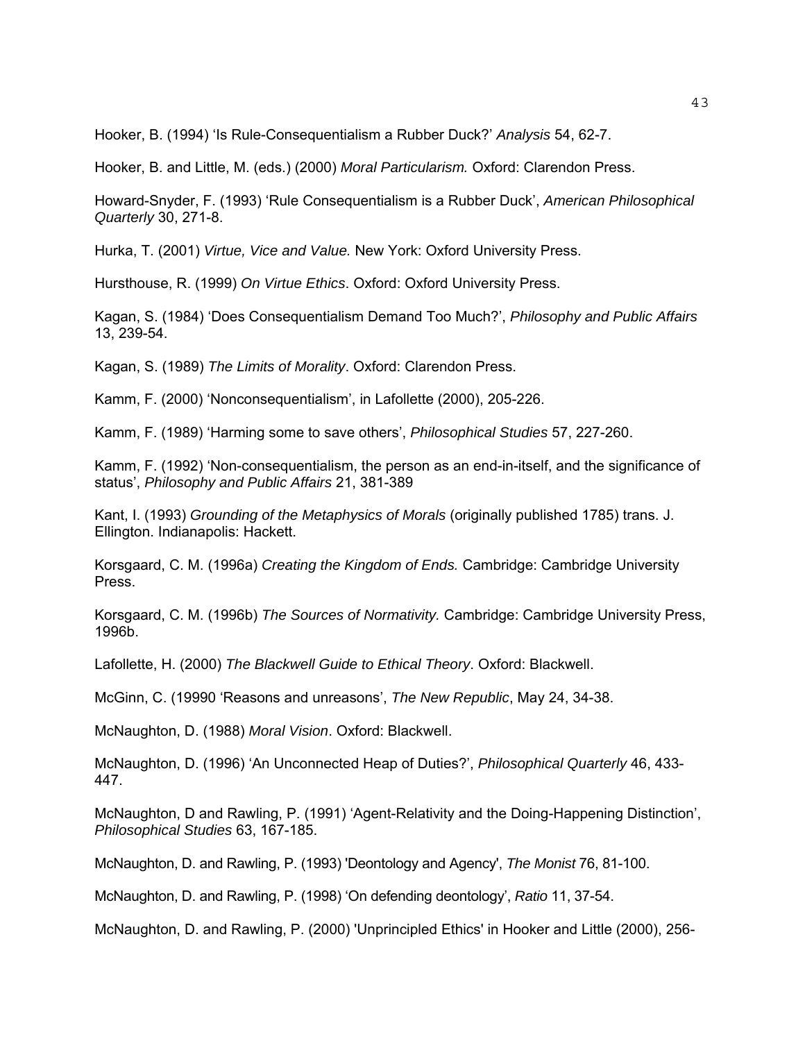Hooker, B. (1994) 'Is Rule-Consequentialism a Rubber Duck?' *Analysis* 54, 62-7.

Hooker, B. and Little, M. (eds.) (2000) *Moral Particularism.* Oxford: Clarendon Press.

Howard-Snyder, F. (1993) 'Rule Consequentialism is a Rubber Duck', *American Philosophical Quarterly* 30, 271-8.

Hurka, T. (2001) *Virtue, Vice and Value.* New York: Oxford University Press.

Hursthouse, R. (1999) *On Virtue Ethics*. Oxford: Oxford University Press.

Kagan, S. (1984) 'Does Consequentialism Demand Too Much?', *Philosophy and Public Affairs* 13, 239-54.

Kagan, S. (1989) *The Limits of Morality*. Oxford: Clarendon Press.

Kamm, F. (2000) 'Nonconsequentialism', in Lafollette (2000), 205-226.

Kamm, F. (1989) 'Harming some to save others', *Philosophical Studies* 57, 227-260.

Kamm, F. (1992) 'Non-consequentialism, the person as an end-in-itself, and the significance of status', *Philosophy and Public Affairs* 21, 381-389

Kant, I. (1993) *Grounding of the Metaphysics of Morals* (originally published 1785) trans. J. Ellington. Indianapolis: Hackett.

Korsgaard, C. M. (1996a) *Creating the Kingdom of Ends.* Cambridge: Cambridge University Press.

Korsgaard, C. M. (1996b) *The Sources of Normativity.* Cambridge: Cambridge University Press, 1996b.

Lafollette, H. (2000) *The Blackwell Guide to Ethical Theory*. Oxford: Blackwell.

McGinn, C. (19990 'Reasons and unreasons', *The New Republic*, May 24, 34-38.

McNaughton, D. (1988) *Moral Vision*. Oxford: Blackwell.

McNaughton, D. (1996) 'An Unconnected Heap of Duties?', *Philosophical Quarterly* 46, 433-447.

McNaughton, D and Rawling, P. (1991) 'Agent-Relativity and the Doing-Happening Distinction', *Philosophical Studies* 63, 167-185.

McNaughton, D. and Rawling, P. (1993) 'Deontology and Agency', *The Monist* 76, 81-100.

McNaughton, D. and Rawling, P. (1998) 'On defending deontology', *Ratio* 11, 37-54.

McNaughton, D. and Rawling, P. (2000) 'Unprincipled Ethics' in Hooker and Little (2000), 256-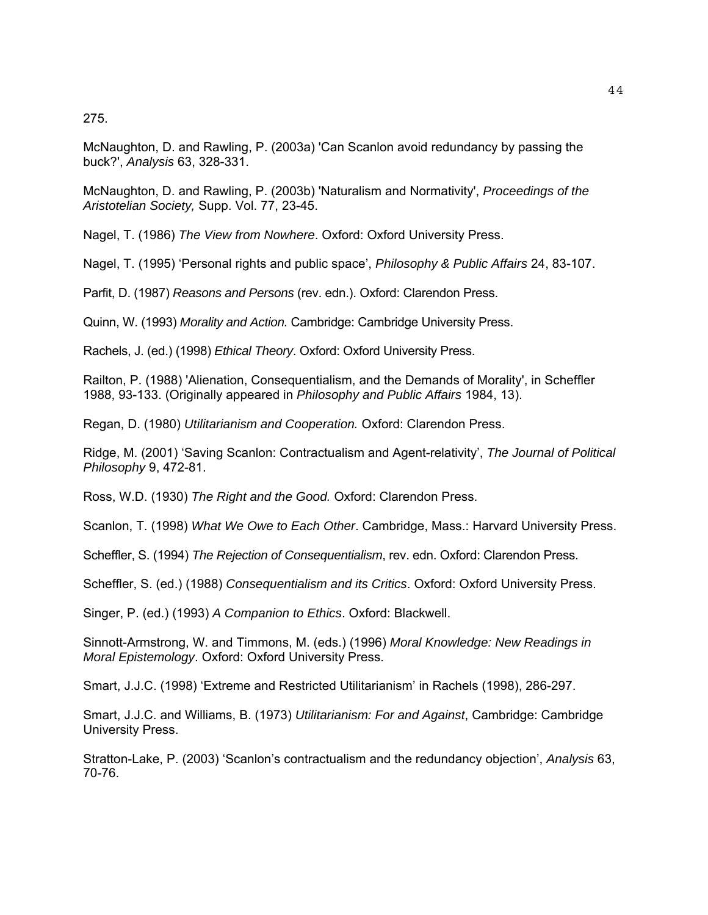275.

McNaughton, D. and Rawling, P. (2003a) 'Can Scanlon avoid redundancy by passing the buck?', *Analysis* 63, 328-331.

McNaughton, D. and Rawling, P. (2003b) 'Naturalism and Normativity', *Proceedings of the Aristotelian Society,* Supp. Vol. 77, 23-45.

Nagel, T. (1986) *The View from Nowhere*. Oxford: Oxford University Press.

Nagel, T. (1995) 'Personal rights and public space', *Philosophy & Public Affairs* 24, 83-107.

Parfit, D. (1987) *Reasons and Persons* (rev. edn.). Oxford: Clarendon Press.

Quinn, W. (1993) *Morality and Action.* Cambridge: Cambridge University Press.

Rachels, J. (ed.) (1998) *Ethical Theory*. Oxford: Oxford University Press.

Railton, P. (1988) 'Alienation, Consequentialism, and the Demands of Morality', in Scheffler 1988, 93-133. (Originally appeared in *Philosophy and Public Affairs* 1984, 13).

Regan, D. (1980) *Utilitarianism and Cooperation.* Oxford: Clarendon Press.

Ridge, M. (2001) 'Saving Scanlon: Contractualism and Agent-relativity', *The Journal of Political Philosophy* 9, 472-81.

Ross, W.D. (1930) *The Right and the Good.* Oxford: Clarendon Press.

Scanlon, T. (1998) *What We Owe to Each Other*. Cambridge, Mass.: Harvard University Press.

Scheffler, S. (1994) *The Rejection of Consequentialism*, rev. edn. Oxford: Clarendon Press.

Scheffler, S. (ed.) (1988) *Consequentialism and its Critics*. Oxford: Oxford University Press.

Singer, P. (ed.) (1993) *A Companion to Ethics*. Oxford: Blackwell.

Sinnott-Armstrong, W. and Timmons, M. (eds.) (1996) *Moral Knowledge: New Readings in Moral Epistemology*. Oxford: Oxford University Press.

Smart, J.J.C. (1998) 'Extreme and Restricted Utilitarianism' in Rachels (1998), 286-297.

Smart, J.J.C. and Williams, B. (1973) *Utilitarianism: For and Against*, Cambridge: Cambridge University Press.

Stratton-Lake, P. (2003) 'Scanlon's contractualism and the redundancy objection', *Analysis* 63, 70-76.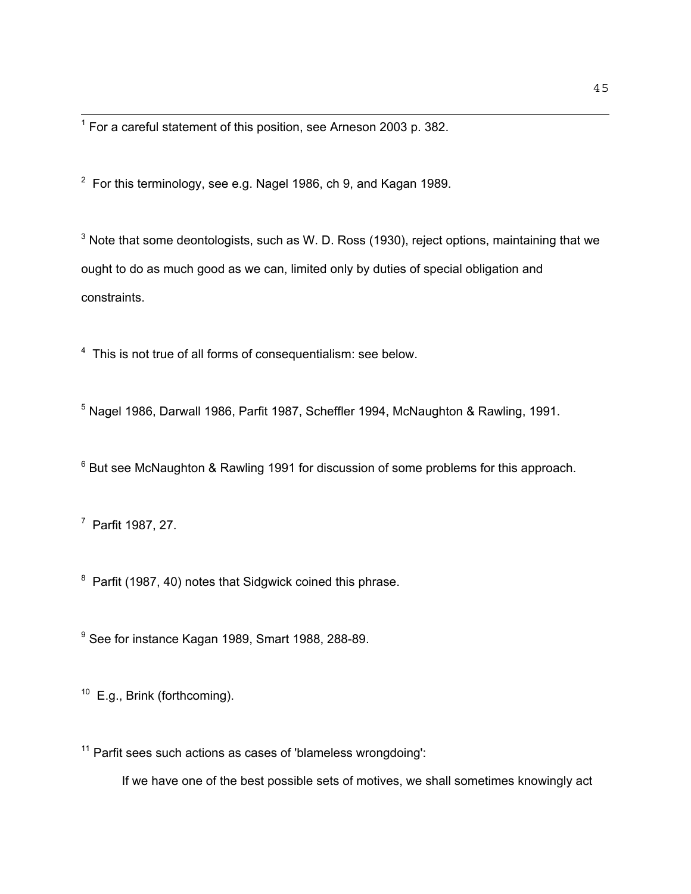[1] For a careful statement of this position, see Arneson 2003 p. 382.

[2] For this terminology, see e.g. Nagel 1986, ch 9, and Kagan 1989.

[3] Note that some deontologists, such as W. D. Ross (1930), reject options, maintaining that we ought to do as much good as we can, limited only by duties of special obligation and constraints.

[4] This is not true of all forms of consequentialism: see below.

[5] Nagel 1986, Darwall 1986, Parfit 1987, Scheffler 1994, McNaughton & Rawling, 1991.

[6] But see McNaughton & Rawling 1991 for discussion of some problems for this approach.

[7] Parfit 1987, 27.

[8] Parfit (1987, 40) notes that Sidgwick coined this phrase.

[9] See for instance Kagan 1989, Smart 1988, 288-89.

[10] E.g., Brink (forthcoming).

[11] Parfit sees such actions as cases of 'blameless wrongdoing':

> If we have one of the best possible sets of motives, we shall sometimes knowingly act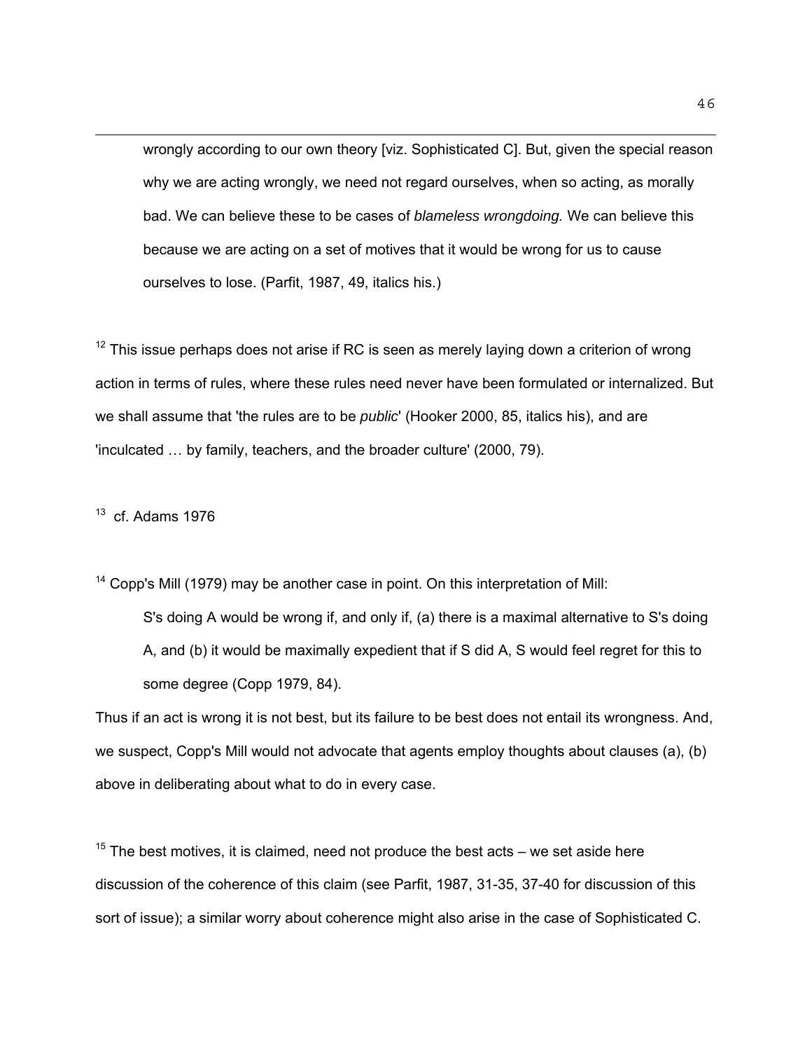wrongly according to our own theory [viz. Sophisticated C]. But, given the special reason why we are acting wrongly, we need not regard ourselves, when so acting, as morally bad. We can believe these to be cases of *blameless wrongdoing.* We can believe this because we are acting on a set of motives that it would be wrong for us to cause ourselves to lose. (Parfit, 1987, 49, italics his.)

[12] This issue perhaps does not arise if RC is seen as merely laying down a criterion of wrong action in terms of rules, where these rules need never have been formulated or internalized. But we shall assume that 'the rules are to be *public*' (Hooker 2000, 85, italics his), and are 'inculcated … by family, teachers, and the broader culture' (2000, 79).

[13] cf. Adams 1976

[14] Copp's Mill (1979) may be another case in point. On this interpretation of Mill:

> S's doing A would be wrong if, and only if, (a) there is a maximal alternative to S's doing A, and (b) it would be maximally expedient that if S did A, S would feel regret for this to some degree (Copp 1979, 84).

Thus if an act is wrong it is not best, but its failure to be best does not entail its wrongness. And, we suspect, Copp's Mill would not advocate that agents employ thoughts about clauses (a), (b) above in deliberating about what to do in every case.

[15] The best motives, it is claimed, need not produce the best acts – we set aside here discussion of the coherence of this claim (see Parfit, 1987, 31-35, 37-40 for discussion of this sort of issue); a similar worry about coherence might also arise in the case of Sophisticated C.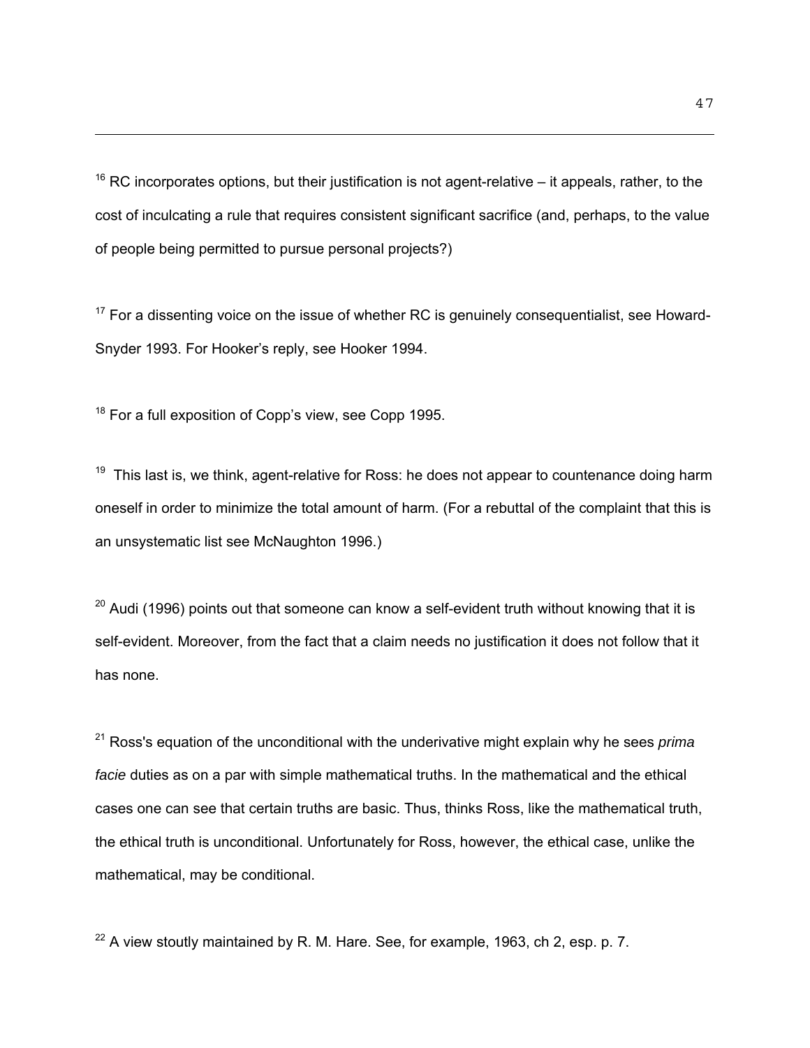[16] RC incorporates options, but their justification is not agent-relative – it appeals, rather, to the cost of inculcating a rule that requires consistent significant sacrifice (and, perhaps, to the value of people being permitted to pursue personal projects?)

[17] For a dissenting voice on the issue of whether RC is genuinely consequentialist, see Howard-Snyder 1993. For Hooker's reply, see Hooker 1994.

[18] For a full exposition of Copp's view, see Copp 1995.

[19] This last is, we think, agent-relative for Ross: he does not appear to countenance doing harm oneself in order to minimize the total amount of harm. (For a rebuttal of the complaint that this is an unsystematic list see McNaughton 1996.)

[20] Audi (1996) points out that someone can know a self-evident truth without knowing that it is self-evident. Moreover, from the fact that a claim needs no justification it does not follow that it has none.

[21] Ross's equation of the unconditional with the underivative might explain why he sees *prima facie* duties as on a par with simple mathematical truths. In the mathematical and the ethical cases one can see that certain truths are basic. Thus, thinks Ross, like the mathematical truth, the ethical truth is unconditional. Unfortunately for Ross, however, the ethical case, unlike the mathematical, may be conditional.

[22] A view stoutly maintained by R. M. Hare. See, for example, 1963, ch 2, esp. p. 7.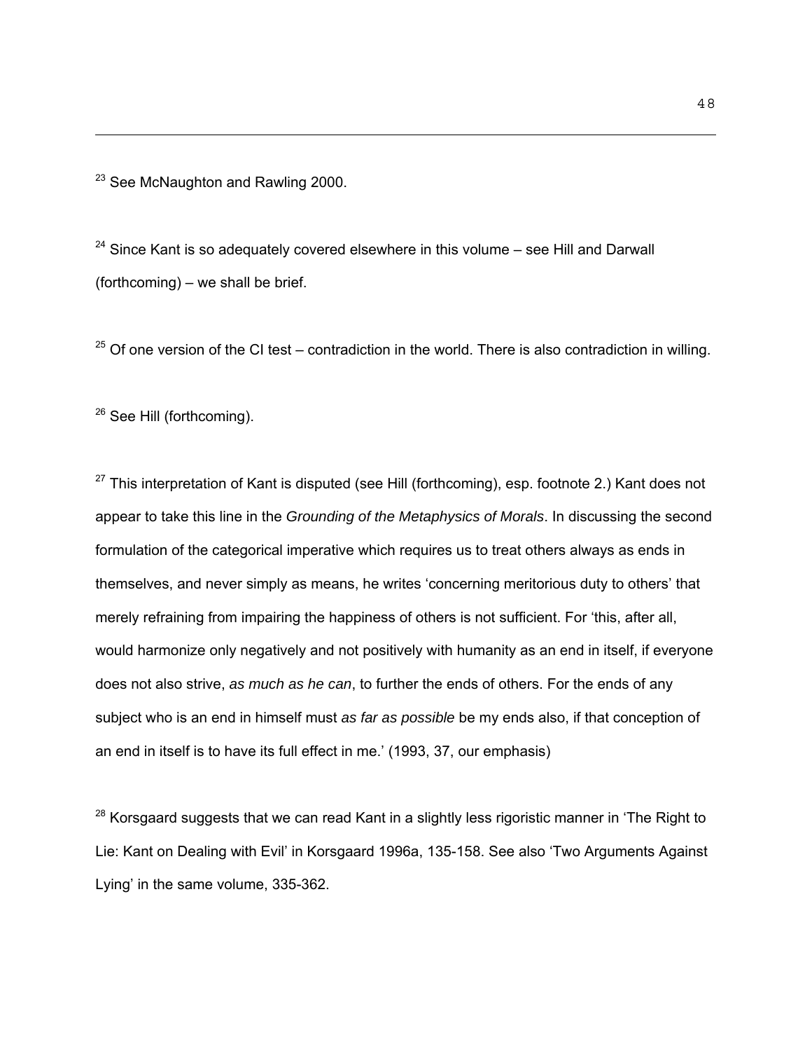[23] See McNaughton and Rawling 2000.

[24] Since Kant is so adequately covered elsewhere in this volume – see Hill and Darwall (forthcoming) – we shall be brief.

[25] Of one version of the CI test – contradiction in the world. There is also contradiction in willing.

[26] See Hill (forthcoming).

[27] This interpretation of Kant is disputed (see Hill (forthcoming), esp. footnote 2.) Kant does not appear to take this line in the *Grounding of the Metaphysics of Morals*. In discussing the second formulation of the categorical imperative which requires us to treat others always as ends in themselves, and never simply as means, he writes 'concerning meritorious duty to others' that merely refraining from impairing the happiness of others is not sufficient. For 'this, after all, would harmonize only negatively and not positively with humanity as an end in itself, if everyone does not also strive, *as much as he can*, to further the ends of others. For the ends of any subject who is an end in himself must *as far as possible* be my ends also, if that conception of an end in itself is to have its full effect in me.' (1993, 37, our emphasis)

[28] Korsgaard suggests that we can read Kant in a slightly less rigoristic manner in 'The Right to Lie: Kant on Dealing with Evil' in Korsgaard 1996a, 135-158. See also 'Two Arguments Against Lying' in the same volume, 335-362.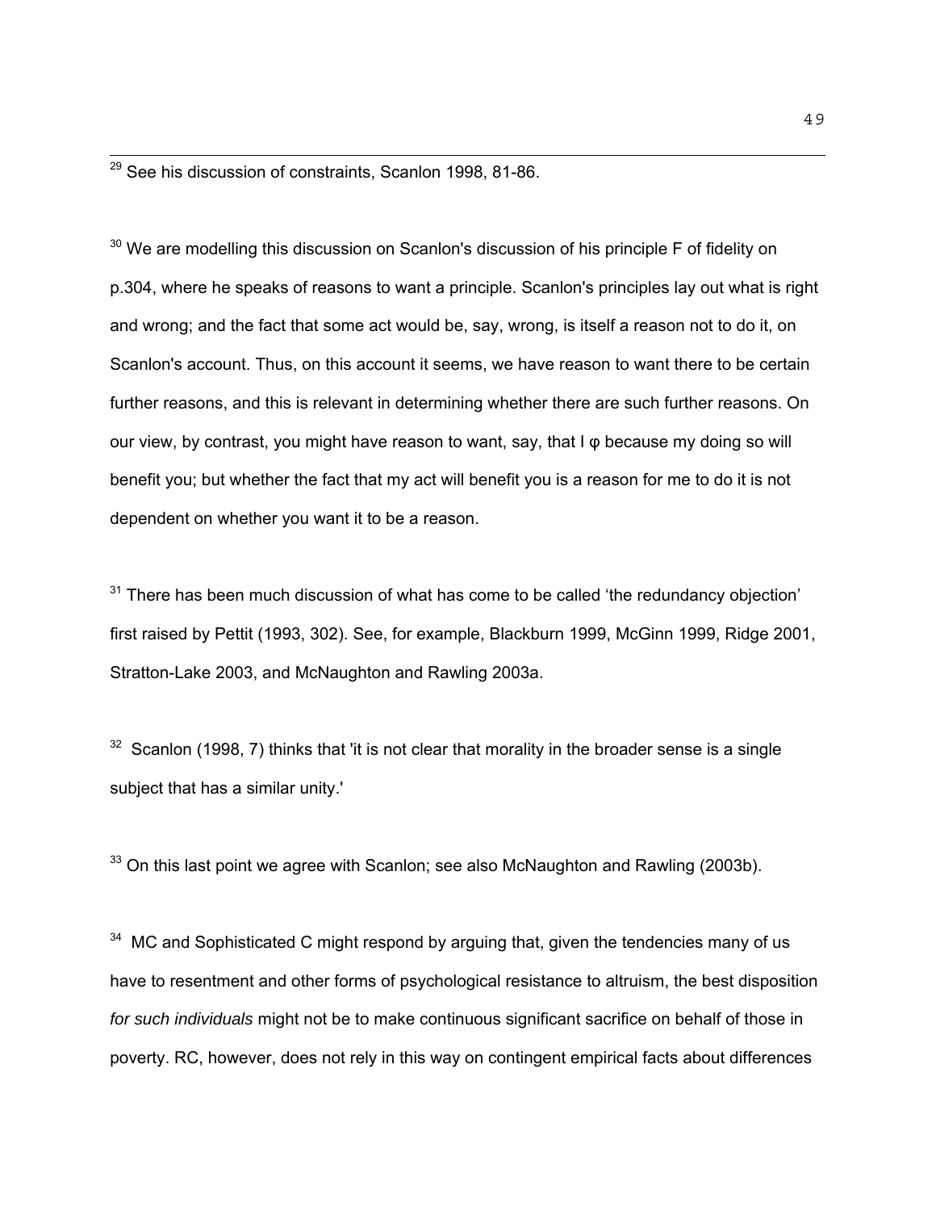[29] See his discussion of constraints, Scanlon 1998, 81-86.

[30] We are modelling this discussion on Scanlon's discussion of his principle F of fidelity on p.304, where he speaks of reasons to want a principle. Scanlon's principles lay out what is right and wrong; and the fact that some act would be, say, wrong, is itself a reason not to do it, on Scanlon's account. Thus, on this account it seems, we have reason to want there to be certain further reasons, and this is relevant in determining whether there are such further reasons. On our view, by contrast, you might have reason to want, say, that I φ because my doing so will benefit you; but whether the fact that my act will benefit you is a reason for me to do it is not dependent on whether you want it to be a reason.

[31] There has been much discussion of what has come to be called 'the redundancy objection' first raised by Pettit (1993, 302). See, for example, Blackburn 1999, McGinn 1999, Ridge 2001, Stratton-Lake 2003, and McNaughton and Rawling 2003a.

[32] Scanlon (1998, 7) thinks that 'it is not clear that morality in the broader sense is a single subject that has a similar unity.'

[33] On this last point we agree with Scanlon; see also McNaughton and Rawling (2003b).

[34] MC and Sophisticated C might respond by arguing that, given the tendencies many of us have to resentment and other forms of psychological resistance to altruism, the best disposition *for such individuals* might not be to make continuous significant sacrifice on behalf of those in poverty. RC, however, does not rely in this way on contingent empirical facts about differences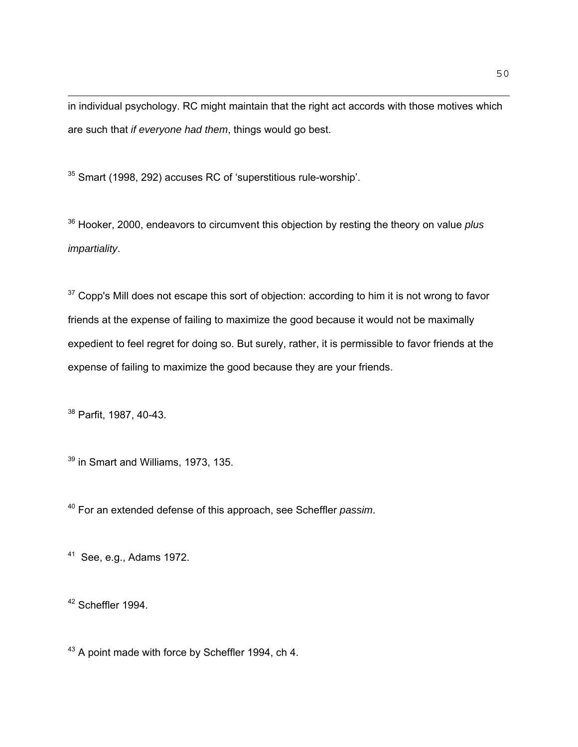in individual psychology. RC might maintain that the right act accords with those motives which are such that *if everyone had them*, things would go best.

[35] Smart (1998, 292) accuses RC of 'superstitious rule-worship'.

[36] Hooker, 2000, endeavors to circumvent this objection by resting the theory on value *plus impartiality*.

[37] Copp's Mill does not escape this sort of objection: according to him it is not wrong to favor friends at the expense of failing to maximize the good because it would not be maximally expedient to feel regret for doing so. But surely, rather, it is permissible to favor friends at the expense of failing to maximize the good because they are your friends.

[38] Parfit, 1987, 40-43.

[39] in Smart and Williams, 1973, 135.

[40] For an extended defense of this approach, see Scheffler *passim*.

[41] See, e.g., Adams 1972.

[42] Scheffler 1994.

[43] A point made with force by Scheffler 1994, ch 4.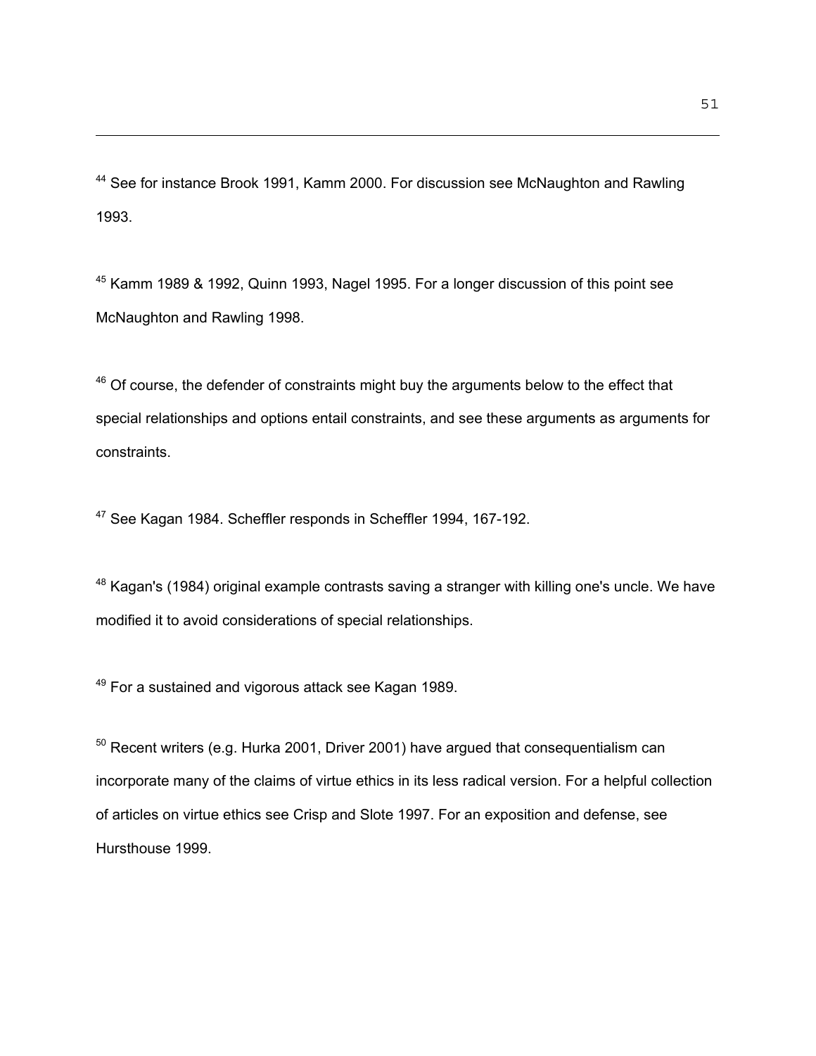[44] See for instance Brook 1991, Kamm 2000. For discussion see McNaughton and Rawling 1993.

[45] Kamm 1989 & 1992, Quinn 1993, Nagel 1995. For a longer discussion of this point see McNaughton and Rawling 1998.

[46] Of course, the defender of constraints might buy the arguments below to the effect that special relationships and options entail constraints, and see these arguments as arguments for constraints.

[47] See Kagan 1984. Scheffler responds in Scheffler 1994, 167-192.

[48] Kagan's (1984) original example contrasts saving a stranger with killing one's uncle. We have modified it to avoid considerations of special relationships.

[49] For a sustained and vigorous attack see Kagan 1989.

[50] Recent writers (e.g. Hurka 2001, Driver 2001) have argued that consequentialism can incorporate many of the claims of virtue ethics in its less radical version. For a helpful collection of articles on virtue ethics see Crisp and Slote 1997. For an exposition and defense, see Hursthouse 1999.